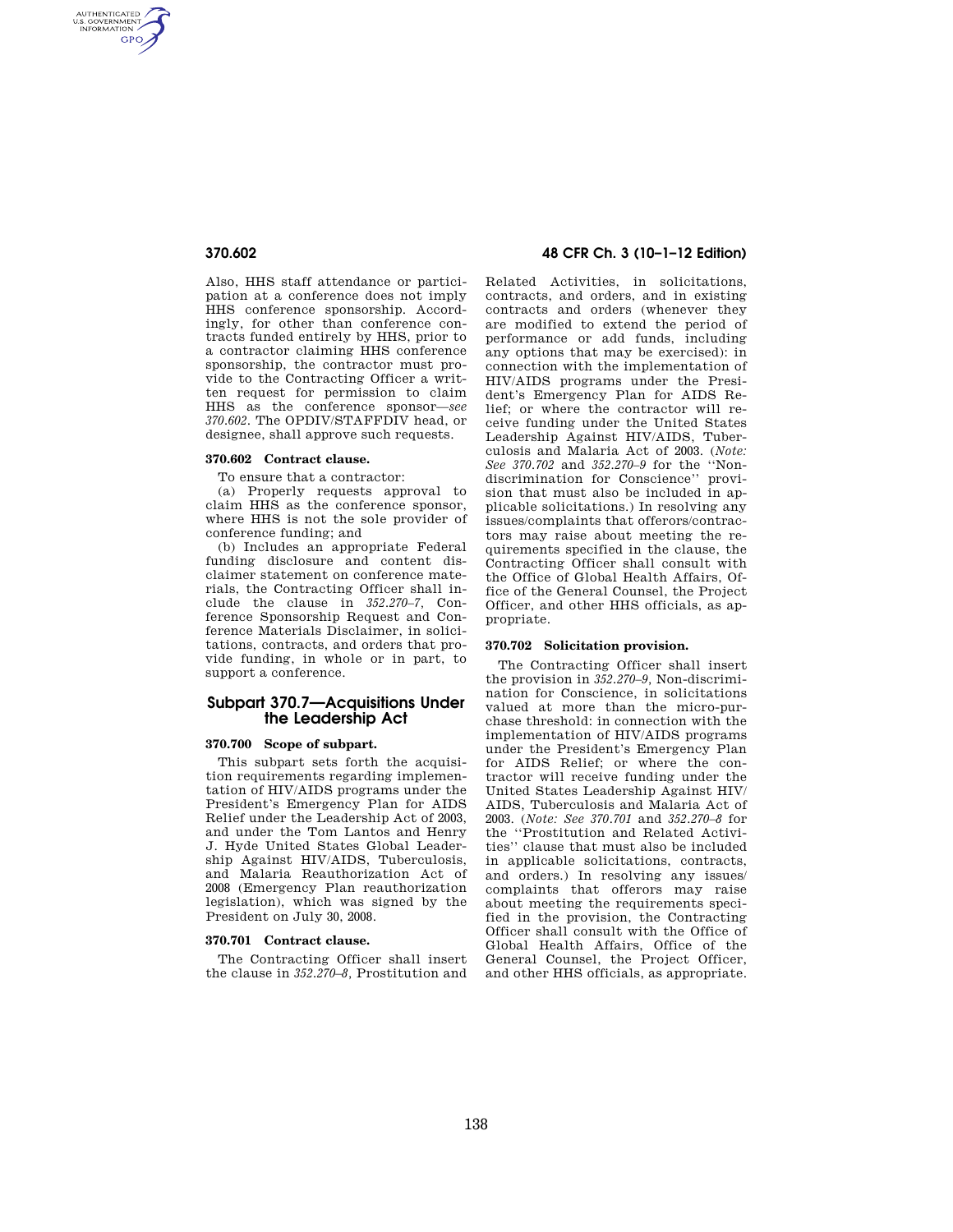Also, HHS staff attendance or participation at a conference does not imply HHS conference sponsorship. Accordingly, for other than conference contracts funded entirely by HHS, prior to a contractor claiming HHS conference sponsorship, the contractor must provide to the Contracting Officer a written request for permission to claim HHS as the conference sponsor—*see 370.602*. The OPDIV/STAFFDIV head, or designee, shall approve such requests.

**370.602 Contract clause.**

To ensure that a contractor:

(a) Properly requests approval to claim HHS as the conference sponsor, where HHS is not the sole provider of conference funding; and

(b) Includes an appropriate Federal funding disclosure and content disclaimer statement on conference materials, the Contracting Officer shall include the clause in *352.270–7*, Conference Sponsorship Request and Conference Materials Disclaimer, in solicitations, contracts, and orders that provide funding, in whole or in part, to support a conference.

## Subpart 370.7—Acquisitions Under the Leadership Act

**370.700 Scope of subpart.**

This subpart sets forth the acquisition requirements regarding implementation of HIV/AIDS programs under the President's Emergency Plan for AIDS Relief under the Leadership Act of 2003, and under the Tom Lantos and Henry J. Hyde United States Global Leadership Against HIV/AIDS, Tuberculosis, and Malaria Reauthorization Act of 2008 (Emergency Plan reauthorization legislation), which was signed by the President on July 30, 2008.

**370.701 Contract clause.**

The Contracting Officer shall insert the clause in *352.270–8*, Prostitution and Related Activities, in solicitations, contracts, and orders, and in existing contracts and orders (whenever they are modified to extend the period of performance or add funds, including any options that may be exercised): in connection with the implementation of HIV/AIDS programs under the President's Emergency Plan for AIDS Relief; or where the contractor will receive funding under the United States Leadership Against HIV/AIDS, Tuberculosis and Malaria Act of 2003. (*Note: See 370.702* and *352.270–9* for the "Non-discrimination for Conscience" provision that must also be included in applicable solicitations.) In resolving any issues/complaints that offerors/contractors may raise about meeting the requirements specified in the clause, the Contracting Officer shall consult with the Office of Global Health Affairs, Office of the General Counsel, the Project Officer, and other HHS officials, as appropriate.

**370.702 Solicitation provision.**

The Contracting Officer shall insert the provision in *352.270–9*, Non-discrimination for Conscience, in solicitations valued at more than the micro-purchase threshold: in connection with the implementation of HIV/AIDS programs under the President's Emergency Plan for AIDS Relief; or where the contractor will receive funding under the United States Leadership Against HIV/AIDS, Tuberculosis and Malaria Act of 2003. (*Note: See 370.701* and *352.270–8* for the "Prostitution and Related Activities" clause that must also be included in applicable solicitations, contracts, and orders.) In resolving any issues/complaints that offerors may raise about meeting the requirements specified in the provision, the Contracting Officer shall consult with the Office of Global Health Affairs, Office of the General Counsel, the Project Officer, and other HHS officials, as appropriate.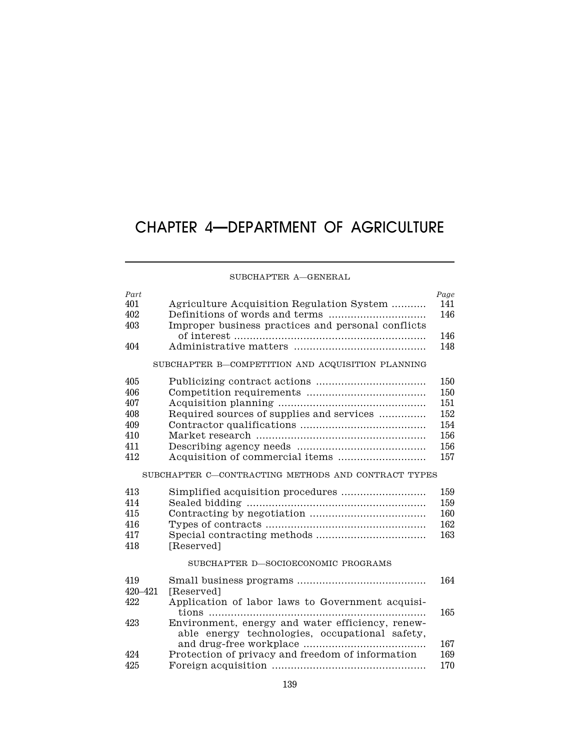# CHAPTER 4—DEPARTMENT OF AGRICULTURE

SUBCHAPTER A—GENERAL

| *Part* | | *Page* |
|---|---|---|
| 401 | Agriculture Acquisition Regulation System | 141 |
| 402 | Definitions of words and terms | 146 |
| 403 | Improper business practices and personal conflicts of interest | 146 |
| 404 | Administrative matters | 148 |
| | SUBCHAPTER B—COMPETITION AND ACQUISITION PLANNING | |
| 405 | Publicizing contract actions | 150 |
| 406 | Competition requirements | 150 |
| 407 | Acquisition planning | 151 |
| 408 | Required sources of supplies and services | 152 |
| 409 | Contractor qualifications | 154 |
| 410 | Market research | 156 |
| 411 | Describing agency needs | 156 |
| 412 | Acquisition of commercial items | 157 |
| | SUBCHAPTER C—CONTRACTING METHODS AND CONTRACT TYPES | |
| 413 | Simplified acquisition procedures | 159 |
| 414 | Sealed bidding | 159 |
| 415 | Contracting by negotiation | 160 |
| 416 | Types of contracts | 162 |
| 417 | Special contracting methods | 163 |
| 418 | [Reserved] | |
| | SUBCHAPTER D—SOCIOECONOMIC PROGRAMS | |
| 419 | Small business programs | 164 |
| 420–421 | [Reserved] | |
| 422 | Application of labor laws to Government acquisitions | 165 |
| 423 | Environment, energy and water efficiency, renewable energy technologies, occupational safety, and drug-free workplace | 167 |
| 424 | Protection of privacy and freedom of information | 169 |
| 425 | Foreign acquisition | 170 |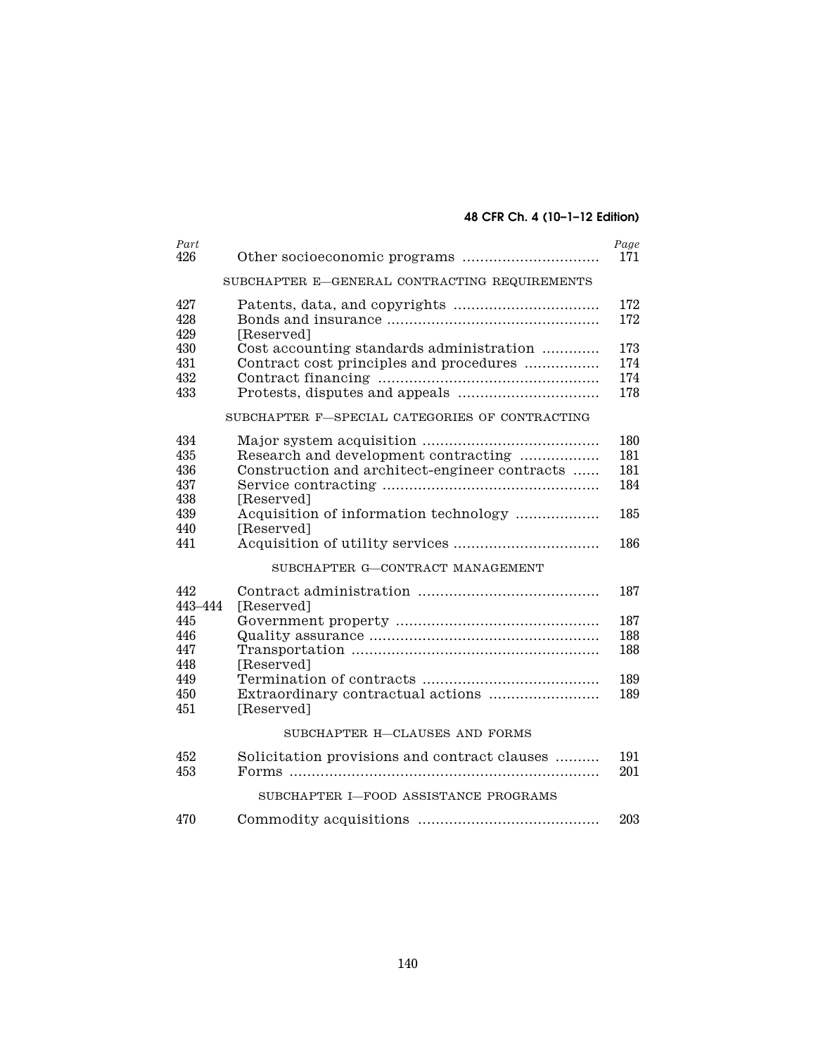| Part | | Page |
|---|---|---|
| 426 | Other socioeconomic programs | 171 |
| | SUBCHAPTER E—GENERAL CONTRACTING REQUIREMENTS | |
| 427 | Patents, data, and copyrights | 172 |
| 428 | Bonds and insurance | 172 |
| 429 | [Reserved] | |
| 430 | Cost accounting standards administration | 173 |
| 431 | Contract cost principles and procedures | 174 |
| 432 | Contract financing | 174 |
| 433 | Protests, disputes and appeals | 178 |
| | SUBCHAPTER F—SPECIAL CATEGORIES OF CONTRACTING | |
| 434 | Major system acquisition | 180 |
| 435 | Research and development contracting | 181 |
| 436 | Construction and architect-engineer contracts | 181 |
| 437 | Service contracting | 184 |
| 438 | [Reserved] | |
| 439 | Acquisition of information technology | 185 |
| 440 | [Reserved] | |
| 441 | Acquisition of utility services | 186 |
| | SUBCHAPTER G—CONTRACT MANAGEMENT | |
| 442 | Contract administration | 187 |
| 443–444 | [Reserved] | |
| 445 | Government property | 187 |
| 446 | Quality assurance | 188 |
| 447 | Transportation | 188 |
| 448 | [Reserved] | |
| 449 | Termination of contracts | 189 |
| 450 | Extraordinary contractual actions | 189 |
| 451 | [Reserved] | |
| | SUBCHAPTER H—CLAUSES AND FORMS | |
| 452 | Solicitation provisions and contract clauses | 191 |
| 453 | Forms | 201 |
| | SUBCHAPTER I—FOOD ASSISTANCE PROGRAMS | |
| 470 | Commodity acquisitions | 203 |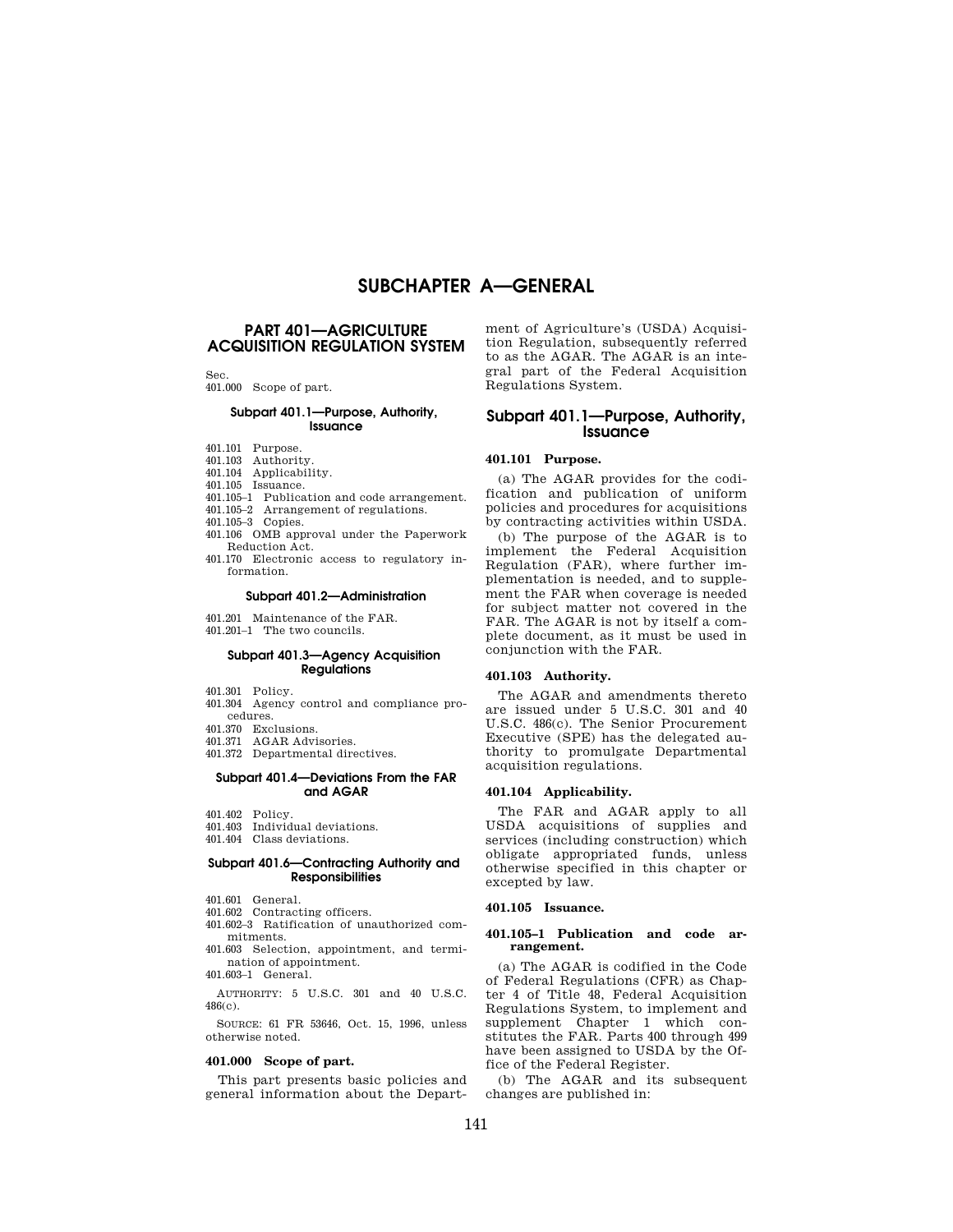# SUBCHAPTER A—GENERAL

## PART 401—AGRICULTURE ACQUISITION REGULATION SYSTEM

Sec.
401.000 Scope of part.

### Subpart 401.1—Purpose, Authority, Issuance

401.101 Purpose.
401.103 Authority.
401.104 Applicability.
401.105 Issuance.
401.105–1 Publication and code arrangement.
401.105–2 Arrangement of regulations.
401.105–3 Copies.
401.106 OMB approval under the Paperwork Reduction Act.
401.170 Electronic access to regulatory information.

### Subpart 401.2—Administration

401.201 Maintenance of the FAR.
401.201–1 The two councils.

### Subpart 401.3—Agency Acquisition Regulations

401.301 Policy.
401.304 Agency control and compliance procedures.
401.370 Exclusions.
401.371 AGAR Advisories.
401.372 Departmental directives.

### Subpart 401.4—Deviations From the FAR and AGAR

401.402 Policy.
401.403 Individual deviations.
401.404 Class deviations.

### Subpart 401.6—Contracting Authority and Responsibilities

401.601 General.
401.602 Contracting officers.
401.602–3 Ratification of unauthorized commitments.
401.603 Selection, appointment, and termination of appointment.
401.603–1 General.

AUTHORITY: 5 U.S.C. 301 and 40 U.S.C. 486(c).

SOURCE: 61 FR 53646, Oct. 15, 1996, unless otherwise noted.

**401.000 Scope of part.**

This part presents basic policies and general information about the Department of Agriculture's (USDA) Acquisition Regulation, subsequently referred to as the AGAR. The AGAR is an integral part of the Federal Acquisition Regulations System.

## Subpart 401.1—Purpose, Authority, Issuance

**401.101 Purpose.**

(a) The AGAR provides for the codification and publication of uniform policies and procedures for acquisitions by contracting activities within USDA.

(b) The purpose of the AGAR is to implement the Federal Acquisition Regulation (FAR), where further implementation is needed, and to supplement the FAR when coverage is needed for subject matter not covered in the FAR. The AGAR is not by itself a complete document, as it must be used in conjunction with the FAR.

**401.103 Authority.**

The AGAR and amendments thereto are issued under 5 U.S.C. 301 and 40 U.S.C. 486(c). The Senior Procurement Executive (SPE) has the delegated authority to promulgate Departmental acquisition regulations.

**401.104 Applicability.**

The FAR and AGAR apply to all USDA acquisitions of supplies and services (including construction) which obligate appropriated funds, unless otherwise specified in this chapter or excepted by law.

**401.105 Issuance.**

**401.105–1 Publication and code arrangement.**

(a) The AGAR is codified in the Code of Federal Regulations (CFR) as Chapter 4 of Title 48, Federal Acquisition Regulations System, to implement and supplement Chapter 1 which constitutes the FAR. Parts 400 through 499 have been assigned to USDA by the Office of the Federal Register.

(b) The AGAR and its subsequent changes are published in: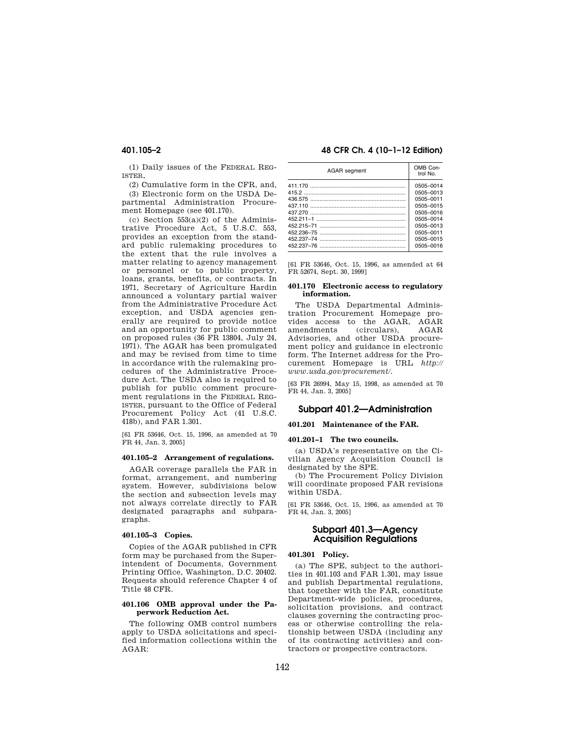(1) Daily issues of the FEDERAL REGISTER,

(2) Cumulative form in the CFR, and,

(3) Electronic form on the USDA Departmental Administration Procurement Homepage (see 401.170).

(c) Section 553(a)(2) of the Administrative Procedure Act, 5 U.S.C. 553, provides an exception from the standard public rulemaking procedures to the extent that the rule involves a matter relating to agency management or personnel or to public property, loans, grants, benefits, or contracts. In 1971, Secretary of Agriculture Hardin announced a voluntary partial waiver from the Administrative Procedure Act exception, and USDA agencies generally are required to provide notice and an opportunity for public comment on proposed rules (36 FR 13804, July 24, 1971). The AGAR has been promulgated and may be revised from time to time in accordance with the rulemaking procedures of the Administrative Procedure Act. The USDA also is required to publish for public comment procurement regulations in the FEDERAL REGISTER, pursuant to the Office of Federal Procurement Policy Act (41 U.S.C. 418b), and FAR 1.301.

[61 FR 53646, Oct. 15, 1996, as amended at 70 FR 44, Jan. 3, 2005]

#### 401.105–2 Arrangement of regulations.

AGAR coverage parallels the FAR in format, arrangement, and numbering system. However, subdivisions below the section and subsection levels may not always correlate directly to FAR designated paragraphs and subparagraphs.

#### 401.105–3 Copies.

Copies of the AGAR published in CFR form may be purchased from the Superintendent of Documents, Government Printing Office, Washington, D.C. 20402. Requests should reference Chapter 4 of Title 48 CFR.

#### 401.106 OMB approval under the Paperwork Reduction Act.

The following OMB control numbers apply to USDA solicitations and specified information collections within the AGAR:

| AGAR segment | OMB Control No. |
|---|---|
| 411.170 | 0505–0014 |
| 415.2 | 0505–0013 |
| 436.575 | 0505–0011 |
| 437.110 | 0505–0015 |
| 437.270 | 0505–0016 |
| 452.211–1 | 0505–0014 |
| 452.215–71 | 0505–0013 |
| 452.236–75 | 0505–0011 |
| 452.237–74 | 0505–0015 |
| 452.237–76 | 0505–0016 |

[61 FR 53646, Oct. 15, 1996, as amended at 64 FR 52674, Sept. 30, 1999]

#### 401.170 Electronic access to regulatory information.

The USDA Departmental Administration Procurement Homepage provides access to the AGAR, AGAR amendments (circulars), AGAR Advisories, and other USDA procurement policy and guidance in electronic form. The Internet address for the Procurement Homepage is URL *http://www.usda.gov/procurement/*.

[63 FR 26994, May 15, 1998, as amended at 70 FR 44, Jan. 3, 2005]

## Subpart 401.2—Administration

#### 401.201 Maintenance of the FAR.

#### 401.201–1 The two councils.

(a) USDA's representative on the Civilian Agency Acquisition Council is designated by the SPE.

(b) The Procurement Policy Division will coordinate proposed FAR revisions within USDA.

[61 FR 53646, Oct. 15, 1996, as amended at 70 FR 44, Jan. 3, 2005]

## Subpart 401.3—Agency Acquisition Regulations

#### 401.301 Policy.

(a) The SPE, subject to the authorities in 401.103 and FAR 1.301, may issue and publish Departmental regulations, that together with the FAR, constitute Department-wide policies, procedures, solicitation provisions, and contract clauses governing the contracting process or otherwise controlling the relationship between USDA (including any of its contracting activities) and contractors or prospective contractors.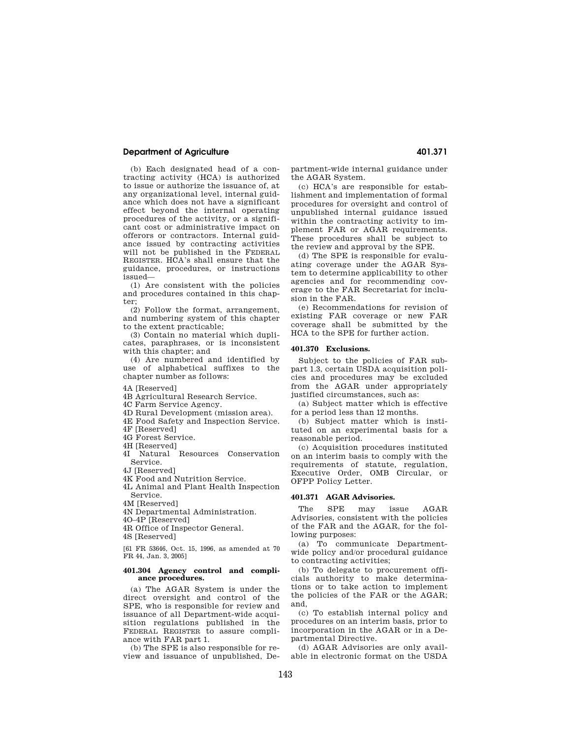(b) Each designated head of a contracting activity (HCA) is authorized to issue or authorize the issuance of, at any organizational level, internal guidance which does not have a significant effect beyond the internal operating procedures of the activity, or a significant cost or administrative impact on offerors or contractors. Internal guidance issued by contracting activities will not be published in the FEDERAL REGISTER. HCA's shall ensure that the guidance, procedures, or instructions issued—

(1) Are consistent with the policies and procedures contained in this chapter;

(2) Follow the format, arrangement, and numbering system of this chapter to the extent practicable;

(3) Contain no material which duplicates, paraphrases, or is inconsistent with this chapter; and

(4) Are numbered and identified by use of alphabetical suffixes to the chapter number as follows:

4A [Reserved]
4B Agricultural Research Service.
4C Farm Service Agency.
4D Rural Development (mission area).
4E Food Safety and Inspection Service.
4F [Reserved]
4G Forest Service.
4H [Reserved]
4I Natural Resources Conservation Service.
4J [Reserved]
4K Food and Nutrition Service.
4L Animal and Plant Health Inspection Service.
4M [Reserved]
4N Departmental Administration.
4O–4P [Reserved]
4R Office of Inspector General.
4S [Reserved]

[61 FR 53646, Oct. 15, 1996, as amended at 70 FR 44, Jan. 3, 2005]

### 401.304 Agency control and compliance procedures.

(a) The AGAR System is under the direct oversight and control of the SPE, who is responsible for review and issuance of all Department-wide acquisition regulations published in the FEDERAL REGISTER to assure compliance with FAR part 1.

(b) The SPE is also responsible for review and issuance of unpublished, Department-wide internal guidance under the AGAR System.

(c) HCA's are responsible for establishment and implementation of formal procedures for oversight and control of unpublished internal guidance issued within the contracting activity to implement FAR or AGAR requirements. These procedures shall be subject to the review and approval by the SPE.

(d) The SPE is responsible for evaluating coverage under the AGAR System to determine applicability to other agencies and for recommending coverage to the FAR Secretariat for inclusion in the FAR.

(e) Recommendations for revision of existing FAR coverage or new FAR coverage shall be submitted by the HCA to the SPE for further action.

### 401.370 Exclusions.

Subject to the policies of FAR subpart 1.3, certain USDA acquisition policies and procedures may be excluded from the AGAR under appropriately justified circumstances, such as:

(a) Subject matter which is effective for a period less than 12 months.

(b) Subject matter which is instituted on an experimental basis for a reasonable period.

(c) Acquisition procedures instituted on an interim basis to comply with the requirements of statute, regulation, Executive Order, OMB Circular, or OFPP Policy Letter.

### 401.371 AGAR Advisories.

The SPE may issue AGAR Advisories, consistent with the policies of the FAR and the AGAR, for the following purposes:

(a) To communicate Department-wide policy and/or procedural guidance to contracting activities;

(b) To delegate to procurement officials authority to make determinations or to take action to implement the policies of the FAR or the AGAR; and,

(c) To establish internal policy and procedures on an interim basis, prior to incorporation in the AGAR or in a Departmental Directive.

(d) AGAR Advisories are only available in electronic format on the USDA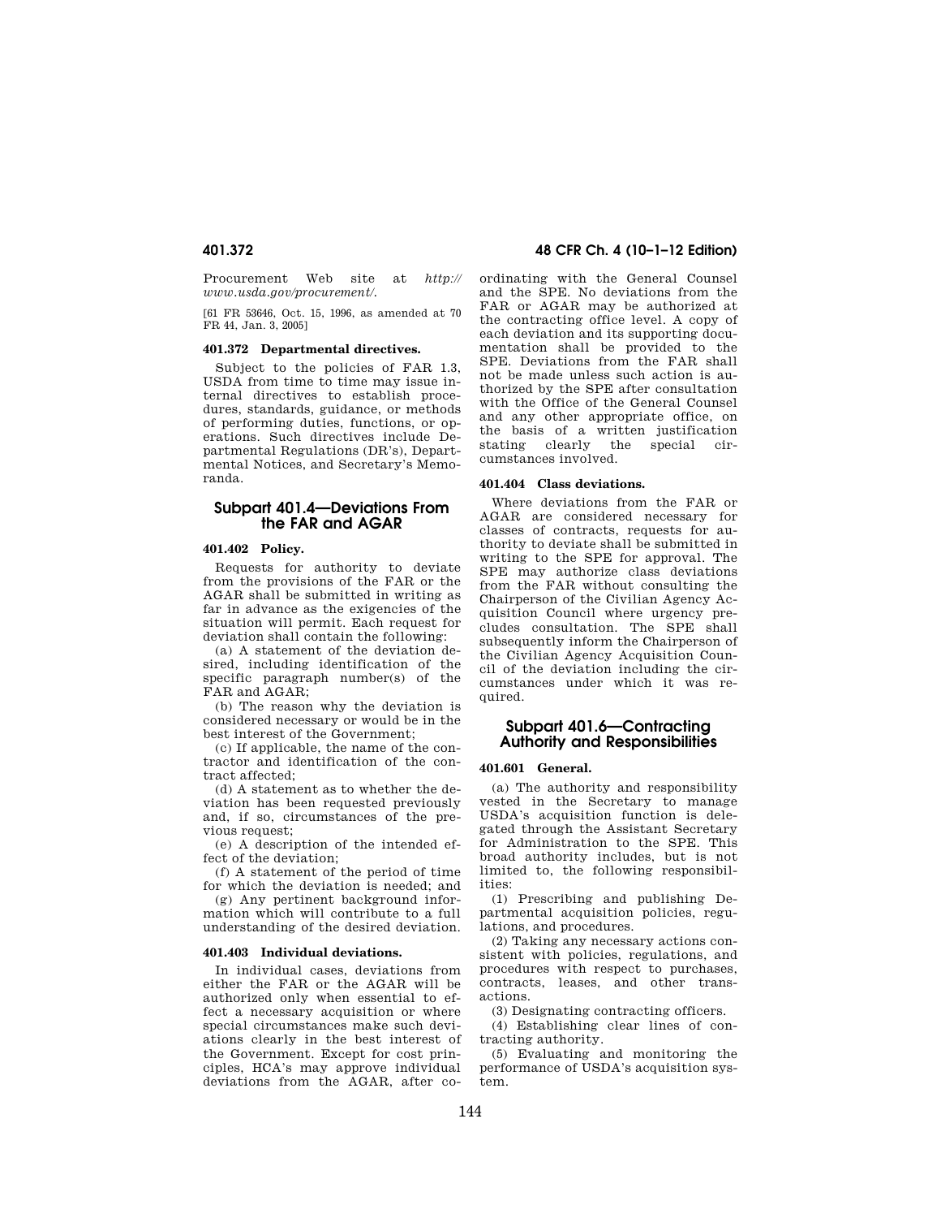Procurement Web site at *http://www.usda.gov/procurement/*.

[61 FR 53646, Oct. 15, 1996, as amended at 70 FR 44, Jan. 3, 2005]

**401.372 Departmental directives.**

Subject to the policies of FAR 1.3, USDA from time to time may issue internal directives to establish procedures, standards, guidance, or methods of performing duties, functions, or operations. Such directives include Departmental Regulations (DR's), Departmental Notices, and Secretary's Memoranda.

## Subpart 401.4—Deviations From the FAR and AGAR

**401.402 Policy.**

Requests for authority to deviate from the provisions of the FAR or the AGAR shall be submitted in writing as far in advance as the exigencies of the situation will permit. Each request for deviation shall contain the following:

(a) A statement of the deviation desired, including identification of the specific paragraph number(s) of the FAR and AGAR;

(b) The reason why the deviation is considered necessary or would be in the best interest of the Government;

(c) If applicable, the name of the contractor and identification of the contract affected;

(d) A statement as to whether the deviation has been requested previously and, if so, circumstances of the previous request;

(e) A description of the intended effect of the deviation;

(f) A statement of the period of time for which the deviation is needed; and

(g) Any pertinent background information which will contribute to a full understanding of the desired deviation.

**401.403 Individual deviations.**

In individual cases, deviations from either the FAR or the AGAR will be authorized only when essential to effect a necessary acquisition or where special circumstances make such deviations clearly in the best interest of the Government. Except for cost principles, HCA's may approve individual deviations from the AGAR, after coordinating with the General Counsel and the SPE. No deviations from the FAR or AGAR may be authorized at the contracting office level. A copy of each deviation and its supporting documentation shall be provided to the SPE. Deviations from the FAR shall not be made unless such action is authorized by the SPE after consultation with the Office of the General Counsel and any other appropriate office, on the basis of a written justification stating clearly the special circumstances involved.

**401.404 Class deviations.**

Where deviations from the FAR or AGAR are considered necessary for classes of contracts, requests for authority to deviate shall be submitted in writing to the SPE for approval. The SPE may authorize class deviations from the FAR without consulting the Chairperson of the Civilian Agency Acquisition Council where urgency precludes consultation. The SPE shall subsequently inform the Chairperson of the Civilian Agency Acquisition Council of the deviation including the circumstances under which it was required.

## Subpart 401.6—Contracting Authority and Responsibilities

**401.601 General.**

(a) The authority and responsibility vested in the Secretary to manage USDA's acquisition function is delegated through the Assistant Secretary for Administration to the SPE. This broad authority includes, but is not limited to, the following responsibilities:

(1) Prescribing and publishing Departmental acquisition policies, regulations, and procedures.

(2) Taking any necessary actions consistent with policies, regulations, and procedures with respect to purchases, contracts, leases, and other transactions.

(3) Designating contracting officers.

(4) Establishing clear lines of contracting authority.

(5) Evaluating and monitoring the performance of USDA's acquisition system.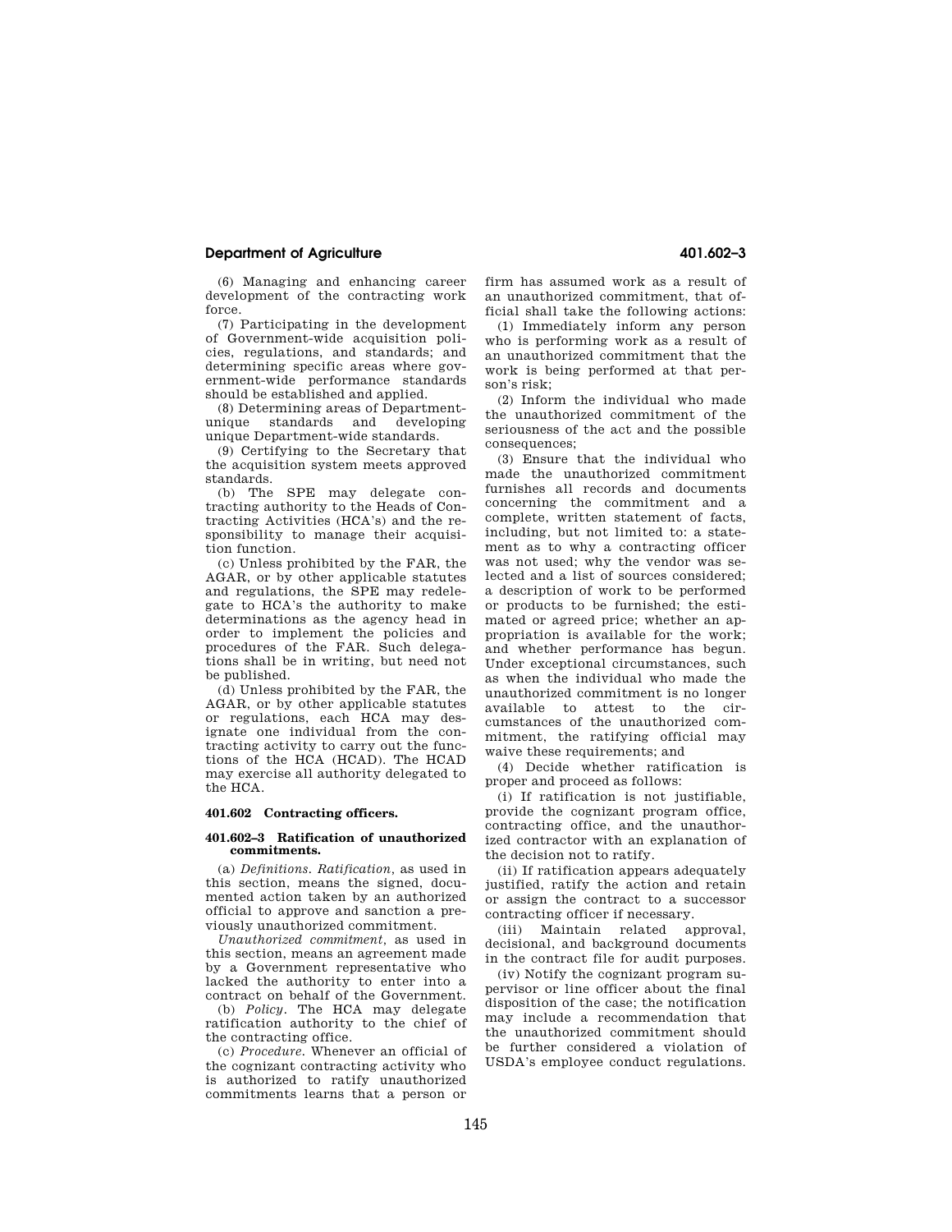(6) Managing and enhancing career development of the contracting work force.

(7) Participating in the development of Government-wide acquisition policies, regulations, and standards; and determining specific areas where government-wide performance standards should be established and applied.

(8) Determining areas of Department-unique standards and developing unique Department-wide standards.

(9) Certifying to the Secretary that the acquisition system meets approved standards.

(b) The SPE may delegate contracting authority to the Heads of Contracting Activities (HCA's) and the responsibility to manage their acquisition function.

(c) Unless prohibited by the FAR, the AGAR, or by other applicable statutes and regulations, the SPE may redelegate to HCA's the authority to make determinations as the agency head in order to implement the policies and procedures of the FAR. Such delegations shall be in writing, but need not be published.

(d) Unless prohibited by the FAR, the AGAR, or by other applicable statutes or regulations, each HCA may designate one individual from the contracting activity to carry out the functions of the HCA (HCAD). The HCAD may exercise all authority delegated to the HCA.

### 401.602 Contracting officers.

### 401.602–3 Ratification of unauthorized commitments.

(a) *Definitions. Ratification*, as used in this section, means the signed, documented action taken by an authorized official to approve and sanction a previously unauthorized commitment.

*Unauthorized commitment*, as used in this section, means an agreement made by a Government representative who lacked the authority to enter into a contract on behalf of the Government.

(b) *Policy*. The HCA may delegate ratification authority to the chief of the contracting office.

(c) *Procedure*. Whenever an official of the cognizant contracting activity who is authorized to ratify unauthorized commitments learns that a person or firm has assumed work as a result of an unauthorized commitment, that official shall take the following actions:

(1) Immediately inform any person who is performing work as a result of an unauthorized commitment that the work is being performed at that person's risk;

(2) Inform the individual who made the unauthorized commitment of the seriousness of the act and the possible consequences;

(3) Ensure that the individual who made the unauthorized commitment furnishes all records and documents concerning the commitment and a complete, written statement of facts, including, but not limited to: a statement as to why a contracting officer was not used; why the vendor was selected and a list of sources considered; a description of work to be performed or products to be furnished; the estimated or agreed price; whether an appropriation is available for the work; and whether performance has begun. Under exceptional circumstances, such as when the individual who made the unauthorized commitment is no longer available to attest to the circumstances of the unauthorized commitment, the ratifying official may waive these requirements; and

(4) Decide whether ratification is proper and proceed as follows:

(i) If ratification is not justifiable, provide the cognizant program office, contracting office, and the unauthorized contractor with an explanation of the decision not to ratify.

(ii) If ratification appears adequately justified, ratify the action and retain or assign the contract to a successor contracting officer if necessary.

(iii) Maintain related approval, decisional, and background documents in the contract file for audit purposes.

(iv) Notify the cognizant program supervisor or line officer about the final disposition of the case; the notification may include a recommendation that the unauthorized commitment should be further considered a violation of USDA's employee conduct regulations.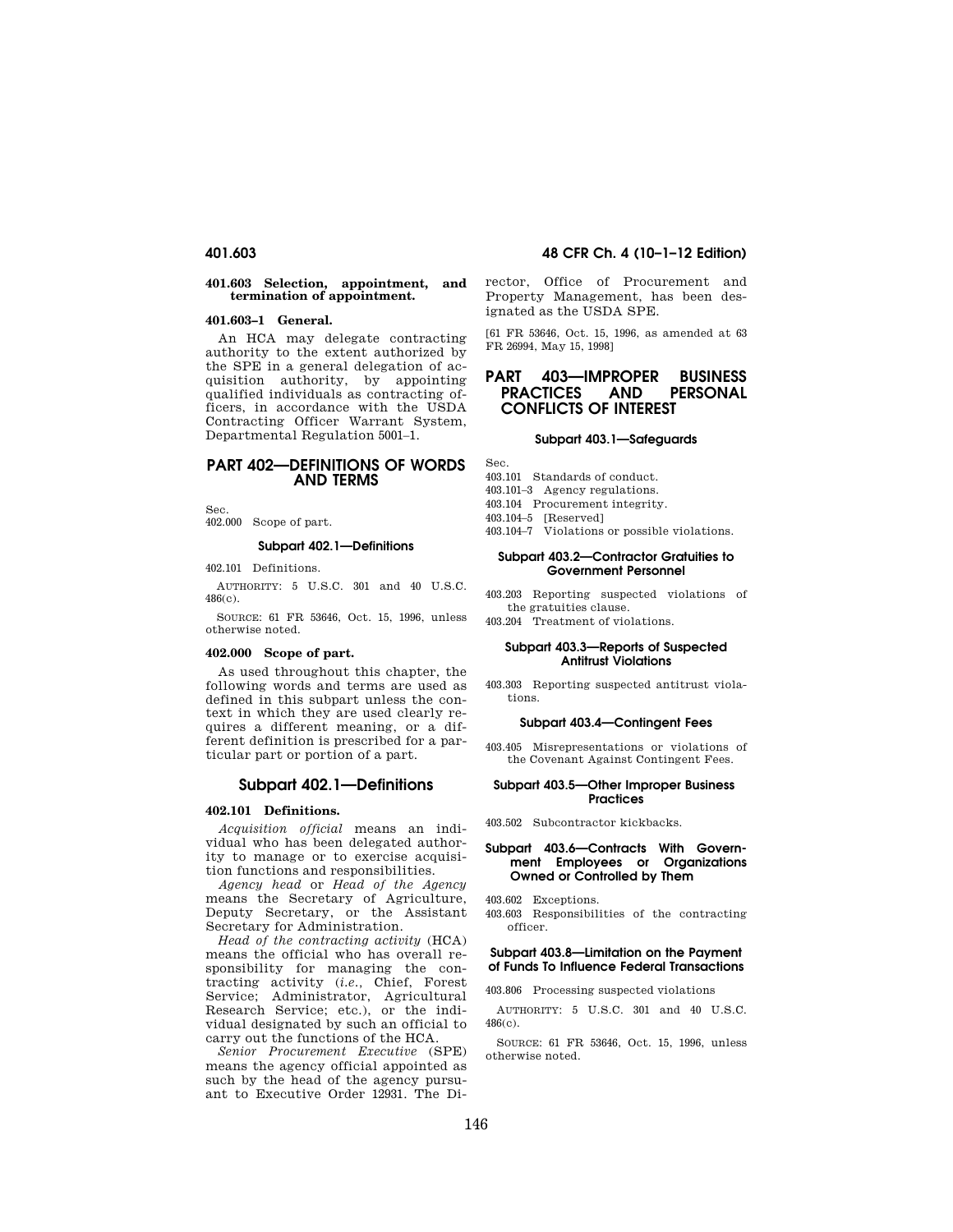#### 401.603 Selection, appointment, and termination of appointment.

#### 401.603–1 General.

An HCA may delegate contracting authority to the extent authorized by the SPE in a general delegation of acquisition authority, by appointing qualified individuals as contracting officers, in accordance with the USDA Contracting Officer Warrant System, Departmental Regulation 5001–1.

## PART 402—DEFINITIONS OF WORDS AND TERMS

Sec.
402.000 Scope of part.

### Subpart 402.1—Definitions

402.101 Definitions.

AUTHORITY: 5 U.S.C. 301 and 40 U.S.C. 486(c).

SOURCE: 61 FR 53646, Oct. 15, 1996, unless otherwise noted.

#### 402.000 Scope of part.

As used throughout this chapter, the following words and terms are used as defined in this subpart unless the context in which they are used clearly requires a different meaning, or a different definition is prescribed for a particular part or portion of a part.

### Subpart 402.1—Definitions

#### 402.101 Definitions.

*Acquisition official* means an individual who has been delegated authority to manage or to exercise acquisition functions and responsibilities.

*Agency head* or *Head of the Agency* means the Secretary of Agriculture, Deputy Secretary, or the Assistant Secretary for Administration.

*Head of the contracting activity* (HCA) means the official who has overall responsibility for managing the contracting activity (*i.e.*, Chief, Forest Service; Administrator, Agricultural Research Service; etc.), or the individual designated by such an official to carry out the functions of the HCA.

*Senior Procurement Executive* (SPE) means the agency official appointed as such by the head of the agency pursuant to Executive Order 12931. The Director, Office of Procurement and Property Management, has been designated as the USDA SPE.

[61 FR 53646, Oct. 15, 1996, as amended at 63 FR 26994, May 15, 1998]

## PART 403—IMPROPER BUSINESS PRACTICES AND PERSONAL CONFLICTS OF INTEREST

### Subpart 403.1—Safeguards

Sec.
403.101 Standards of conduct.
403.101–3 Agency regulations.
403.104 Procurement integrity.
403.104–5 [Reserved]
403.104–7 Violations or possible violations.

### Subpart 403.2—Contractor Gratuities to Government Personnel

403.203 Reporting suspected violations of the gratuities clause.
403.204 Treatment of violations.

### Subpart 403.3—Reports of Suspected Antitrust Violations

403.303 Reporting suspected antitrust violations.

### Subpart 403.4—Contingent Fees

403.405 Misrepresentations or violations of the Covenant Against Contingent Fees.

### Subpart 403.5—Other Improper Business Practices

403.502 Subcontractor kickbacks.

### Subpart 403.6—Contracts With Government Employees or Organizations Owned or Controlled by Them

403.602 Exceptions.
403.603 Responsibilities of the contracting officer.

### Subpart 403.8—Limitation on the Payment of Funds To Influence Federal Transactions

403.806 Processing suspected violations

AUTHORITY: 5 U.S.C. 301 and 40 U.S.C. 486(c).

SOURCE: 61 FR 53646, Oct. 15, 1996, unless otherwise noted.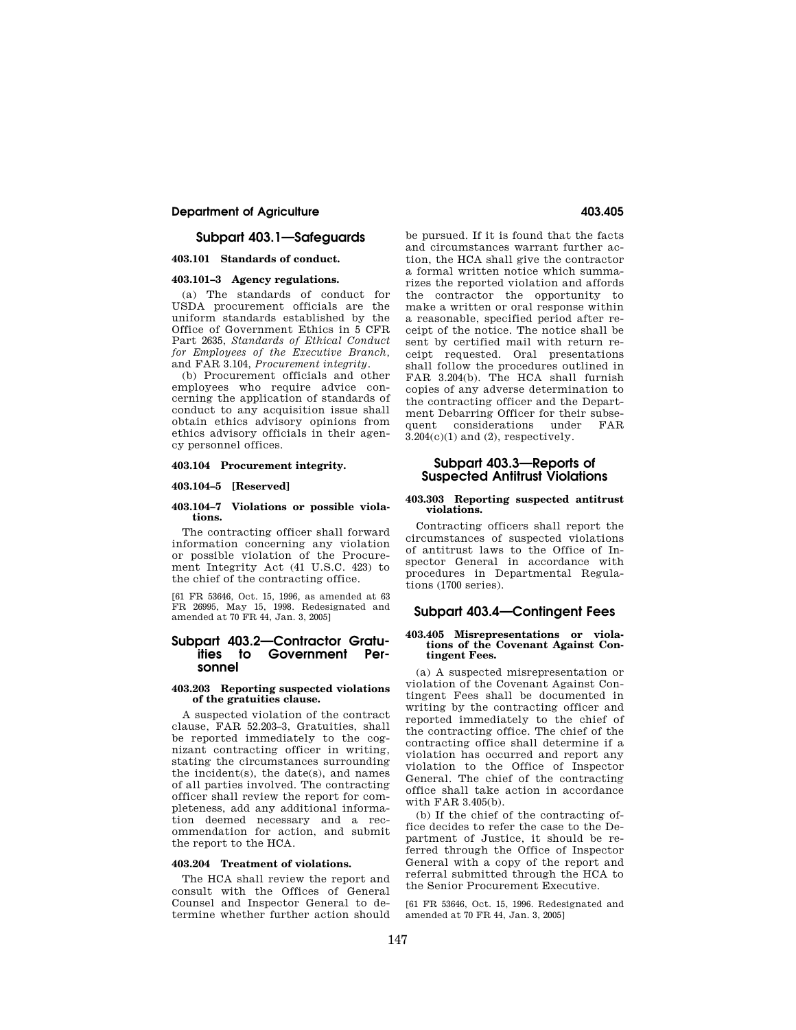## Subpart 403.1—Safeguards

### 403.101 Standards of conduct.

### 403.101–3 Agency regulations.

(a) The standards of conduct for USDA procurement officials are the uniform standards established by the Office of Government Ethics in 5 CFR Part 2635, *Standards of Ethical Conduct for Employees of the Executive Branch*, and FAR 3.104, *Procurement integrity*.

(b) Procurement officials and other employees who require advice concerning the application of standards of conduct to any acquisition issue shall obtain ethics advisory opinions from ethics advisory officials in their agency personnel offices.

### 403.104 Procurement integrity.

### 403.104–5 [Reserved]

### 403.104–7 Violations or possible violations.

The contracting officer shall forward information concerning any violation or possible violation of the Procurement Integrity Act (41 U.S.C. 423) to the chief of the contracting office.

[61 FR 53646, Oct. 15, 1996, as amended at 63 FR 26995, May 15, 1998. Redesignated and amended at 70 FR 44, Jan. 3, 2005]

## Subpart 403.2—Contractor Gratuities to Government Personnel

### 403.203 Reporting suspected violations of the gratuities clause.

A suspected violation of the contract clause, FAR 52.203–3, Gratuities, shall be reported immediately to the cognizant contracting officer in writing, stating the circumstances surrounding the incident(s), the date(s), and names of all parties involved. The contracting officer shall review the report for completeness, add any additional information deemed necessary and a recommendation for action, and submit the report to the HCA.

### 403.204 Treatment of violations.

The HCA shall review the report and consult with the Offices of General Counsel and Inspector General to determine whether further action should be pursued. If it is found that the facts and circumstances warrant further action, the HCA shall give the contractor a formal written notice which summarizes the reported violation and affords the contractor the opportunity to make a written or oral response within a reasonable, specified period after receipt of the notice. The notice shall be sent by certified mail with return receipt requested. Oral presentations shall follow the procedures outlined in FAR 3.204(b). The HCA shall furnish copies of any adverse determination to the contracting officer and the Department Debarring Officer for their subsequent considerations under FAR 3.204(c)(1) and (2), respectively.

## Subpart 403.3—Reports of Suspected Antitrust Violations

### 403.303 Reporting suspected antitrust violations.

Contracting officers shall report the circumstances of suspected violations of antitrust laws to the Office of Inspector General in accordance with procedures in Departmental Regulations (1700 series).

## Subpart 403.4—Contingent Fees

### 403.405 Misrepresentations or violations of the Covenant Against Contingent Fees.

(a) A suspected misrepresentation or violation of the Covenant Against Contingent Fees shall be documented in writing by the contracting officer and reported immediately to the chief of the contracting office. The chief of the contracting office shall determine if a violation has occurred and report any violation to the Office of Inspector General. The chief of the contracting office shall take action in accordance with FAR 3.405(b).

(b) If the chief of the contracting office decides to refer the case to the Department of Justice, it should be referred through the Office of Inspector General with a copy of the report and referral submitted through the HCA to the Senior Procurement Executive.

[61 FR 53646, Oct. 15, 1996. Redesignated and amended at 70 FR 44, Jan. 3, 2005]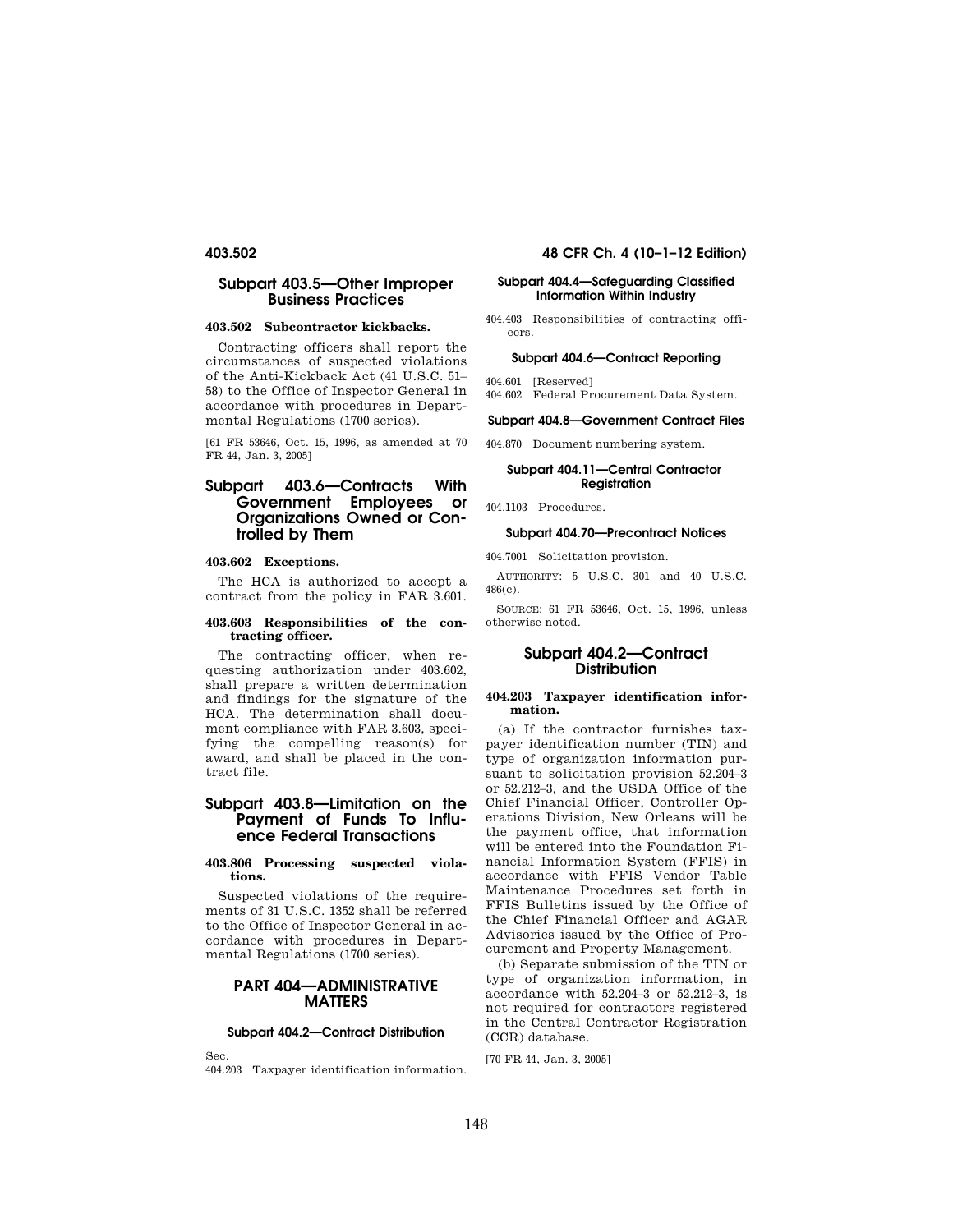## Subpart 403.5—Other Improper Business Practices

### 403.502 Subcontractor kickbacks.

Contracting officers shall report the circumstances of suspected violations of the Anti-Kickback Act (41 U.S.C. 51–58) to the Office of Inspector General in accordance with procedures in Departmental Regulations (1700 series).

[61 FR 53646, Oct. 15, 1996, as amended at 70 FR 44, Jan. 3, 2005]

## Subpart 403.6—Contracts With Government Employees or Organizations Owned or Controlled by Them

### 403.602 Exceptions.

The HCA is authorized to accept a contract from the policy in FAR 3.601.

### 403.603 Responsibilities of the contracting officer.

The contracting officer, when requesting authorization under 403.602, shall prepare a written determination and findings for the signature of the HCA. The determination shall document compliance with FAR 3.603, specifying the compelling reason(s) for award, and shall be placed in the contract file.

## Subpart 403.8—Limitation on the Payment of Funds To Influence Federal Transactions

### 403.806 Processing suspected violations.

Suspected violations of the requirements of 31 U.S.C. 1352 shall be referred to the Office of Inspector General in accordance with procedures in Departmental Regulations (1700 series).

# PART 404—ADMINISTRATIVE MATTERS

#### Subpart 404.2—Contract Distribution

Sec.

404.203 Taxpayer identification information.

#### Subpart 404.4—Safeguarding Classified Information Within Industry

404.403 Responsibilities of contracting officers.

#### Subpart 404.6—Contract Reporting

404.601 [Reserved]

404.602 Federal Procurement Data System.

#### Subpart 404.8—Government Contract Files

404.870 Document numbering system.

#### Subpart 404.11—Central Contractor Registration

404.1103 Procedures.

#### Subpart 404.70—Precontract Notices

404.7001 Solicitation provision.

AUTHORITY: 5 U.S.C. 301 and 40 U.S.C. 486(c).

SOURCE: 61 FR 53646, Oct. 15, 1996, unless otherwise noted.

## Subpart 404.2—Contract Distribution

### 404.203 Taxpayer identification information.

(a) If the contractor furnishes taxpayer identification number (TIN) and type of organization information pursuant to solicitation provision 52.204–3 or 52.212–3, and the USDA Office of the Chief Financial Officer, Controller Operations Division, New Orleans will be the payment office, that information will be entered into the Foundation Financial Information System (FFIS) in accordance with FFIS Vendor Table Maintenance Procedures set forth in FFIS Bulletins issued by the Office of the Chief Financial Officer and AGAR Advisories issued by the Office of Procurement and Property Management.

(b) Separate submission of the TIN or type of organization information, in accordance with 52.204–3 or 52.212–3, is not required for contractors registered in the Central Contractor Registration (CCR) database.

[70 FR 44, Jan. 3, 2005]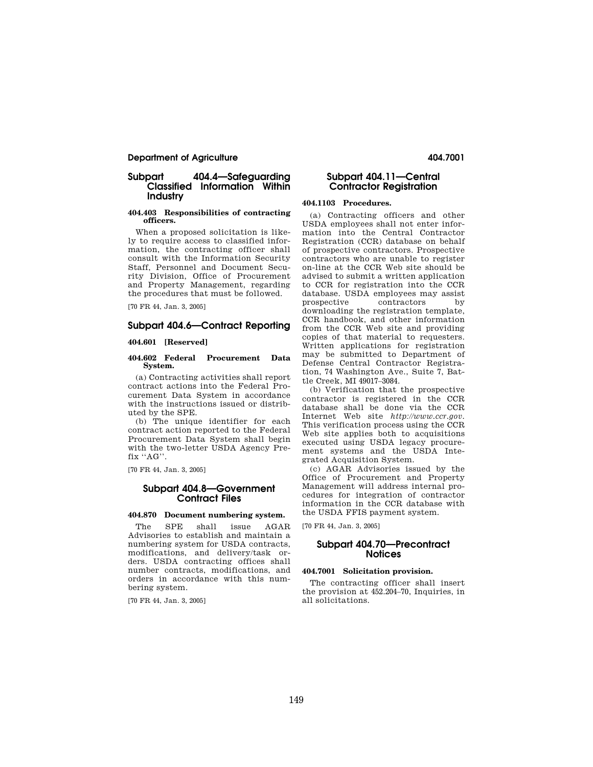## Subpart 404.4—Safeguarding Classified Information Within Industry

### 404.403 Responsibilities of contracting officers.

When a proposed solicitation is likely to require access to classified information, the contracting officer shall consult with the Information Security Staff, Personnel and Document Security Division, Office of Procurement and Property Management, regarding the procedures that must be followed.

[70 FR 44, Jan. 3, 2005]

## Subpart 404.6—Contract Reporting

### 404.601 [Reserved]

### 404.602 Federal Procurement Data System.

(a) Contracting activities shall report contract actions into the Federal Procurement Data System in accordance with the instructions issued or distributed by the SPE.

(b) The unique identifier for each contract action reported to the Federal Procurement Data System shall begin with the two-letter USDA Agency Prefix ''AG''.

[70 FR 44, Jan. 3, 2005]

## Subpart 404.8—Government Contract Files

### 404.870 Document numbering system.

The SPE shall issue AGAR Advisories to establish and maintain a numbering system for USDA contracts, modifications, and delivery/task orders. USDA contracting offices shall number contracts, modifications, and orders in accordance with this numbering system.

[70 FR 44, Jan. 3, 2005]

## Subpart 404.11—Central Contractor Registration

### 404.1103 Procedures.

(a) Contracting officers and other USDA employees shall not enter information into the Central Contractor Registration (CCR) database on behalf of prospective contractors. Prospective contractors who are unable to register on-line at the CCR Web site should be advised to submit a written application to CCR for registration into the CCR database. USDA employees may assist prospective contractors by downloading the registration template, CCR handbook, and other information from the CCR Web site and providing copies of that material to requesters. Written applications for registration may be submitted to Department of Defense Central Contractor Registration, 74 Washington Ave., Suite 7, Battle Creek, MI 49017–3084.

(b) Verification that the prospective contractor is registered in the CCR database shall be done via the CCR Internet Web site *http://www.ccr.gov*. This verification process using the CCR Web site applies both to acquisitions executed using USDA legacy procurement systems and the USDA Integrated Acquisition System.

(c) AGAR Advisories issued by the Office of Procurement and Property Management will address internal procedures for integration of contractor information in the CCR database with the USDA FFIS payment system.

[70 FR 44, Jan. 3, 2005]

## Subpart 404.70—Precontract Notices

### 404.7001 Solicitation provision.

The contracting officer shall insert the provision at 452.204–70, Inquiries, in all solicitations.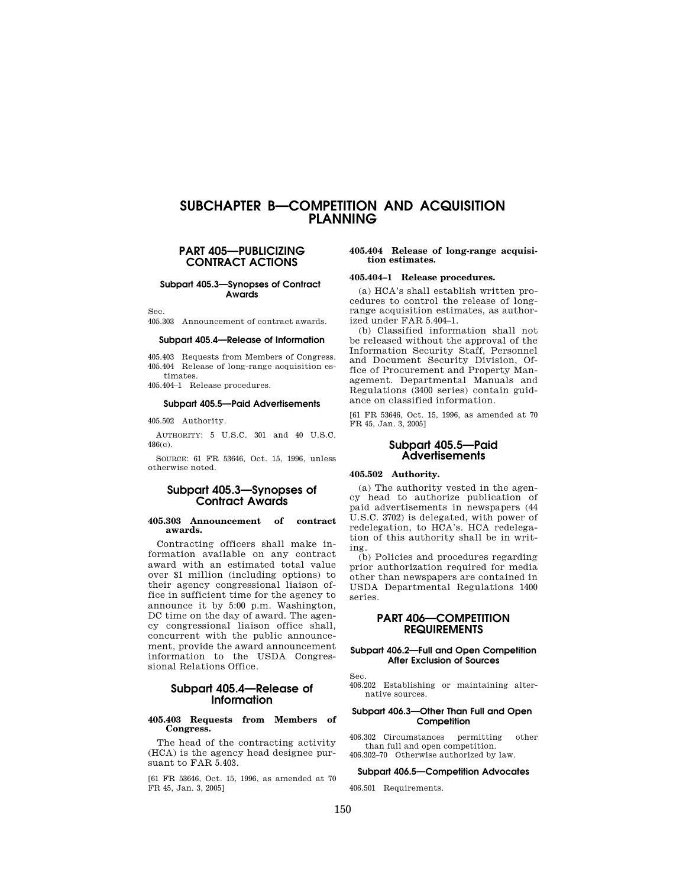# SUBCHAPTER B—COMPETITION AND ACQUISITION PLANNING

## PART 405—PUBLICIZING CONTRACT ACTIONS

#### Subpart 405.3—Synopses of Contract Awards

Sec.

405.303 Announcement of contract awards.

#### Subpart 405.4—Release of Information

405.403 Requests from Members of Congress.

405.404 Release of long-range acquisition estimates.

405.404–1 Release procedures.

#### Subpart 405.5—Paid Advertisements

405.502 Authority.

AUTHORITY: 5 U.S.C. 301 and 40 U.S.C. 486(c).

SOURCE: 61 FR 53646, Oct. 15, 1996, unless otherwise noted.

### Subpart 405.3—Synopses of Contract Awards

#### 405.303 Announcement of contract awards.

Contracting officers shall make information available on any contract award with an estimated total value over $1 million (including options) to their agency congressional liaison office in sufficient time for the agency to announce it by 5:00 p.m. Washington, DC time on the day of award. The agency congressional liaison office shall, concurrent with the public announcement, provide the award announcement information to the USDA Congressional Relations Office.

### Subpart 405.4—Release of Information

#### 405.403 Requests from Members of Congress.

The head of the contracting activity (HCA) is the agency head designee pursuant to FAR 5.403.

[61 FR 53646, Oct. 15, 1996, as amended at 70 FR 45, Jan. 3, 2005]

#### 405.404 Release of long-range acquisition estimates.

#### 405.404–1 Release procedures.

(a) HCA's shall establish written procedures to control the release of long-range acquisition estimates, as authorized under FAR 5.404–1.

(b) Classified information shall not be released without the approval of the Information Security Staff, Personnel and Document Security Division, Office of Procurement and Property Management. Departmental Manuals and Regulations (3400 series) contain guidance on classified information.

[61 FR 53646, Oct. 15, 1996, as amended at 70 FR 45, Jan. 3, 2005]

### Subpart 405.5—Paid Advertisements

#### 405.502 Authority.

(a) The authority vested in the agency head to authorize publication of paid advertisements in newspapers (44 U.S.C. 3702) is delegated, with power of redelegation, to HCA's. HCA redelegation of this authority shall be in writing.

(b) Policies and procedures regarding prior authorization required for media other than newspapers are contained in USDA Departmental Regulations 1400 series.

## PART 406—COMPETITION REQUIREMENTS

#### Subpart 406.2—Full and Open Competition After Exclusion of Sources

Sec.

406.202 Establishing or maintaining alternative sources.

#### Subpart 406.3—Other Than Full and Open Competition

406.302 Circumstances permitting other than full and open competition.

406.302–70 Otherwise authorized by law.

#### Subpart 406.5—Competition Advocates

406.501 Requirements.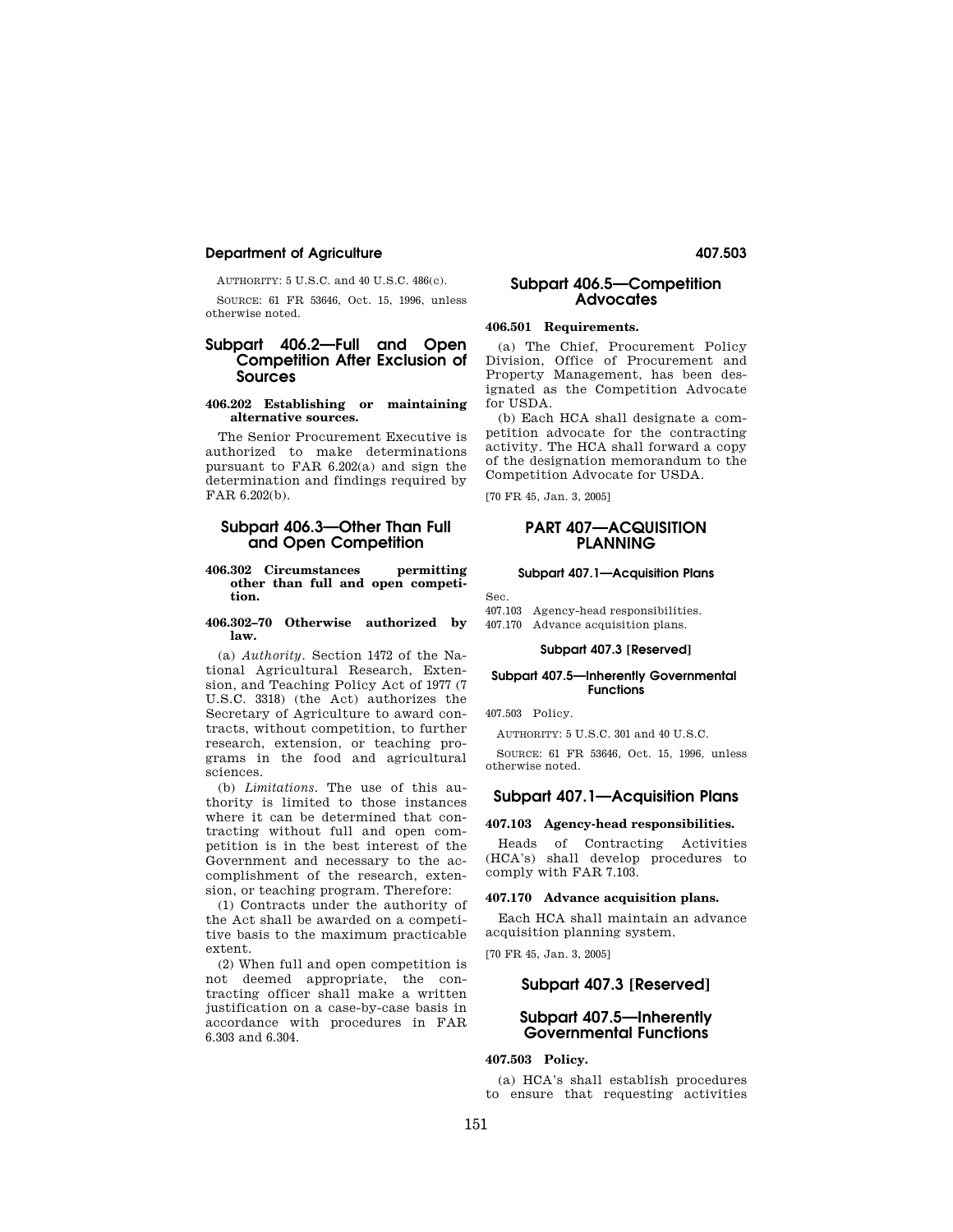AUTHORITY: 5 U.S.C. and 40 U.S.C. 486(c).

SOURCE: 61 FR 53646, Oct. 15, 1996, unless otherwise noted.

## Subpart 406.2—Full and Open Competition After Exclusion of Sources

### 406.202 Establishing or maintaining alternative sources.

The Senior Procurement Executive is authorized to make determinations pursuant to FAR 6.202(a) and sign the determination and findings required by FAR 6.202(b).

## Subpart 406.3—Other Than Full and Open Competition

### 406.302 Circumstances permitting other than full and open competition.

### 406.302–70 Otherwise authorized by law.

(a) *Authority.* Section 1472 of the National Agricultural Research, Extension, and Teaching Policy Act of 1977 (7 U.S.C. 3318) (the Act) authorizes the Secretary of Agriculture to award contracts, without competition, to further research, extension, or teaching programs in the food and agricultural sciences.

(b) *Limitations.* The use of this authority is limited to those instances where it can be determined that contracting without full and open competition is in the best interest of the Government and necessary to the accomplishment of the research, extension, or teaching program. Therefore:

(1) Contracts under the authority of the Act shall be awarded on a competitive basis to the maximum practicable extent.

(2) When full and open competition is not deemed appropriate, the contracting officer shall make a written justification on a case-by-case basis in accordance with procedures in FAR 6.303 and 6.304.

## Subpart 406.5—Competition Advocates

### 406.501 Requirements.

(a) The Chief, Procurement Policy Division, Office of Procurement and Property Management, has been designated as the Competition Advocate for USDA.

(b) Each HCA shall designate a competition advocate for the contracting activity. The HCA shall forward a copy of the designation memorandum to the Competition Advocate for USDA.

[70 FR 45, Jan. 3, 2005]

# PART 407—ACQUISITION PLANNING

#### Subpart 407.1—Acquisition Plans

Sec.
407.103 Agency-head responsibilities.
407.170 Advance acquisition plans.

#### Subpart 407.3 [Reserved]

#### Subpart 407.5—Inherently Governmental Functions

407.503 Policy.

AUTHORITY: 5 U.S.C. 301 and 40 U.S.C.

SOURCE: 61 FR 53646, Oct. 15, 1996, unless otherwise noted.

## Subpart 407.1—Acquisition Plans

### 407.103 Agency-head responsibilities.

Heads of Contracting Activities (HCA's) shall develop procedures to comply with FAR 7.103.

### 407.170 Advance acquisition plans.

Each HCA shall maintain an advance acquisition planning system.

[70 FR 45, Jan. 3, 2005]

## Subpart 407.3 [Reserved]

## Subpart 407.5—Inherently Governmental Functions

### 407.503 Policy.

(a) HCA's shall establish procedures to ensure that requesting activities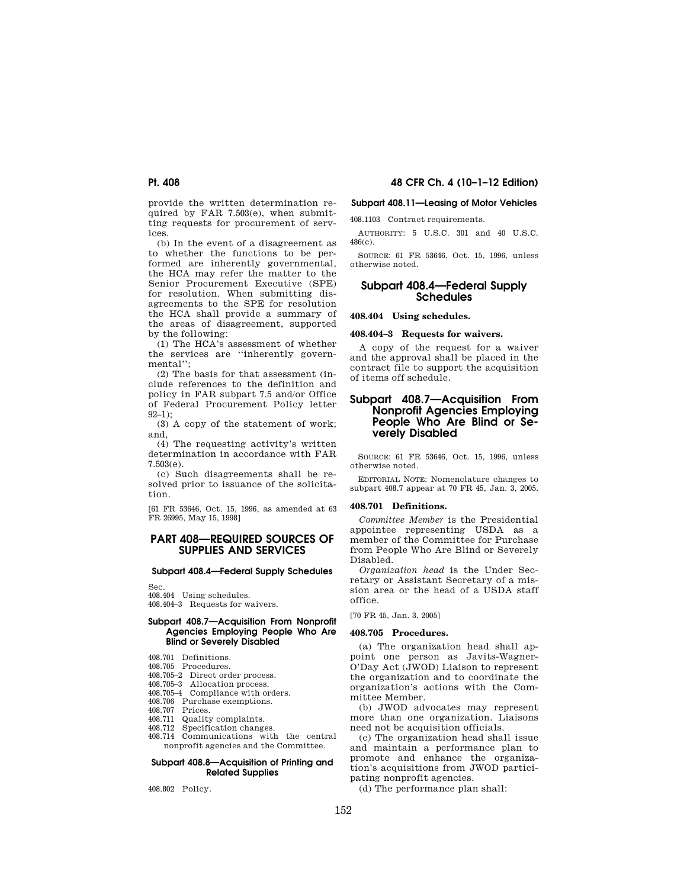provide the written determination required by FAR 7.503(e), when submitting requests for procurement of services.

(b) In the event of a disagreement as to whether the functions to be performed are inherently governmental, the HCA may refer the matter to the Senior Procurement Executive (SPE) for resolution. When submitting disagreements to the SPE for resolution the HCA shall provide a summary of the areas of disagreement, supported by the following:

(1) The HCA's assessment of whether the services are "inherently governmental";

(2) The basis for that assessment (include references to the definition and policy in FAR subpart 7.5 and/or Office of Federal Procurement Policy letter 92–1);

(3) A copy of the statement of work; and,

(4) The requesting activity's written determination in accordance with FAR 7.503(e).

(c) Such disagreements shall be resolved prior to issuance of the solicitation.

[61 FR 53646, Oct. 15, 1996, as amended at 63 FR 26995, May 15, 1998]

# PART 408—REQUIRED SOURCES OF SUPPLIES AND SERVICES

### Subpart 408.4—Federal Supply Schedules

Sec.
408.404 Using schedules.
408.404–3 Requests for waivers.

### Subpart 408.7—Acquisition From Nonprofit Agencies Employing People Who Are Blind or Severely Disabled

408.701 Definitions.
408.705 Procedures.
408.705–2 Direct order process.
408.705–3 Allocation process.
408.705–4 Compliance with orders.
408.706 Purchase exemptions.
408.707 Prices.
408.711 Quality complaints.
408.712 Specification changes.
408.714 Communications with the central nonprofit agencies and the Committee.

### Subpart 408.8—Acquisition of Printing and Related Supplies

408.802 Policy.

### Subpart 408.11—Leasing of Motor Vehicles

408.1103 Contract requirements.

AUTHORITY: 5 U.S.C. 301 and 40 U.S.C. 486(c).

SOURCE: 61 FR 53646, Oct. 15, 1996, unless otherwise noted.

## Subpart 408.4—Federal Supply Schedules

### 408.404 Using schedules.

### 408.404–3 Requests for waivers.

A copy of the request for a waiver and the approval shall be placed in the contract file to support the acquisition of items off schedule.

## Subpart 408.7—Acquisition From Nonprofit Agencies Employing People Who Are Blind or Severely Disabled

SOURCE: 61 FR 53646, Oct. 15, 1996, unless otherwise noted.

EDITORIAL NOTE: Nomenclature changes to subpart 408.7 appear at 70 FR 45, Jan. 3, 2005.

### 408.701 Definitions.

*Committee Member* is the Presidential appointee representing USDA as a member of the Committee for Purchase from People Who Are Blind or Severely Disabled.

*Organization head* is the Under Secretary or Assistant Secretary of a mission area or the head of a USDA staff office.

[70 FR 45, Jan. 3, 2005]

### 408.705 Procedures.

(a) The organization head shall appoint one person as Javits-Wagner-O'Day Act (JWOD) Liaison to represent the organization and to coordinate the organization's actions with the Committee Member.

(b) JWOD advocates may represent more than one organization. Liaisons need not be acquisition officials.

(c) The organization head shall issue and maintain a performance plan to promote and enhance the organization's acquisitions from JWOD participating nonprofit agencies.

(d) The performance plan shall: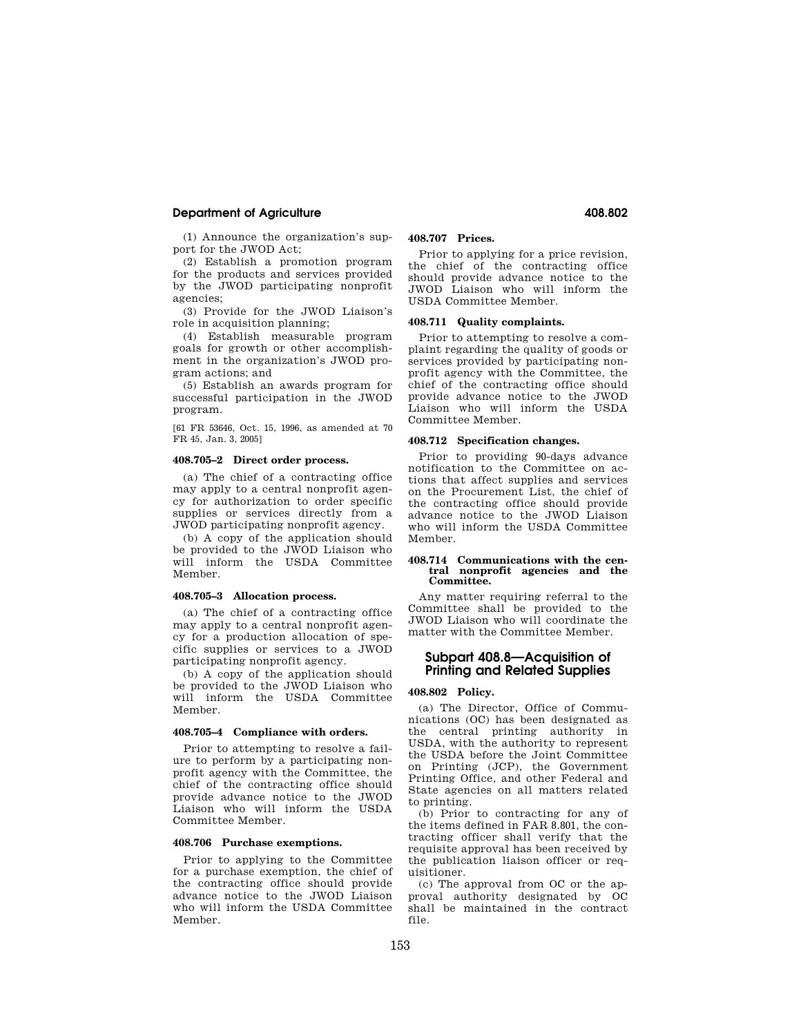(1) Announce the organization's support for the JWOD Act;

(2) Establish a promotion program for the products and services provided by the JWOD participating nonprofit agencies;

(3) Provide for the JWOD Liaison's role in acquisition planning;

(4) Establish measurable program goals for growth or other accomplishment in the organization's JWOD program actions; and

(5) Establish an awards program for successful participation in the JWOD program.

[61 FR 53646, Oct. 15, 1996, as amended at 70 FR 45, Jan. 3, 2005]

### 408.705–2 Direct order process.

(a) The chief of a contracting office may apply to a central nonprofit agency for authorization to order specific supplies or services directly from a JWOD participating nonprofit agency.

(b) A copy of the application should be provided to the JWOD Liaison who will inform the USDA Committee Member.

### 408.705–3 Allocation process.

(a) The chief of a contracting office may apply to a central nonprofit agency for a production allocation of specific supplies or services to a JWOD participating nonprofit agency.

(b) A copy of the application should be provided to the JWOD Liaison who will inform the USDA Committee Member.

### 408.705–4 Compliance with orders.

Prior to attempting to resolve a failure to perform by a participating nonprofit agency with the Committee, the chief of the contracting office should provide advance notice to the JWOD Liaison who will inform the USDA Committee Member.

### 408.706 Purchase exemptions.

Prior to applying to the Committee for a purchase exemption, the chief of the contracting office should provide advance notice to the JWOD Liaison who will inform the USDA Committee Member.

### 408.707 Prices.

Prior to applying for a price revision, the chief of the contracting office should provide advance notice to the JWOD Liaison who will inform the USDA Committee Member.

### 408.711 Quality complaints.

Prior to attempting to resolve a complaint regarding the quality of goods or services provided by participating nonprofit agency with the Committee, the chief of the contracting office should provide advance notice to the JWOD Liaison who will inform the USDA Committee Member.

### 408.712 Specification changes.

Prior to providing 90-days advance notification to the Committee on actions that affect supplies and services on the Procurement List, the chief of the contracting office should provide advance notice to the JWOD Liaison who will inform the USDA Committee Member.

### 408.714 Communications with the central nonprofit agencies and the Committee.

Any matter requiring referral to the Committee shall be provided to the JWOD Liaison who will coordinate the matter with the Committee Member.

## Subpart 408.8—Acquisition of Printing and Related Supplies

### 408.802 Policy.

(a) The Director, Office of Communications (OC) has been designated as the central printing authority in USDA, with the authority to represent the USDA before the Joint Committee on Printing (JCP), the Government Printing Office, and other Federal and State agencies on all matters related to printing.

(b) Prior to contracting for any of the items defined in FAR 8.801, the contracting officer shall verify that the requisite approval has been received by the publication liaison officer or requisitioner.

(c) The approval from OC or the approval authority designated by OC shall be maintained in the contract file.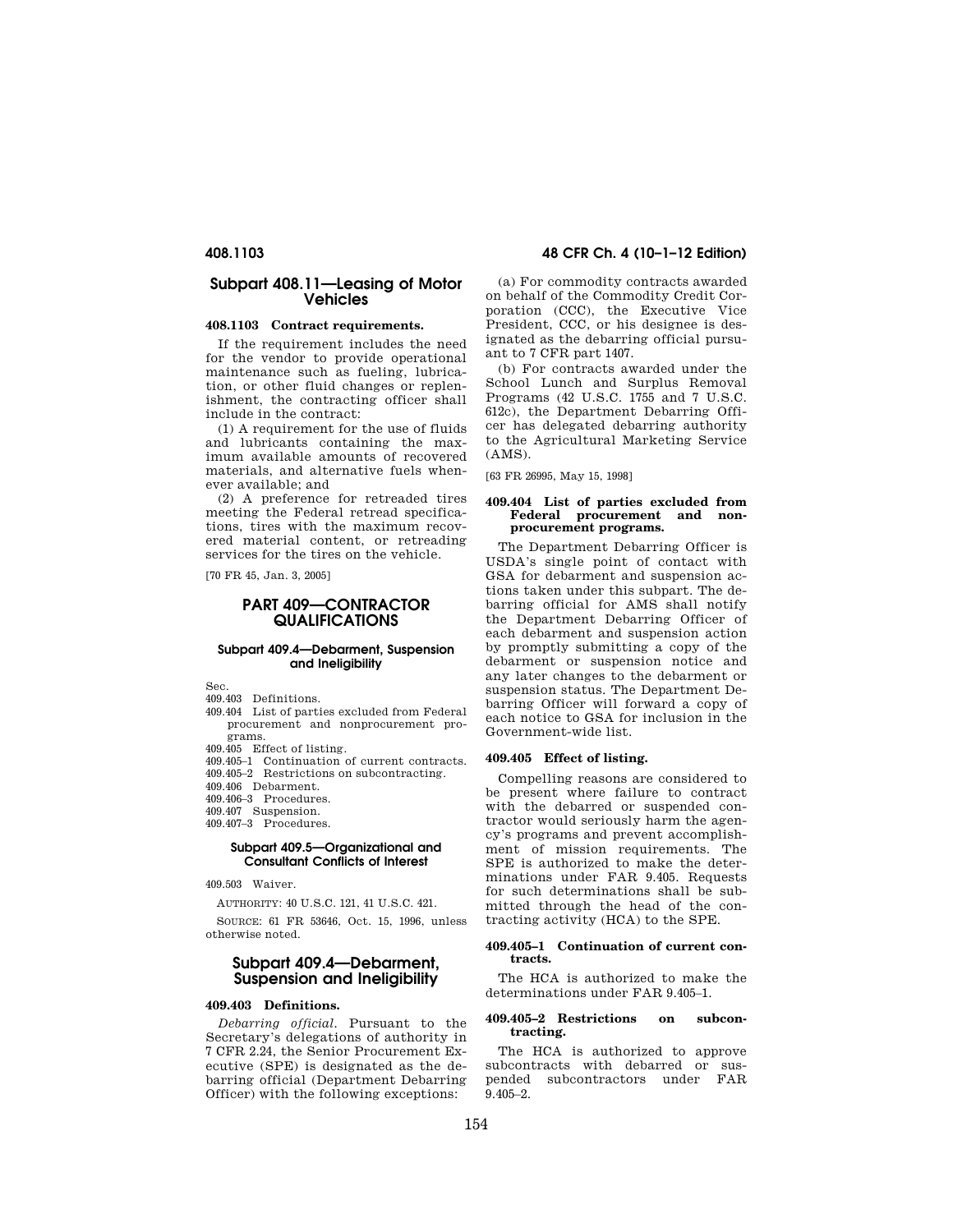## Subpart 408.11—Leasing of Motor Vehicles

### 408.1103 Contract requirements.

If the requirement includes the need for the vendor to provide operational maintenance such as fueling, lubrication, or other fluid changes or replenishment, the contracting officer shall include in the contract:

(1) A requirement for the use of fluids and lubricants containing the maximum available amounts of recovered materials, and alternative fuels whenever available; and

(2) A preference for retreaded tires meeting the Federal retread specifications, tires with the maximum recovered material content, or retreading services for the tires on the vehicle.

[70 FR 45, Jan. 3, 2005]

# PART 409—CONTRACTOR QUALIFICATIONS

#### Subpart 409.4—Debarment, Suspension and Ineligibility

Sec.
409.403 Definitions.
409.404 List of parties excluded from Federal procurement and nonprocurement programs.
409.405 Effect of listing.
409.405–1 Continuation of current contracts.
409.405–2 Restrictions on subcontracting.
409.406 Debarment.
409.406–3 Procedures.
409.407 Suspension.
409.407–3 Procedures.

#### Subpart 409.5—Organizational and Consultant Conflicts of Interest

409.503 Waiver.

AUTHORITY: 40 U.S.C. 121, 41 U.S.C. 421.

SOURCE: 61 FR 53646, Oct. 15, 1996, unless otherwise noted.

## Subpart 409.4—Debarment, Suspension and Ineligibility

### 409.403 Definitions.

*Debarring official.* Pursuant to the Secretary's delegations of authority in 7 CFR 2.24, the Senior Procurement Executive (SPE) is designated as the debarring official (Department Debarring Officer) with the following exceptions:

(a) For commodity contracts awarded on behalf of the Commodity Credit Corporation (CCC), the Executive Vice President, CCC, or his designee is designated as the debarring official pursuant to 7 CFR part 1407.

(b) For contracts awarded under the School Lunch and Surplus Removal Programs (42 U.S.C. 1755 and 7 U.S.C. 612c), the Department Debarring Officer has delegated debarring authority to the Agricultural Marketing Service (AMS).

[63 FR 26995, May 15, 1998]

### 409.404 List of parties excluded from Federal procurement and nonprocurement programs.

The Department Debarring Officer is USDA's single point of contact with GSA for debarment and suspension actions taken under this subpart. The debarring official for AMS shall notify the Department Debarring Officer of each debarment and suspension action by promptly submitting a copy of the debarment or suspension notice and any later changes to the debarment or suspension status. The Department Debarring Officer will forward a copy of each notice to GSA for inclusion in the Government-wide list.

### 409.405 Effect of listing.

Compelling reasons are considered to be present where failure to contract with the debarred or suspended contractor would seriously harm the agency's programs and prevent accomplishment of mission requirements. The SPE is authorized to make the determinations under FAR 9.405. Requests for such determinations shall be submitted through the head of the contracting activity (HCA) to the SPE.

### 409.405–1 Continuation of current contracts.

The HCA is authorized to make the determinations under FAR 9.405–1.

### 409.405–2 Restrictions on subcontracting.

The HCA is authorized to approve subcontracts with debarred or suspended subcontractors under FAR 9.405–2.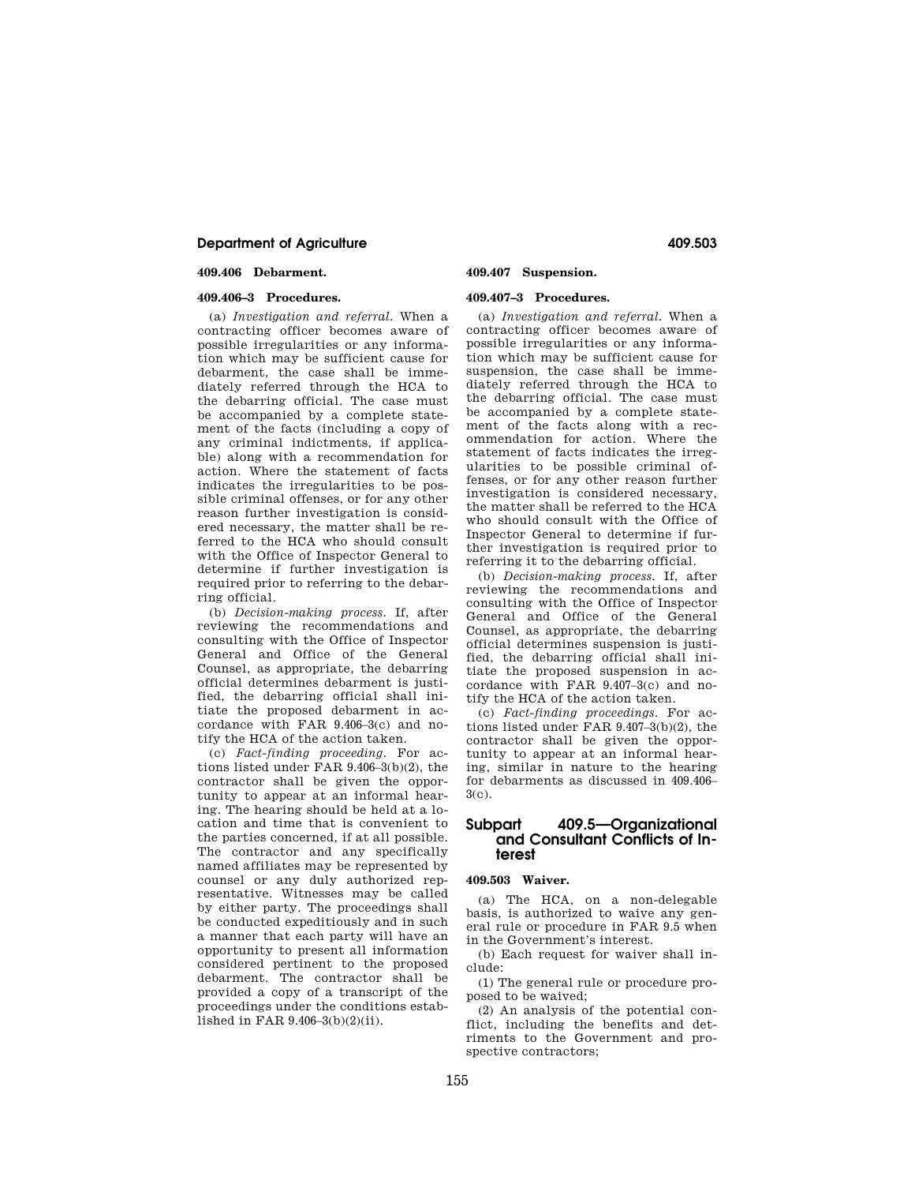### 409.406 Debarment.

### 409.406–3 Procedures.

(a) *Investigation and referral.* When a contracting officer becomes aware of possible irregularities or any information which may be sufficient cause for debarment, the case shall be immediately referred through the HCA to the debarring official. The case must be accompanied by a complete statement of the facts (including a copy of any criminal indictments, if applicable) along with a recommendation for action. Where the statement of facts indicates the irregularities to be possible criminal offenses, or for any other reason further investigation is considered necessary, the matter shall be referred to the HCA who should consult with the Office of Inspector General to determine if further investigation is required prior to referring to the debarring official.

(b) *Decision-making process.* If, after reviewing the recommendations and consulting with the Office of Inspector General and Office of the General Counsel, as appropriate, the debarring official determines debarment is justified, the debarring official shall initiate the proposed debarment in accordance with FAR 9.406–3(c) and notify the HCA of the action taken.

(c) *Fact-finding proceeding.* For actions listed under FAR 9.406–3(b)(2), the contractor shall be given the opportunity to appear at an informal hearing. The hearing should be held at a location and time that is convenient to the parties concerned, if at all possible. The contractor and any specifically named affiliates may be represented by counsel or any duly authorized representative. Witnesses may be called by either party. The proceedings shall be conducted expeditiously and in such a manner that each party will have an opportunity to present all information considered pertinent to the proposed debarment. The contractor shall be provided a copy of a transcript of the proceedings under the conditions established in FAR 9.406–3(b)(2)(ii).

### 409.407 Suspension.

### 409.407–3 Procedures.

(a) *Investigation and referral.* When a contracting officer becomes aware of possible irregularities or any information which may be sufficient cause for suspension, the case shall be immediately referred through the HCA to the debarring official. The case must be accompanied by a complete statement of the facts along with a recommendation for action. Where the statement of facts indicates the irregularities to be possible criminal offenses, or for any other reason further investigation is considered necessary, the matter shall be referred to the HCA who should consult with the Office of Inspector General to determine if further investigation is required prior to referring it to the debarring official.

(b) *Decision-making process.* If, after reviewing the recommendations and consulting with the Office of Inspector General and Office of the General Counsel, as appropriate, the debarring official determines suspension is justified, the debarring official shall initiate the proposed suspension in accordance with FAR 9.407–3(c) and notify the HCA of the action taken.

(c) *Fact-finding proceedings.* For actions listed under FAR 9.407–3(b)(2), the contractor shall be given the opportunity to appear at an informal hearing, similar in nature to the hearing for debarments as discussed in 409.406–3(c).

## Subpart 409.5—Organizational and Consultant Conflicts of Interest

### 409.503 Waiver.

(a) The HCA, on a non-delegable basis, is authorized to waive any general rule or procedure in FAR 9.5 when in the Government's interest.

(b) Each request for waiver shall include:

(1) The general rule or procedure proposed to be waived;

(2) An analysis of the potential conflict, including the benefits and detriments to the Government and prospective contractors;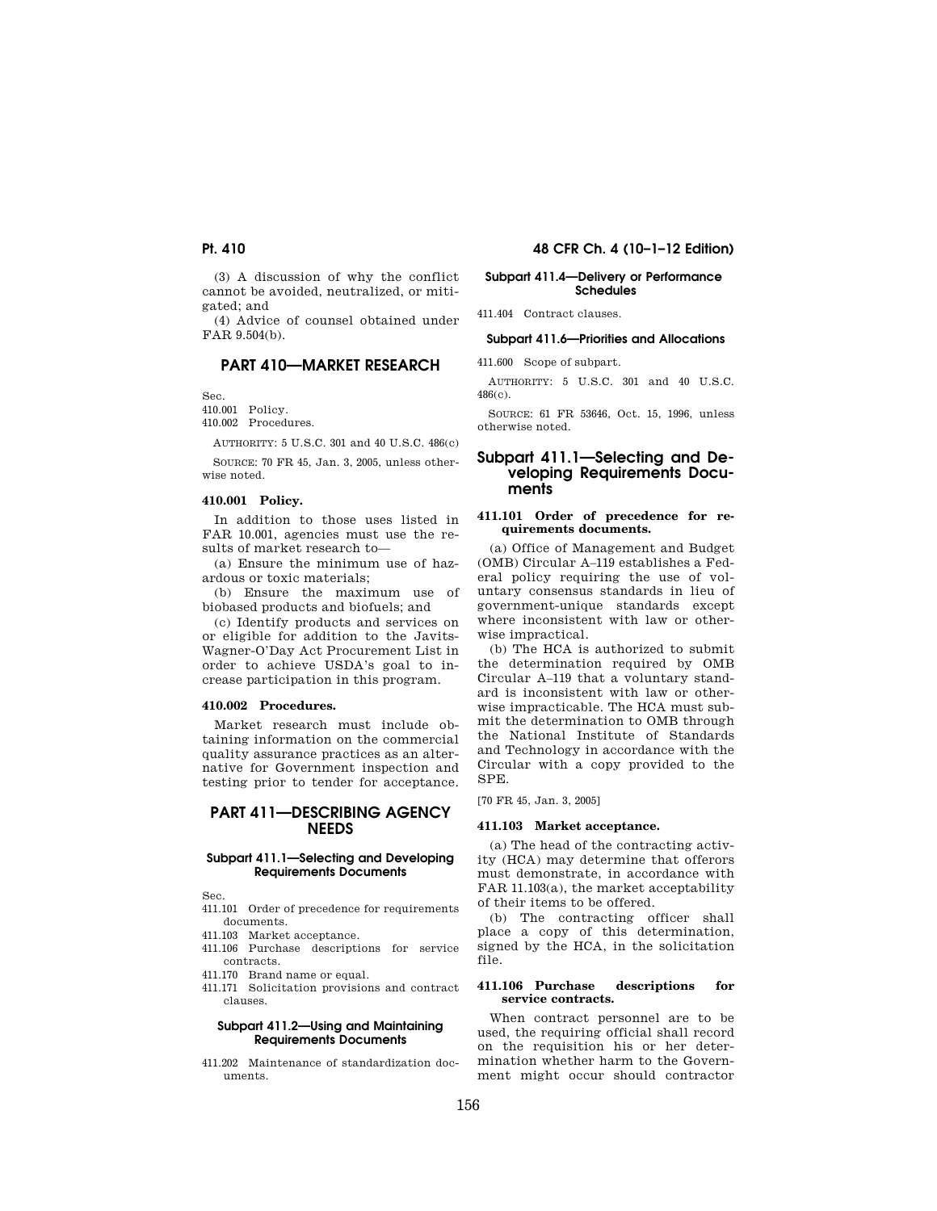(3) A discussion of why the conflict cannot be avoided, neutralized, or mitigated; and

(4) Advice of counsel obtained under FAR 9.504(b).

## PART 410—MARKET RESEARCH

Sec.
410.001 Policy.
410.002 Procedures.

AUTHORITY: 5 U.S.C. 301 and 40 U.S.C. 486(c)

SOURCE: 70 FR 45, Jan. 3, 2005, unless otherwise noted.

### 410.001 Policy.

In addition to those uses listed in FAR 10.001, agencies must use the results of market research to—

(a) Ensure the minimum use of hazardous or toxic materials;

(b) Ensure the maximum use of biobased products and biofuels; and

(c) Identify products and services on or eligible for addition to the Javits-Wagner-O'Day Act Procurement List in order to achieve USDA's goal to increase participation in this program.

### 410.002 Procedures.

Market research must include obtaining information on the commercial quality assurance practices as an alternative for Government inspection and testing prior to tender for acceptance.

## PART 411—DESCRIBING AGENCY NEEDS

**Subpart 411.1—Selecting and Developing Requirements Documents**

Sec.
411.101 Order of precedence for requirements documents.
411.103 Market acceptance.
411.106 Purchase descriptions for service contracts.
411.170 Brand name or equal.
411.171 Solicitation provisions and contract clauses.

**Subpart 411.2—Using and Maintaining Requirements Documents**

411.202 Maintenance of standardization documents.

**Subpart 411.4—Delivery or Performance Schedules**

411.404 Contract clauses.

**Subpart 411.6—Priorities and Allocations**

411.600 Scope of subpart.

AUTHORITY: 5 U.S.C. 301 and 40 U.S.C. 486(c).

SOURCE: 61 FR 53646, Oct. 15, 1996, unless otherwise noted.

## Subpart 411.1—Selecting and Developing Requirements Documents

### 411.101 Order of precedence for requirements documents.

(a) Office of Management and Budget (OMB) Circular A–119 establishes a Federal policy requiring the use of voluntary consensus standards in lieu of government-unique standards except where inconsistent with law or otherwise impractical.

(b) The HCA is authorized to submit the determination required by OMB Circular A–119 that a voluntary standard is inconsistent with law or otherwise impracticable. The HCA must submit the determination to OMB through the National Institute of Standards and Technology in accordance with the Circular with a copy provided to the SPE.

[70 FR 45, Jan. 3, 2005]

### 411.103 Market acceptance.

(a) The head of the contracting activity (HCA) may determine that offerors must demonstrate, in accordance with FAR 11.103(a), the market acceptability of their items to be offered.

(b) The contracting officer shall place a copy of this determination, signed by the HCA, in the solicitation file.

### 411.106 Purchase descriptions for service contracts.

When contract personnel are to be used, the requiring official shall record on the requisition his or her determination whether harm to the Government might occur should contractor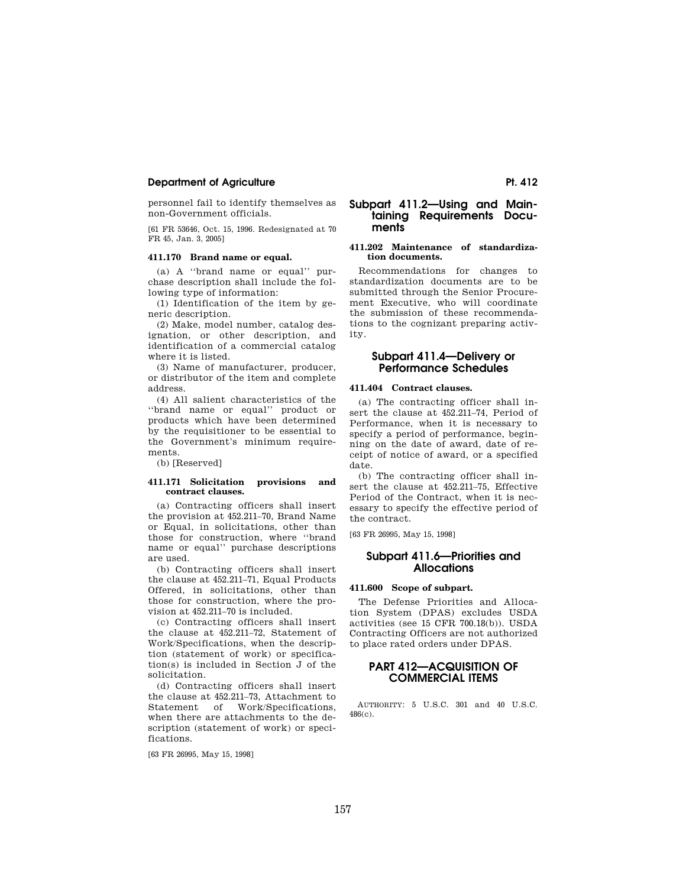personnel fail to identify themselves as non-Government officials.

[61 FR 53646, Oct. 15, 1996. Redesignated at 70 FR 45, Jan. 3, 2005]

**411.170 Brand name or equal.**

(a) A ''brand name or equal'' purchase description shall include the following type of information:

(1) Identification of the item by generic description.

(2) Make, model number, catalog designation, or other description, and identification of a commercial catalog where it is listed.

(3) Name of manufacturer, producer, or distributor of the item and complete address.

(4) All salient characteristics of the ''brand name or equal'' product or products which have been determined by the requisitioner to be essential to the Government's minimum requirements.

(b) [Reserved]

**411.171 Solicitation provisions and contract clauses.**

(a) Contracting officers shall insert the provision at 452.211–70, Brand Name or Equal, in solicitations, other than those for construction, where ''brand name or equal'' purchase descriptions are used.

(b) Contracting officers shall insert the clause at 452.211–71, Equal Products Offered, in solicitations, other than those for construction, where the provision at 452.211–70 is included.

(c) Contracting officers shall insert the clause at 452.211–72, Statement of Work/Specifications, when the description (statement of work) or specification(s) is included in Section J of the solicitation.

(d) Contracting officers shall insert the clause at 452.211–73, Attachment to Statement of Work/Specifications, when there are attachments to the description (statement of work) or specifications.

[63 FR 26995, May 15, 1998]

## Subpart 411.2—Using and Maintaining Requirements Documents

**411.202 Maintenance of standardization documents.**

Recommendations for changes to standardization documents are to be submitted through the Senior Procurement Executive, who will coordinate the submission of these recommendations to the cognizant preparing activity.

## Subpart 411.4—Delivery or Performance Schedules

**411.404 Contract clauses.**

(a) The contracting officer shall insert the clause at 452.211–74, Period of Performance, when it is necessary to specify a period of performance, beginning on the date of award, date of receipt of notice of award, or a specified date.

(b) The contracting officer shall insert the clause at 452.211–75, Effective Period of the Contract, when it is necessary to specify the effective period of the contract.

[63 FR 26995, May 15, 1998]

## Subpart 411.6—Priorities and Allocations

**411.600 Scope of subpart.**

The Defense Priorities and Allocation System (DPAS) excludes USDA activities (see 15 CFR 700.18(b)). USDA Contracting Officers are not authorized to place rated orders under DPAS.

# PART 412—ACQUISITION OF COMMERCIAL ITEMS

AUTHORITY: 5 U.S.C. 301 and 40 U.S.C. 486(c).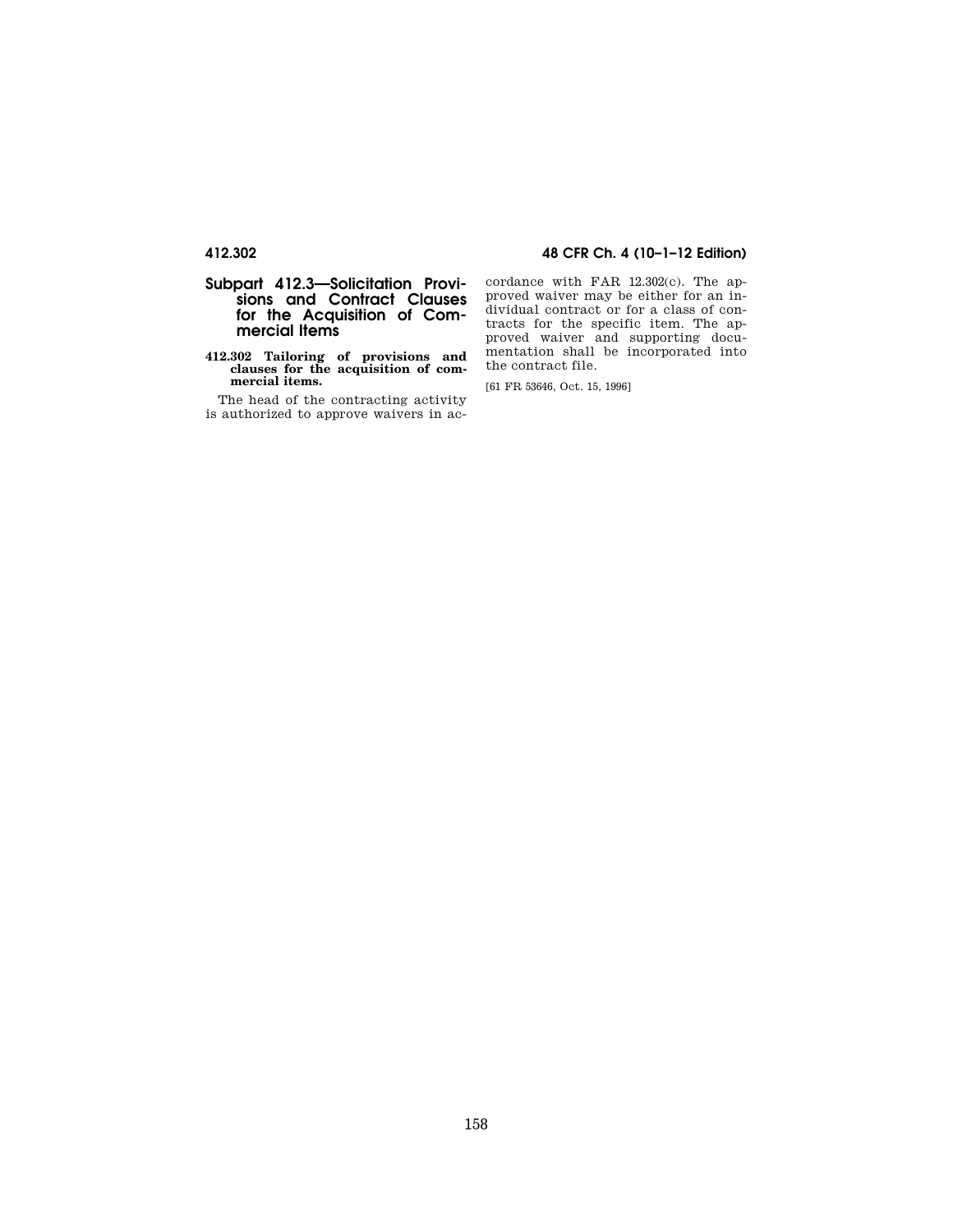## Subpart 412.3—Solicitation Provisions and Contract Clauses for the Acquisition of Commercial Items

### 412.302 Tailoring of provisions and clauses for the acquisition of commercial items.

The head of the contracting activity is authorized to approve waivers in accordance with FAR 12.302(c). The approved waiver may be either for an individual contract or for a class of contracts for the specific item. The approved waiver and supporting documentation shall be incorporated into the contract file.

[61 FR 53646, Oct. 15, 1996]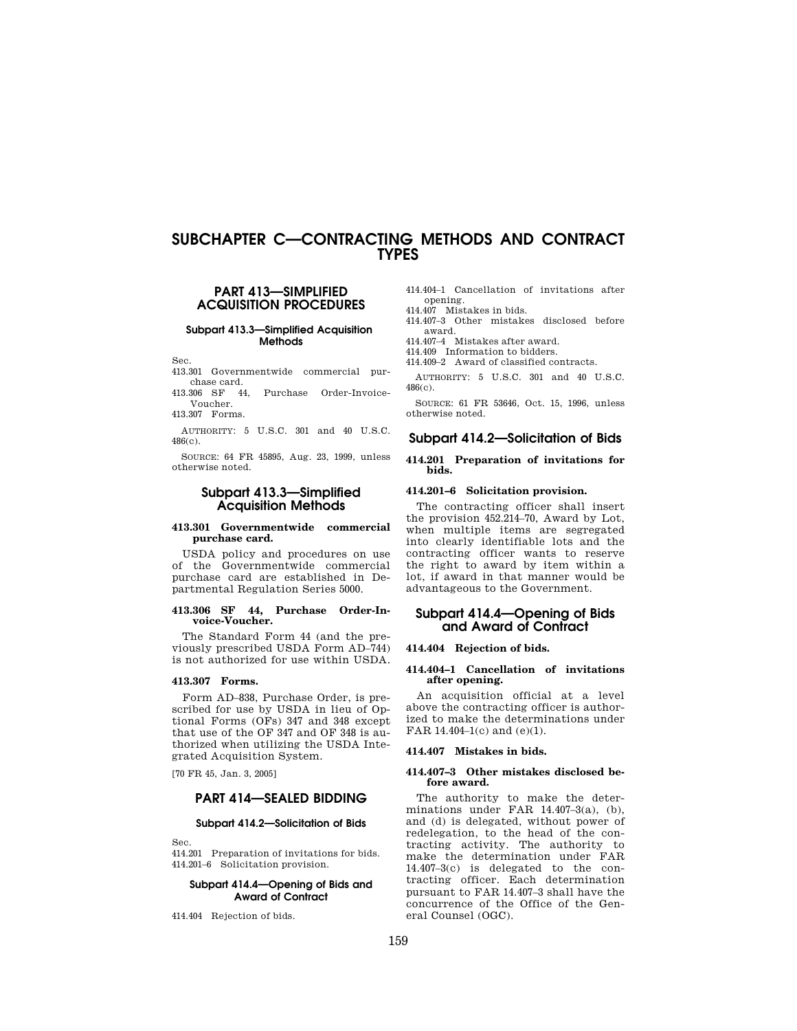# SUBCHAPTER C—CONTRACTING METHODS AND CONTRACT TYPES

## PART 413—SIMPLIFIED ACQUISITION PROCEDURES

### Subpart 413.3—Simplified Acquisition Methods

Sec.

413.301 Governmentwide commercial purchase card.

413.306 SF 44, Purchase Order-Invoice-Voucher.

413.307 Forms.

AUTHORITY: 5 U.S.C. 301 and 40 U.S.C. 486(c).

SOURCE: 64 FR 45895, Aug. 23, 1999, unless otherwise noted.

### Subpart 413.3—Simplified Acquisition Methods

**413.301 Governmentwide commercial purchase card.**

USDA policy and procedures on use of the Governmentwide commercial purchase card are established in Departmental Regulation Series 5000.

**413.306 SF 44, Purchase Order-Invoice-Voucher.**

The Standard Form 44 (and the previously prescribed USDA Form AD–744) is not authorized for use within USDA.

**413.307 Forms.**

Form AD–838, Purchase Order, is prescribed for use by USDA in lieu of Optional Forms (OFs) 347 and 348 except that use of the OF 347 and OF 348 is authorized when utilizing the USDA Integrated Acquisition System.

[70 FR 45, Jan. 3, 2005]

## PART 414—SEALED BIDDING

### Subpart 414.2—Solicitation of Bids

Sec.

414.201 Preparation of invitations for bids.

414.201–6 Solicitation provision.

### Subpart 414.4—Opening of Bids and Award of Contract

414.404 Rejection of bids.

414.404–1 Cancellation of invitations after opening.

414.407 Mistakes in bids.

414.407–3 Other mistakes disclosed before award.

414.407–4 Mistakes after award.

414.409 Information to bidders.

414.409–2 Award of classified contracts.

AUTHORITY: 5 U.S.C. 301 and 40 U.S.C. 486(c).

SOURCE: 61 FR 53646, Oct. 15, 1996, unless otherwise noted.

### Subpart 414.2—Solicitation of Bids

**414.201 Preparation of invitations for bids.**

**414.201–6 Solicitation provision.**

The contracting officer shall insert the provision 452.214–70, Award by Lot, when multiple items are segregated into clearly identifiable lots and the contracting officer wants to reserve the right to award by item within a lot, if award in that manner would be advantageous to the Government.

### Subpart 414.4—Opening of Bids and Award of Contract

**414.404 Rejection of bids.**

**414.404–1 Cancellation of invitations after opening.**

An acquisition official at a level above the contracting officer is authorized to make the determinations under FAR 14.404–1(c) and (e)(1).

**414.407 Mistakes in bids.**

**414.407–3 Other mistakes disclosed before award.**

The authority to make the determinations under FAR 14.407–3(a), (b), and (d) is delegated, without power of redelegation, to the head of the contracting activity. The authority to make the determination under FAR 14.407–3(c) is delegated to the contracting officer. Each determination pursuant to FAR 14.407–3 shall have the concurrence of the Office of the General Counsel (OGC).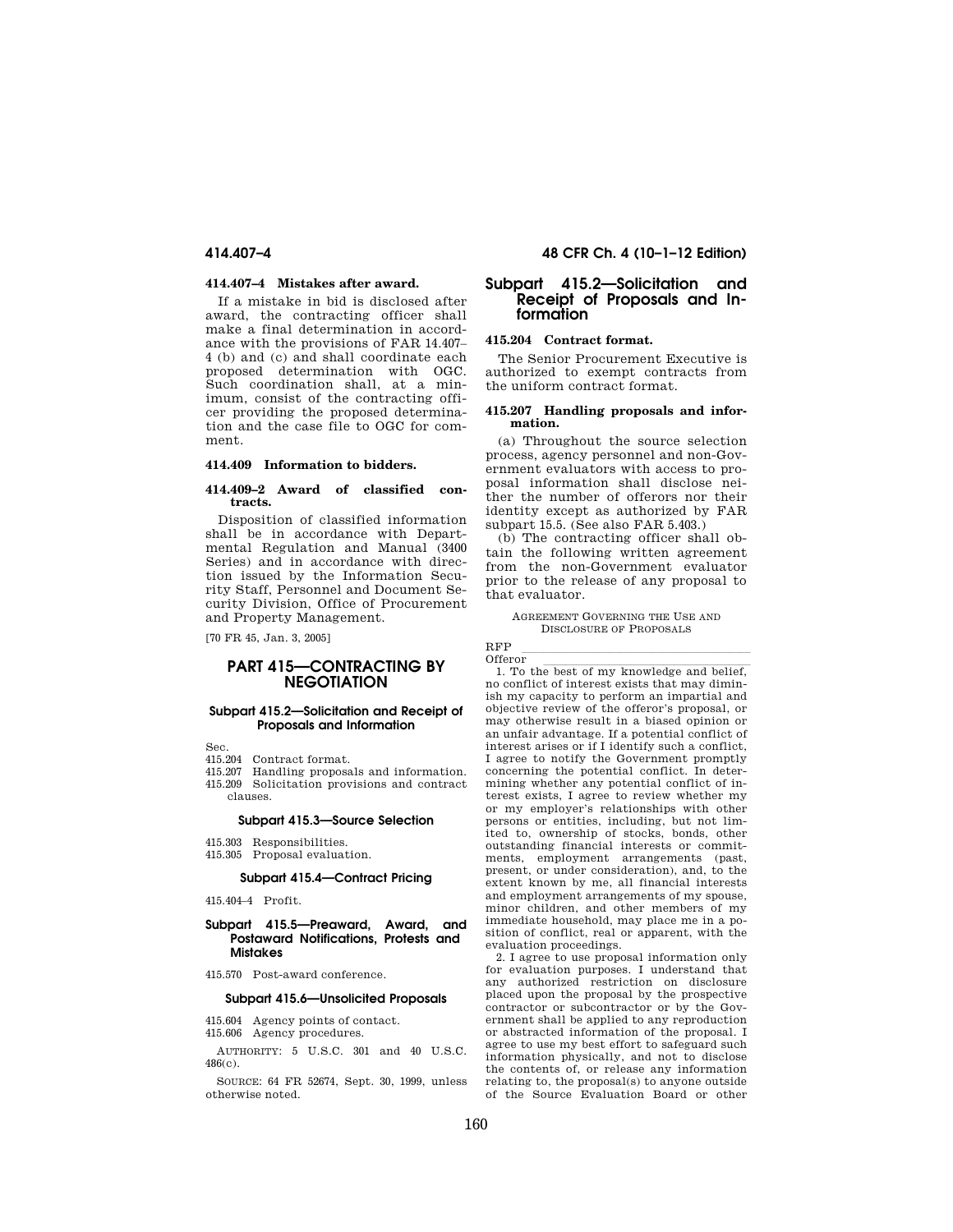#### 414.407–4 Mistakes after award.

If a mistake in bid is disclosed after award, the contracting officer shall make a final determination in accordance with the provisions of FAR 14.407–4 (b) and (c) and shall coordinate each proposed determination with OGC. Such coordination shall, at a minimum, consist of the contracting officer providing the proposed determination and the case file to OGC for comment.

#### 414.409 Information to bidders.

#### 414.409–2 Award of classified contracts.

Disposition of classified information shall be in accordance with Departmental Regulation and Manual (3400 Series) and in accordance with direction issued by the Information Security Staff, Personnel and Document Security Division, Office of Procurement and Property Management.

[70 FR 45, Jan. 3, 2005]

## PART 415—CONTRACTING BY NEGOTIATION

### Subpart 415.2—Solicitation and Receipt of Proposals and Information

Sec.
415.204 Contract format.
415.207 Handling proposals and information.
415.209 Solicitation provisions and contract clauses.

### Subpart 415.3—Source Selection

415.303 Responsibilities.
415.305 Proposal evaluation.

### Subpart 415.4—Contract Pricing

415.404–4 Profit.

### Subpart 415.5—Preaward, Award, and Postaward Notifications, Protests and Mistakes

415.570 Post-award conference.

### Subpart 415.6—Unsolicited Proposals

415.604 Agency points of contact.
415.606 Agency procedures.

AUTHORITY: 5 U.S.C. 301 and 40 U.S.C. 486(c).

SOURCE: 64 FR 52674, Sept. 30, 1999, unless otherwise noted.

## Subpart 415.2—Solicitation and Receipt of Proposals and Information

#### 415.204 Contract format.

The Senior Procurement Executive is authorized to exempt contracts from the uniform contract format.

#### 415.207 Handling proposals and information.

(a) Throughout the source selection process, agency personnel and non-Government evaluators with access to proposal information shall disclose neither the number of offerors nor their identity except as authorized by FAR subpart 15.5. (See also FAR 5.403.)

(b) The contracting officer shall obtain the following written agreement from the non-Government evaluator prior to the release of any proposal to that evaluator.

AGREEMENT GOVERNING THE USE AND DISCLOSURE OF PROPOSALS

RFP \_\_\_\_\_\_\_\_\_\_\_\_\_\_\_\_\_\_\_\_\_\_\_\_\_\_\_\_\_\_\_\_\_\_\_\_
Offeror \_\_\_\_\_\_\_\_\_\_\_\_\_\_\_\_\_\_\_\_\_\_\_\_\_\_\_\_\_\_\_\_\_\_

1. To the best of my knowledge and belief, no conflict of interest exists that may diminish my capacity to perform an impartial and objective review of the offeror's proposal, or may otherwise result in a biased opinion or an unfair advantage. If a potential conflict of interest arises or if I identify such a conflict, I agree to notify the Government promptly concerning the potential conflict. In determining whether any potential conflict of interest exists, I agree to review whether my or my employer's relationships with other persons or entities, including, but not limited to, ownership of stocks, bonds, other outstanding financial interests or commitments, employment arrangements (past, present, or under consideration), and, to the extent known by me, all financial interests and employment arrangements of my spouse, minor children, and other members of my immediate household, may place me in a position of conflict, real or apparent, with the evaluation proceedings.

2. I agree to use proposal information only for evaluation purposes. I understand that any authorized restriction on disclosure placed upon the proposal by the prospective contractor or subcontractor or by the Government shall be applied to any reproduction or abstracted information of the proposal. I agree to use my best effort to safeguard such information physically, and not to disclose the contents of, or release any information relating to, the proposal(s) to anyone outside of the Source Evaluation Board or other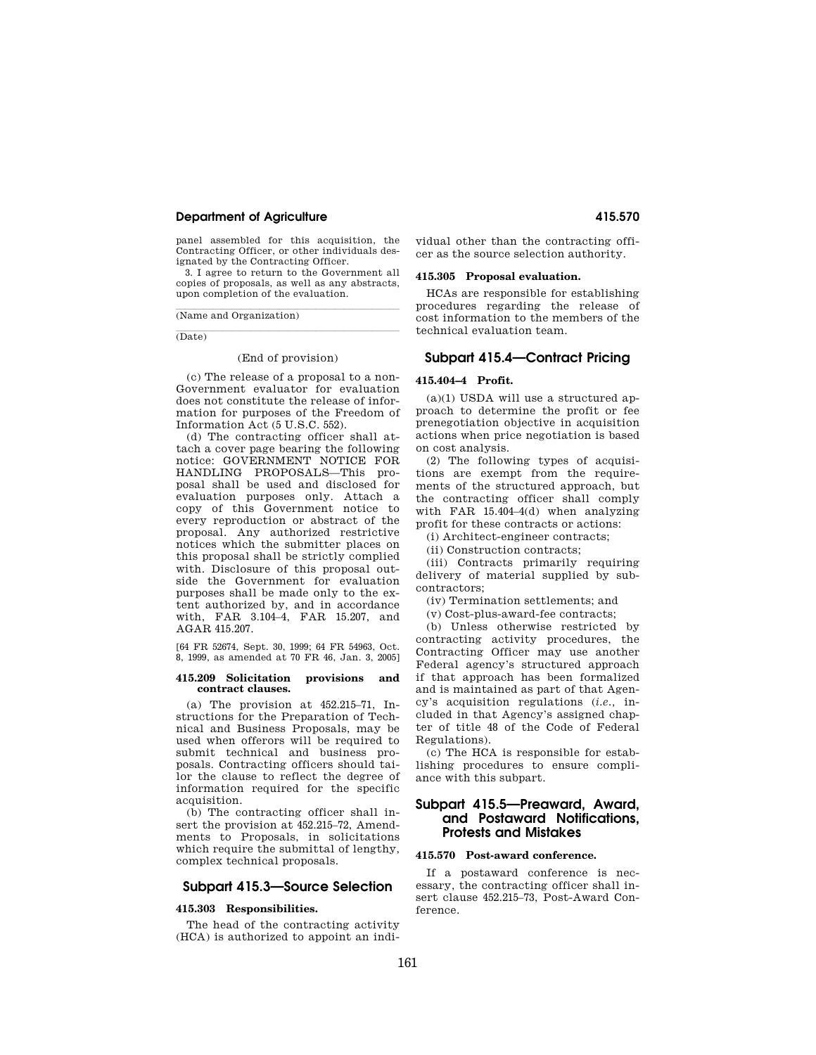panel assembled for this acquisition, the Contracting Officer, or other individuals designated by the Contracting Officer.

3. I agree to return to the Government all copies of proposals, as well as any abstracts, upon completion of the evaluation.

---

(Name and Organization)

---

(Date)

(End of provision)

(c) The release of a proposal to a non-Government evaluator for evaluation does not constitute the release of information for purposes of the Freedom of Information Act (5 U.S.C. 552).

(d) The contracting officer shall attach a cover page bearing the following notice: GOVERNMENT NOTICE FOR HANDLING PROPOSALS—This proposal shall be used and disclosed for evaluation purposes only. Attach a copy of this Government notice to every reproduction or abstract of the proposal. Any authorized restrictive notices which the submitter places on this proposal shall be strictly complied with. Disclosure of this proposal outside the Government for evaluation purposes shall be made only to the extent authorized by, and in accordance with, FAR 3.104–4, FAR 15.207, and AGAR 415.207.

[64 FR 52674, Sept. 30, 1999; 64 FR 54963, Oct. 8, 1999, as amended at 70 FR 46, Jan. 3, 2005]

#### 415.209 Solicitation provisions and contract clauses.

(a) The provision at 452.215–71, Instructions for the Preparation of Technical and Business Proposals, may be used when offerors will be required to submit technical and business proposals. Contracting officers should tailor the clause to reflect the degree of information required for the specific acquisition.

(b) The contracting officer shall insert the provision at 452.215–72, Amendments to Proposals, in solicitations which require the submittal of lengthy, complex technical proposals.

## Subpart 415.3—Source Selection

#### 415.303 Responsibilities.

The head of the contracting activity (HCA) is authorized to appoint an individual other than the contracting officer as the source selection authority.

#### 415.305 Proposal evaluation.

HCAs are responsible for establishing procedures regarding the release of cost information to the members of the technical evaluation team.

## Subpart 415.4—Contract Pricing

#### 415.404–4 Profit.

(a)(1) USDA will use a structured approach to determine the profit or fee prenegotiation objective in acquisition actions when price negotiation is based on cost analysis.

(2) The following types of acquisitions are exempt from the requirements of the structured approach, but the contracting officer shall comply with FAR 15.404–4(d) when analyzing profit for these contracts or actions:

(i) Architect-engineer contracts;

(ii) Construction contracts;

(iii) Contracts primarily requiring delivery of material supplied by subcontractors;

(iv) Termination settlements; and

(v) Cost-plus-award-fee contracts;

(b) Unless otherwise restricted by contracting activity procedures, the Contracting Officer may use another Federal agency's structured approach if that approach has been formalized and is maintained as part of that Agency's acquisition regulations (*i.e.*, included in that Agency's assigned chapter of title 48 of the Code of Federal Regulations).

(c) The HCA is responsible for establishing procedures to ensure compliance with this subpart.

## Subpart 415.5—Preaward, Award, and Postaward Notifications, Protests and Mistakes

#### 415.570 Post-award conference.

If a postaward conference is necessary, the contracting officer shall insert clause 452.215–73, Post-Award Conference.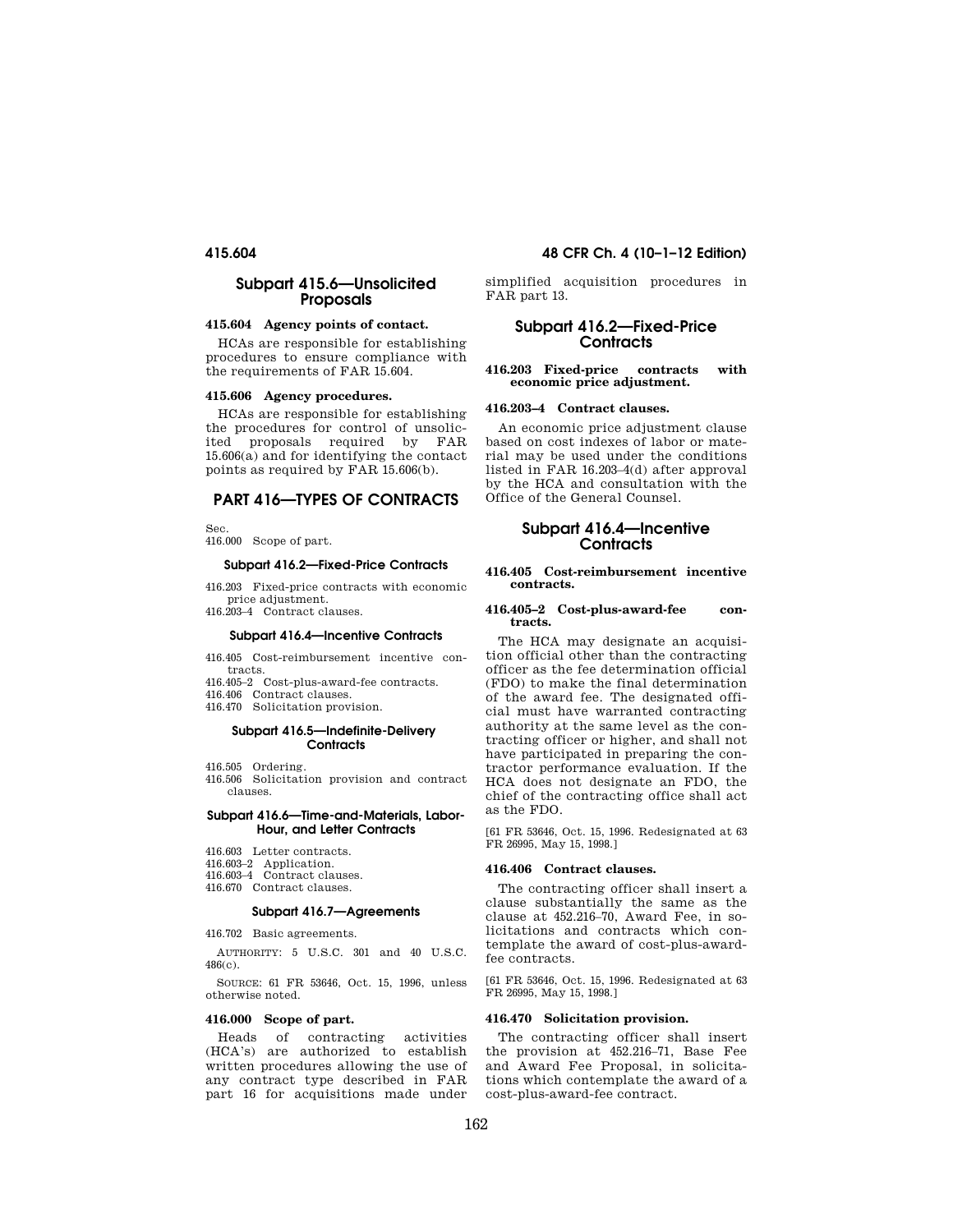## Subpart 415.6—Unsolicited Proposals

### 415.604 Agency points of contact.

HCAs are responsible for establishing procedures to ensure compliance with the requirements of FAR 15.604.

### 415.606 Agency procedures.

HCAs are responsible for establishing the procedures for control of unsolicited proposals required by FAR 15.606(a) and for identifying the contact points as required by FAR 15.606(b).

# PART 416—TYPES OF CONTRACTS

Sec.
416.000 Scope of part.

#### Subpart 416.2—Fixed-Price Contracts

416.203 Fixed-price contracts with economic price adjustment.
416.203–4 Contract clauses.

#### Subpart 416.4—Incentive Contracts

416.405 Cost-reimbursement incentive contracts.
416.405–2 Cost-plus-award-fee contracts.
416.406 Contract clauses.
416.470 Solicitation provision.

#### Subpart 416.5—Indefinite-Delivery Contracts

416.505 Ordering.
416.506 Solicitation provision and contract clauses.

#### Subpart 416.6—Time-and-Materials, Labor-Hour, and Letter Contracts

416.603 Letter contracts.
416.603–2 Application.
416.603–4 Contract clauses.
416.670 Contract clauses.

#### Subpart 416.7—Agreements

416.702 Basic agreements.

AUTHORITY: 5 U.S.C. 301 and 40 U.S.C. 486(c).

SOURCE: 61 FR 53646, Oct. 15, 1996, unless otherwise noted.

### 416.000 Scope of part.

Heads of contracting activities (HCA's) are authorized to establish written procedures allowing the use of any contract type described in FAR part 16 for acquisitions made under simplified acquisition procedures in FAR part 13.

## Subpart 416.2—Fixed-Price Contracts

### 416.203 Fixed-price contracts with economic price adjustment.

### 416.203–4 Contract clauses.

An economic price adjustment clause based on cost indexes of labor or material may be used under the conditions listed in FAR 16.203–4(d) after approval by the HCA and consultation with the Office of the General Counsel.

## Subpart 416.4—Incentive Contracts

### 416.405 Cost-reimbursement incentive contracts.

### 416.405–2 Cost-plus-award-fee contracts.

The HCA may designate an acquisition official other than the contracting officer as the fee determination official (FDO) to make the final determination of the award fee. The designated official must have warranted contracting authority at the same level as the contracting officer or higher, and shall not have participated in preparing the contractor performance evaluation. If the HCA does not designate an FDO, the chief of the contracting office shall act as the FDO.

[61 FR 53646, Oct. 15, 1996. Redesignated at 63 FR 26995, May 15, 1998.]

### 416.406 Contract clauses.

The contracting officer shall insert a clause substantially the same as the clause at 452.216–70, Award Fee, in solicitations and contracts which contemplate the award of cost-plus-award-fee contracts.

[61 FR 53646, Oct. 15, 1996. Redesignated at 63 FR 26995, May 15, 1998.]

### 416.470 Solicitation provision.

The contracting officer shall insert the provision at 452.216–71, Base Fee and Award Fee Proposal, in solicitations which contemplate the award of a cost-plus-award-fee contract.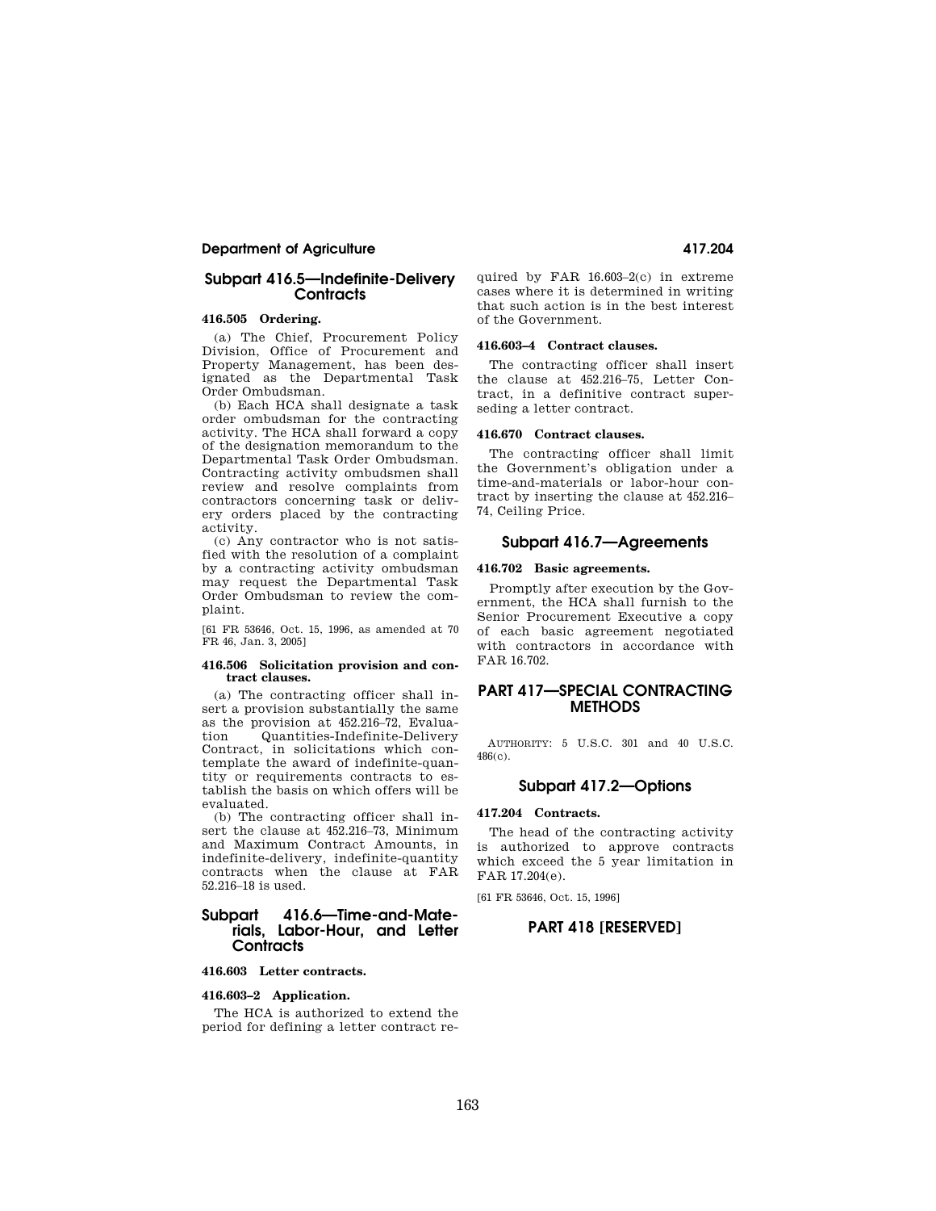## Subpart 416.5—Indefinite-Delivery Contracts

### 416.505 Ordering.

(a) The Chief, Procurement Policy Division, Office of Procurement and Property Management, has been designated as the Departmental Task Order Ombudsman.

(b) Each HCA shall designate a task order ombudsman for the contracting activity. The HCA shall forward a copy of the designation memorandum to the Departmental Task Order Ombudsman. Contracting activity ombudsmen shall review and resolve complaints from contractors concerning task or delivery orders placed by the contracting activity.

(c) Any contractor who is not satisfied with the resolution of a complaint by a contracting activity ombudsman may request the Departmental Task Order Ombudsman to review the complaint.

[61 FR 53646, Oct. 15, 1996, as amended at 70 FR 46, Jan. 3, 2005]

### 416.506 Solicitation provision and contract clauses.

(a) The contracting officer shall insert a provision substantially the same as the provision at 452.216–72, Evaluation Quantities-Indefinite-Delivery Contract, in solicitations which contemplate the award of indefinite-quantity or requirements contracts to establish the basis on which offers will be evaluated.

(b) The contracting officer shall insert the clause at 452.216–73, Minimum and Maximum Contract Amounts, in indefinite-delivery, indefinite-quantity contracts when the clause at FAR 52.216–18 is used.

## Subpart 416.6—Time-and-Materials, Labor-Hour, and Letter Contracts

### 416.603 Letter contracts.

### 416.603–2 Application.

The HCA is authorized to extend the period for defining a letter contract required by FAR 16.603–2(c) in extreme cases where it is determined in writing that such action is in the best interest of the Government.

### 416.603–4 Contract clauses.

The contracting officer shall insert the clause at 452.216–75, Letter Contract, in a definitive contract superseding a letter contract.

### 416.670 Contract clauses.

The contracting officer shall limit the Government's obligation under a time-and-materials or labor-hour contract by inserting the clause at 452.216–74, Ceiling Price.

## Subpart 416.7—Agreements

### 416.702 Basic agreements.

Promptly after execution by the Government, the HCA shall furnish to the Senior Procurement Executive a copy of each basic agreement negotiated with contractors in accordance with FAR 16.702.

# PART 417—SPECIAL CONTRACTING METHODS

AUTHORITY: 5 U.S.C. 301 and 40 U.S.C. 486(c).

## Subpart 417.2—Options

### 417.204 Contracts.

The head of the contracting activity is authorized to approve contracts which exceed the 5 year limitation in FAR 17.204(e).

[61 FR 53646, Oct. 15, 1996]

# PART 418 [RESERVED]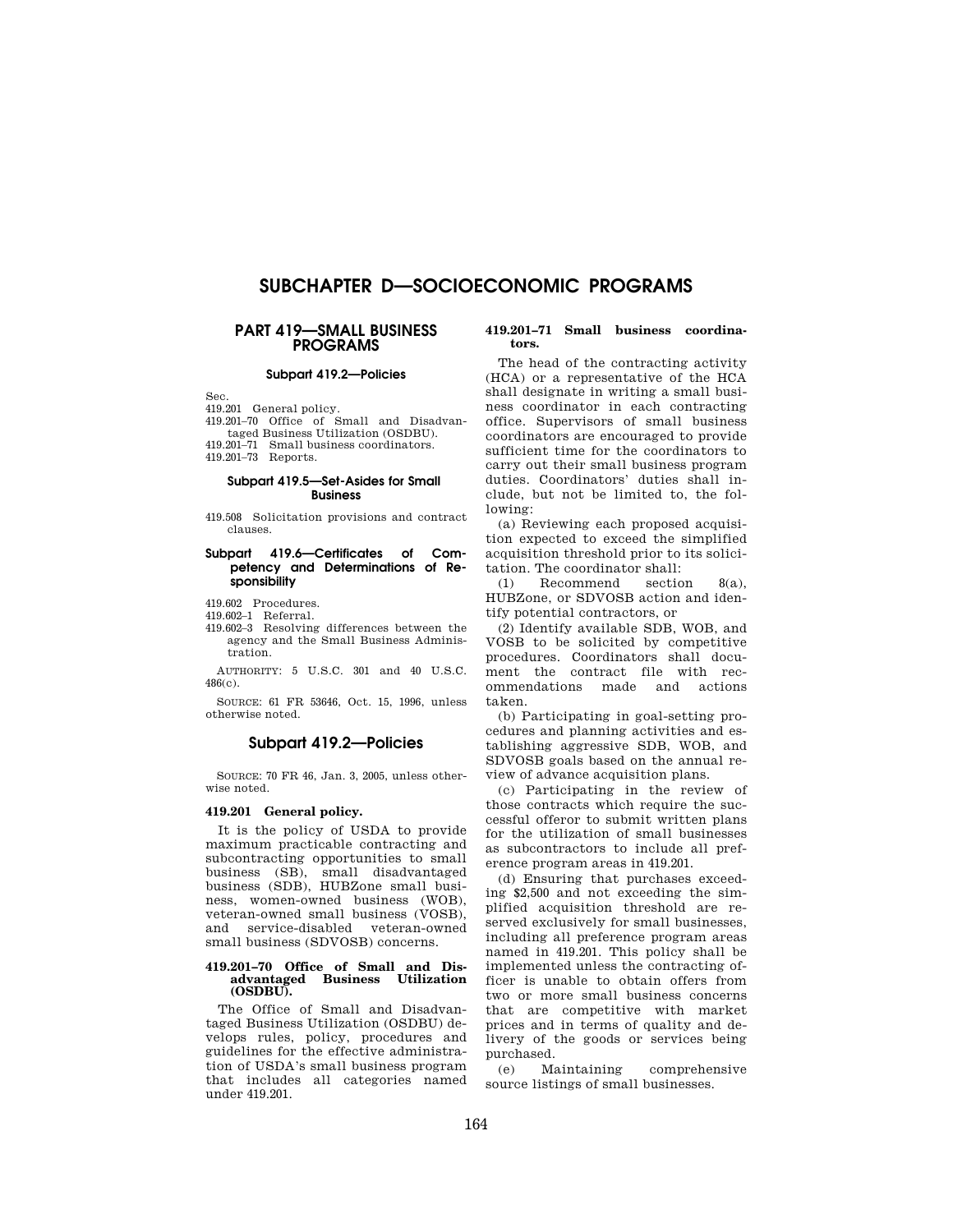# SUBCHAPTER D—SOCIOECONOMIC PROGRAMS

## PART 419—SMALL BUSINESS PROGRAMS

### Subpart 419.2—Policies

Sec.

419.201 General policy.

419.201–70 Office of Small and Disadvantaged Business Utilization (OSDBU).

419.201–71 Small business coordinators.

419.201–73 Reports.

### Subpart 419.5—Set-Asides for Small Business

419.508 Solicitation provisions and contract clauses.

### Subpart 419.6—Certificates of Competency and Determinations of Responsibility

419.602 Procedures.

419.602–1 Referral.

419.602–3 Resolving differences between the agency and the Small Business Administration.

AUTHORITY: 5 U.S.C. 301 and 40 U.S.C. 486(c).

SOURCE: 61 FR 53646, Oct. 15, 1996, unless otherwise noted.

## Subpart 419.2—Policies

SOURCE: 70 FR 46, Jan. 3, 2005, unless otherwise noted.

### 419.201 General policy.

It is the policy of USDA to provide maximum practicable contracting and subcontracting opportunities to small business (SB), small disadvantaged business (SDB), HUBZone small business, women-owned business (WOB), veteran-owned small business (VOSB), and service-disabled veteran-owned small business (SDVOSB) concerns.

### 419.201–70 Office of Small and Disadvantaged Business Utilization (OSDBU).

The Office of Small and Disadvantaged Business Utilization (OSDBU) develops rules, policy, procedures and guidelines for the effective administration of USDA's small business program that includes all categories named under 419.201.

### 419.201–71 Small business coordinators.

The head of the contracting activity (HCA) or a representative of the HCA shall designate in writing a small business coordinator in each contracting office. Supervisors of small business coordinators are encouraged to provide sufficient time for the coordinators to carry out their small business program duties. Coordinators' duties shall include, but not be limited to, the following:

(a) Reviewing each proposed acquisition expected to exceed the simplified acquisition threshold prior to its solicitation. The coordinator shall:

(1) Recommend section 8(a), HUBZone, or SDVOSB action and identify potential contractors, or

(2) Identify available SDB, WOB, and VOSB to be solicited by competitive procedures. Coordinators shall document the contract file with recommendations made and actions taken.

(b) Participating in goal-setting procedures and planning activities and establishing aggressive SDB, WOB, and SDVOSB goals based on the annual review of advance acquisition plans.

(c) Participating in the review of those contracts which require the successful offeror to submit written plans for the utilization of small businesses as subcontractors to include all preference program areas in 419.201.

(d) Ensuring that purchases exceeding $2,500 and not exceeding the simplified acquisition threshold are reserved exclusively for small businesses, including all preference program areas named in 419.201. This policy shall be implemented unless the contracting officer is unable to obtain offers from two or more small business concerns that are competitive with market prices and in terms of quality and delivery of the goods or services being purchased.

(e) Maintaining comprehensive source listings of small businesses.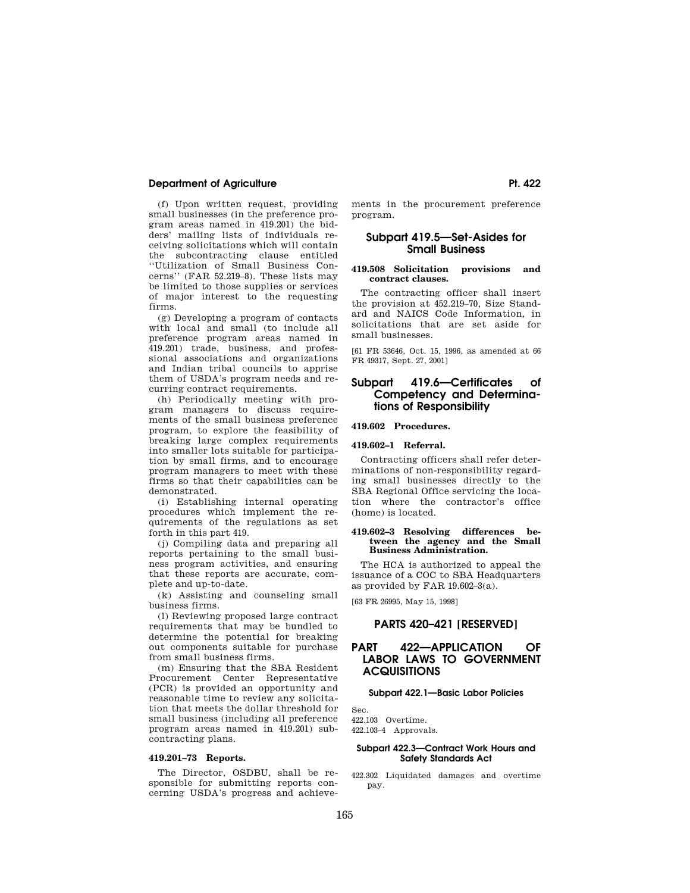(f) Upon written request, providing small businesses (in the preference program areas named in 419.201) the bidders' mailing lists of individuals receiving solicitations which will contain the subcontracting clause entitled ''Utilization of Small Business Concerns'' (FAR 52.219–8). These lists may be limited to those supplies or services of major interest to the requesting firms.

(g) Developing a program of contacts with local and small (to include all preference program areas named in 419.201) trade, business, and professional associations and organizations and Indian tribal councils to apprise them of USDA's program needs and recurring contract requirements.

(h) Periodically meeting with program managers to discuss requirements of the small business preference program, to explore the feasibility of breaking large complex requirements into smaller lots suitable for participation by small firms, and to encourage program managers to meet with these firms so that their capabilities can be demonstrated.

(i) Establishing internal operating procedures which implement the requirements of the regulations as set forth in this part 419.

(j) Compiling data and preparing all reports pertaining to the small business program activities, and ensuring that these reports are accurate, complete and up-to-date.

(k) Assisting and counseling small business firms.

(l) Reviewing proposed large contract requirements that may be bundled to determine the potential for breaking out components suitable for purchase from small business firms.

(m) Ensuring that the SBA Resident Procurement Center Representative (PCR) is provided an opportunity and reasonable time to review any solicitation that meets the dollar threshold for small business (including all preference program areas named in 419.201) subcontracting plans.

**419.201–73 Reports.**

The Director, OSDBU, shall be responsible for submitting reports concerning USDA's progress and achievements in the procurement preference program.

## Subpart 419.5—Set-Asides for Small Business

**419.508 Solicitation provisions and contract clauses.**

The contracting officer shall insert the provision at 452.219–70, Size Standard and NAICS Code Information, in solicitations that are set aside for small businesses.

[61 FR 53646, Oct. 15, 1996, as amended at 66 FR 49317, Sept. 27, 2001]

## Subpart 419.6—Certificates of Competency and Determinations of Responsibility

**419.602 Procedures.**

**419.602–1 Referral.**

Contracting officers shall refer determinations of non-responsibility regarding small businesses directly to the SBA Regional Office servicing the location where the contractor's office (home) is located.

**419.602–3 Resolving differences between the agency and the Small Business Administration.**

The HCA is authorized to appeal the issuance of a COC to SBA Headquarters as provided by FAR 19.602–3(a).

[63 FR 26995, May 15, 1998]

# PARTS 420–421 [RESERVED]

# PART 422—APPLICATION OF LABOR LAWS TO GOVERNMENT ACQUISITIONS

### Subpart 422.1—Basic Labor Policies

Sec.
422.103 Overtime.
422.103–4 Approvals.

### Subpart 422.3—Contract Work Hours and Safety Standards Act

422.302 Liquidated damages and overtime pay.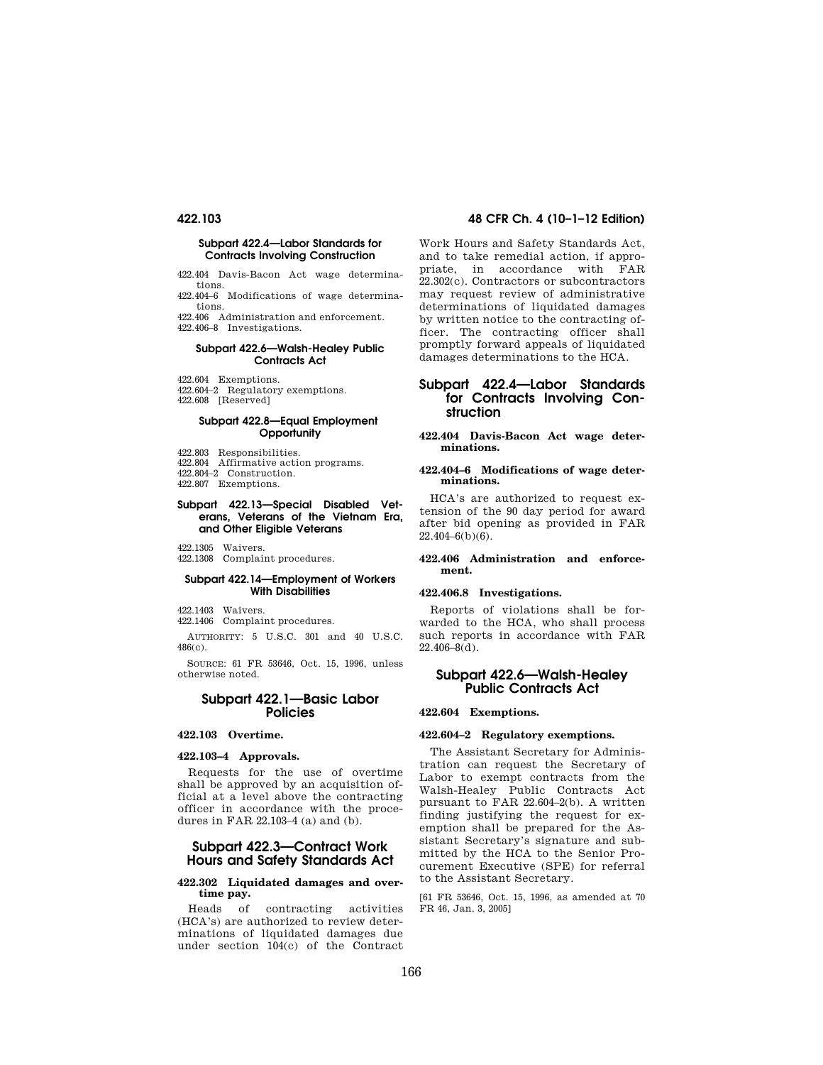Subpart 422.4—Labor Standards for Contracts Involving Construction

422.404 Davis-Bacon Act wage determinations.
422.404–6 Modifications of wage determinations.
422.406 Administration and enforcement.
422.406–8 Investigations.

Subpart 422.6—Walsh-Healey Public Contracts Act

422.604 Exemptions.
422.604–2 Regulatory exemptions.
422.608 [Reserved]

Subpart 422.8—Equal Employment Opportunity

422.803 Responsibilities.
422.804 Affirmative action programs.
422.804–2 Construction.
422.807 Exemptions.

Subpart 422.13—Special Disabled Veterans, Veterans of the Vietnam Era, and Other Eligible Veterans

422.1305 Waivers.
422.1308 Complaint procedures.

Subpart 422.14—Employment of Workers With Disabilities

422.1403 Waivers.
422.1406 Complaint procedures.

AUTHORITY: 5 U.S.C. 301 and 40 U.S.C. 486(c).

SOURCE: 61 FR 53646, Oct. 15, 1996, unless otherwise noted.

## Subpart 422.1—Basic Labor Policies

### 422.103 Overtime.

### 422.103–4 Approvals.

Requests for the use of overtime shall be approved by an acquisition official at a level above the contracting officer in accordance with the procedures in FAR 22.103–4 (a) and (b).

## Subpart 422.3—Contract Work Hours and Safety Standards Act

### 422.302 Liquidated damages and overtime pay.

Heads of contracting activities (HCA's) are authorized to review determinations of liquidated damages due under section 104(c) of the Contract Work Hours and Safety Standards Act, and to take remedial action, if appropriate, in accordance with FAR 22.302(c). Contractors or subcontractors may request review of administrative determinations of liquidated damages by written notice to the contracting officer. The contracting officer shall promptly forward appeals of liquidated damages determinations to the HCA.

## Subpart 422.4—Labor Standards for Contracts Involving Construction

### 422.404 Davis-Bacon Act wage determinations.

### 422.404–6 Modifications of wage determinations.

HCA's are authorized to request extension of the 90 day period for award after bid opening as provided in FAR 22.404–6(b)(6).

### 422.406 Administration and enforcement.

### 422.406.8 Investigations.

Reports of violations shall be forwarded to the HCA, who shall process such reports in accordance with FAR 22.406–8(d).

## Subpart 422.6—Walsh-Healey Public Contracts Act

### 422.604 Exemptions.

### 422.604–2 Regulatory exemptions.

The Assistant Secretary for Administration can request the Secretary of Labor to exempt contracts from the Walsh-Healey Public Contracts Act pursuant to FAR 22.604–2(b). A written finding justifying the request for exemption shall be prepared for the Assistant Secretary's signature and submitted by the HCA to the Senior Procurement Executive (SPE) for referral to the Assistant Secretary.

[61 FR 53646, Oct. 15, 1996, as amended at 70 FR 46, Jan. 3, 2005]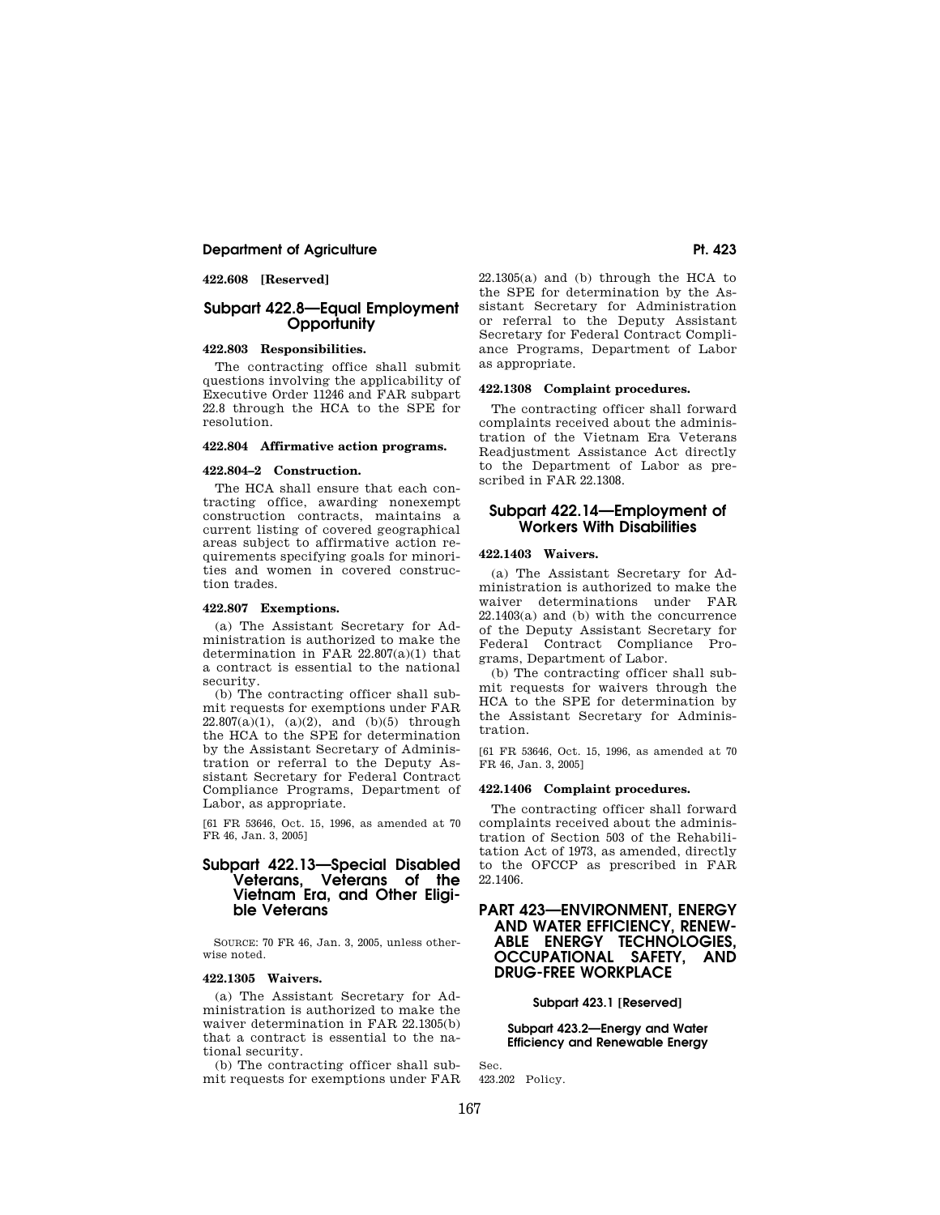**422.608 [Reserved]**

## Subpart 422.8—Equal Employment Opportunity

**422.803 Responsibilities.**

The contracting office shall submit questions involving the applicability of Executive Order 11246 and FAR subpart 22.8 through the HCA to the SPE for resolution.

**422.804 Affirmative action programs.**

**422.804–2 Construction.**

The HCA shall ensure that each contracting office, awarding nonexempt construction contracts, maintains a current listing of covered geographical areas subject to affirmative action requirements specifying goals for minorities and women in covered construction trades.

**422.807 Exemptions.**

(a) The Assistant Secretary for Administration is authorized to make the determination in FAR 22.807(a)(1) that a contract is essential to the national security.

(b) The contracting officer shall submit requests for exemptions under FAR 22.807(a)(1), (a)(2), and (b)(5) through the HCA to the SPE for determination by the Assistant Secretary of Administration or referral to the Deputy Assistant Secretary for Federal Contract Compliance Programs, Department of Labor, as appropriate.

[61 FR 53646, Oct. 15, 1996, as amended at 70 FR 46, Jan. 3, 2005]

## Subpart 422.13—Special Disabled Veterans, Veterans of the Vietnam Era, and Other Eligible Veterans

SOURCE: 70 FR 46, Jan. 3, 2005, unless otherwise noted.

**422.1305 Waivers.**

(a) The Assistant Secretary for Administration is authorized to make the waiver determination in FAR 22.1305(b) that a contract is essential to the national security.

(b) The contracting officer shall submit requests for exemptions under FAR 22.1305(a) and (b) through the HCA to the SPE for determination by the Assistant Secretary for Administration or referral to the Deputy Assistant Secretary for Federal Contract Compliance Programs, Department of Labor as appropriate.

**422.1308 Complaint procedures.**

The contracting officer shall forward complaints received about the administration of the Vietnam Era Veterans Readjustment Assistance Act directly to the Department of Labor as prescribed in FAR 22.1308.

## Subpart 422.14—Employment of Workers With Disabilities

**422.1403 Waivers.**

(a) The Assistant Secretary for Administration is authorized to make the waiver determinations under FAR 22.1403(a) and (b) with the concurrence of the Deputy Assistant Secretary for Federal Contract Compliance Programs, Department of Labor.

(b) The contracting officer shall submit requests for waivers through the HCA to the SPE for determination by the Assistant Secretary for Administration.

[61 FR 53646, Oct. 15, 1996, as amended at 70 FR 46, Jan. 3, 2005]

**422.1406 Complaint procedures.**

The contracting officer shall forward complaints received about the administration of Section 503 of the Rehabilitation Act of 1973, as amended, directly to the OFCCP as prescribed in FAR 22.1406.

# PART 423—ENVIRONMENT, ENERGY AND WATER EFFICIENCY, RENEWABLE ENERGY TECHNOLOGIES, OCCUPATIONAL SAFETY, AND DRUG-FREE WORKPLACE

### Subpart 423.1 [Reserved]

### Subpart 423.2—Energy and Water Efficiency and Renewable Energy

Sec.
423.202 Policy.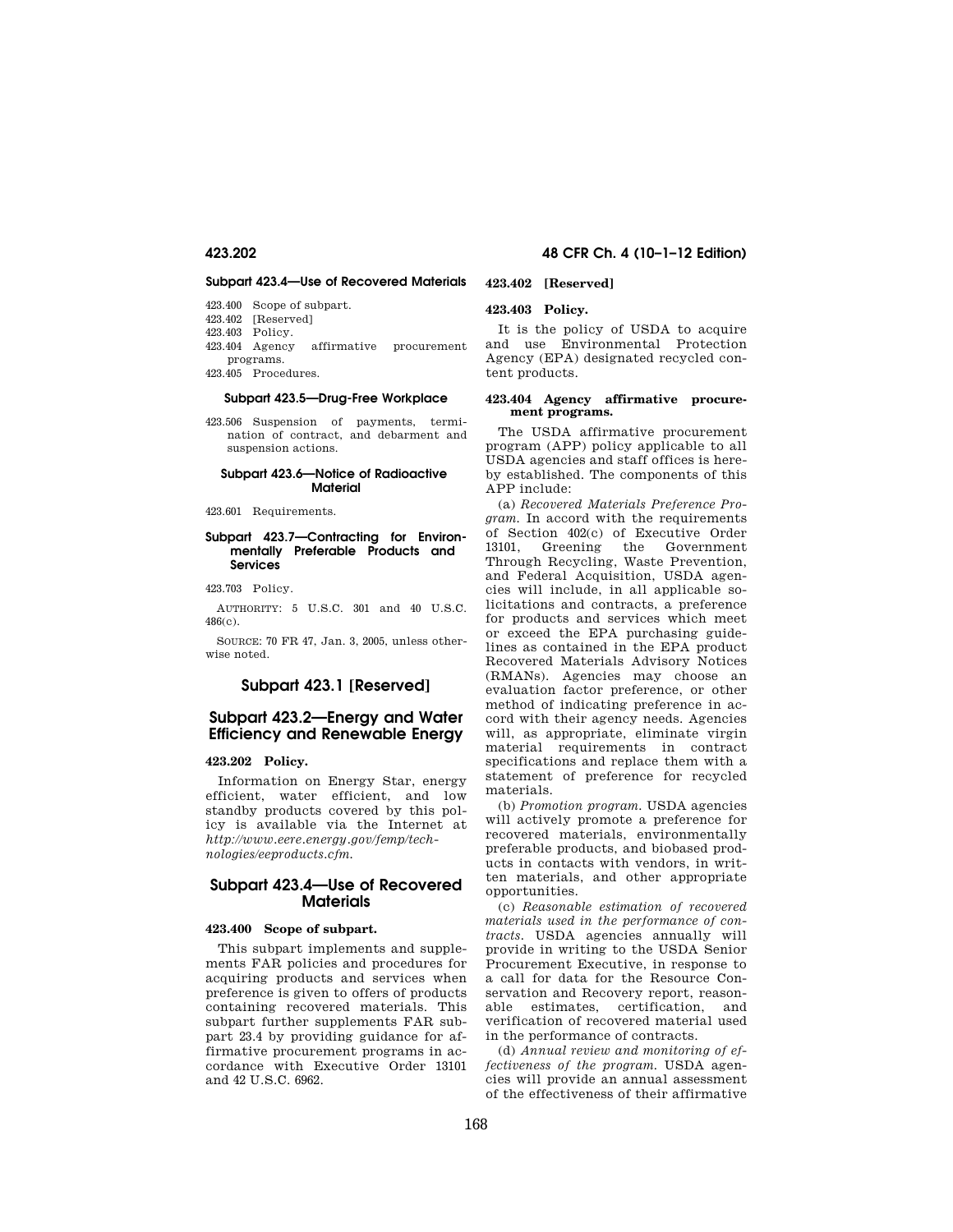### Subpart 423.4—Use of Recovered Materials

423.400 Scope of subpart.
423.402 [Reserved]
423.403 Policy.
423.404 Agency affirmative procurement programs.
423.405 Procedures.

### Subpart 423.5—Drug-Free Workplace

423.506 Suspension of payments, termination of contract, and debarment and suspension actions.

### Subpart 423.6—Notice of Radioactive Material

423.601 Requirements.

### Subpart 423.7—Contracting for Environmentally Preferable Products and Services

423.703 Policy.

AUTHORITY: 5 U.S.C. 301 and 40 U.S.C. 486(c).

SOURCE: 70 FR 47, Jan. 3, 2005, unless otherwise noted.

## Subpart 423.1 [Reserved]

## Subpart 423.2—Energy and Water Efficiency and Renewable Energy

### 423.202 Policy.

Information on Energy Star, energy efficient, water efficient, and low standby products covered by this policy is available via the Internet at *http://www.eere.energy.gov/femp/technologies/eeproducts.cfm.*

## Subpart 423.4—Use of Recovered Materials

### 423.400 Scope of subpart.

This subpart implements and supplements FAR policies and procedures for acquiring products and services when preference is given to offers of products containing recovered materials. This subpart further supplements FAR subpart 23.4 by providing guidance for affirmative procurement programs in accordance with Executive Order 13101 and 42 U.S.C. 6962.

### 423.402 [Reserved]

### 423.403 Policy.

It is the policy of USDA to acquire and use Environmental Protection Agency (EPA) designated recycled content products.

### 423.404 Agency affirmative procurement programs.

The USDA affirmative procurement program (APP) policy applicable to all USDA agencies and staff offices is hereby established. The components of this APP include:

(a) *Recovered Materials Preference Program.* In accord with the requirements of Section 402(c) of Executive Order 13101, Greening the Government Through Recycling, Waste Prevention, and Federal Acquisition, USDA agencies will include, in all applicable solicitations and contracts, a preference for products and services which meet or exceed the EPA purchasing guidelines as contained in the EPA product Recovered Materials Advisory Notices (RMANs). Agencies may choose an evaluation factor preference, or other method of indicating preference in accord with their agency needs. Agencies will, as appropriate, eliminate virgin material requirements in contract specifications and replace them with a statement of preference for recycled materials.

(b) *Promotion program.* USDA agencies will actively promote a preference for recovered materials, environmentally preferable products, and biobased products in contacts with vendors, in written materials, and other appropriate opportunities.

(c) *Reasonable estimation of recovered materials used in the performance of contracts.* USDA agencies annually will provide in writing to the USDA Senior Procurement Executive, in response to a call for data for the Resource Conservation and Recovery report, reasonable estimates, certification, and verification of recovered material used in the performance of contracts.

(d) *Annual review and monitoring of effectiveness of the program.* USDA agencies will provide an annual assessment of the effectiveness of their affirmative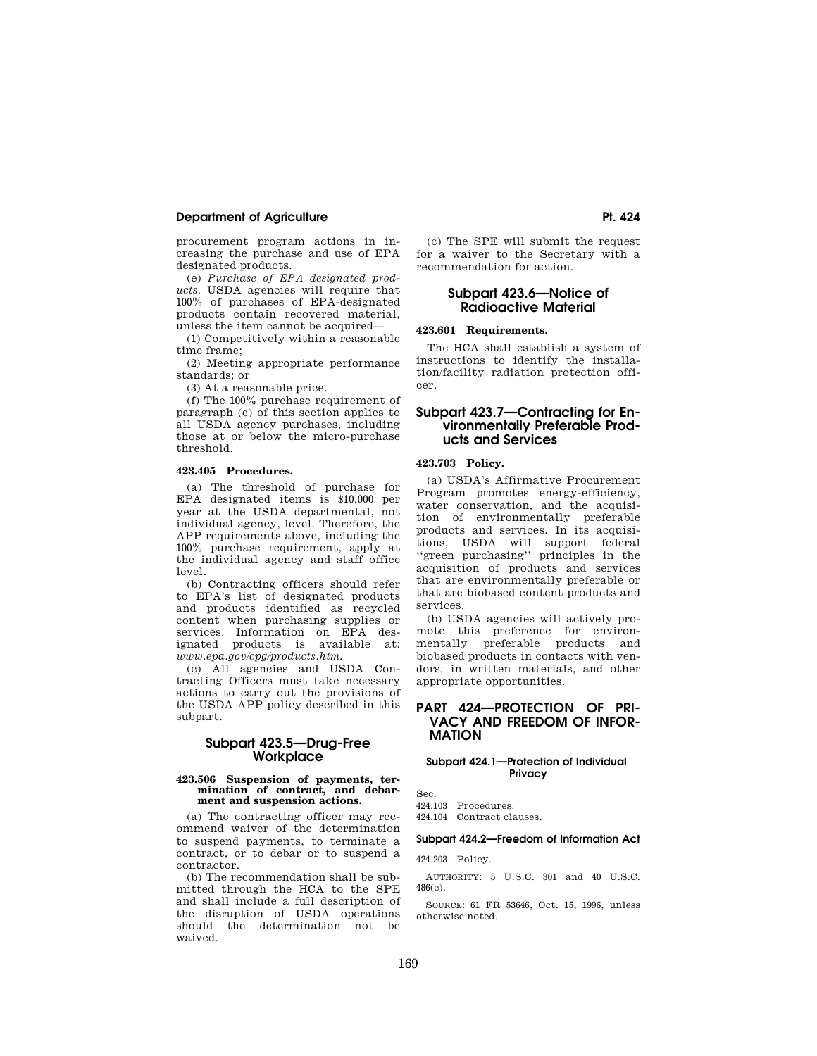procurement program actions in increasing the purchase and use of EPA designated products.

(e) *Purchase of EPA designated products.* USDA agencies will require that 100% of purchases of EPA-designated products contain recovered material, unless the item cannot be acquired—

(1) Competitively within a reasonable time frame;

(2) Meeting appropriate performance standards; or

(3) At a reasonable price.

(f) The 100% purchase requirement of paragraph (e) of this section applies to all USDA agency purchases, including those at or below the micro-purchase threshold.

**423.405 Procedures.**

(a) The threshold of purchase for EPA designated items is $10,000 per year at the USDA departmental, not individual agency, level. Therefore, the APP requirements above, including the 100% purchase requirement, apply at the individual agency and staff office level.

(b) Contracting officers should refer to EPA's list of designated products and products identified as recycled content when purchasing supplies or services. Information on EPA designated products is available at: *www.epa.gov/cpg/products.htm.*

(c) All agencies and USDA Contracting Officers must take necessary actions to carry out the provisions of the USDA APP policy described in this subpart.

## Subpart 423.5—Drug-Free Workplace

**423.506 Suspension of payments, termination of contract, and debarment and suspension actions.**

(a) The contracting officer may recommend waiver of the determination to suspend payments, to terminate a contract, or to debar or to suspend a contractor.

(b) The recommendation shall be submitted through the HCA to the SPE and shall include a full description of the disruption of USDA operations should the determination not be waived.

(c) The SPE will submit the request for a waiver to the Secretary with a recommendation for action.

## Subpart 423.6—Notice of Radioactive Material

**423.601 Requirements.**

The HCA shall establish a system of instructions to identify the installation/facility radiation protection officer.

## Subpart 423.7—Contracting for Environmentally Preferable Products and Services

**423.703 Policy.**

(a) USDA's Affirmative Procurement Program promotes energy-efficiency, water conservation, and the acquisition of environmentally preferable products and services. In its acquisitions, USDA will support federal ''green purchasing'' principles in the acquisition of products and services that are environmentally preferable or that are biobased content products and services.

(b) USDA agencies will actively promote this preference for environmentally preferable products and biobased products in contacts with vendors, in written materials, and other appropriate opportunities.

# PART 424—PROTECTION OF PRIVACY AND FREEDOM OF INFORMATION

### Subpart 424.1—Protection of Individual Privacy

Sec.
424.103 Procedures.
424.104 Contract clauses.

### Subpart 424.2—Freedom of Information Act

424.203 Policy.

AUTHORITY: 5 U.S.C. 301 and 40 U.S.C. 486(c).

SOURCE: 61 FR 53646, Oct. 15, 1996, unless otherwise noted.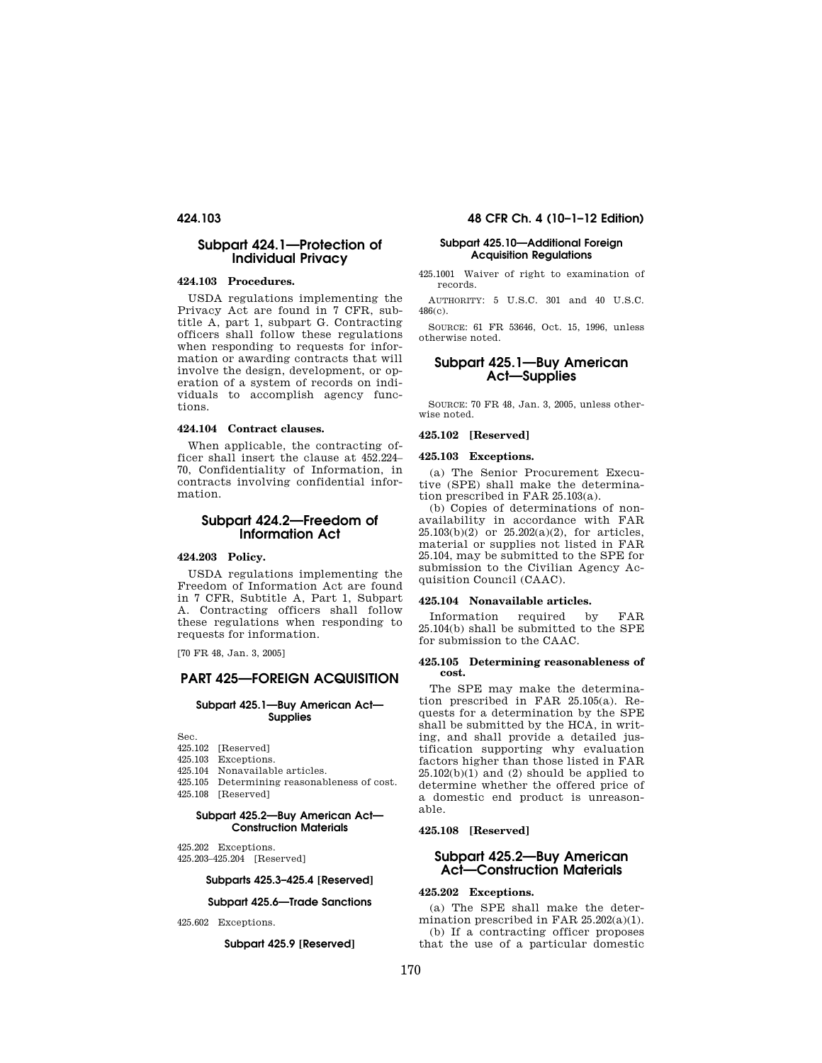## Subpart 424.1—Protection of Individual Privacy

### 424.103 Procedures.

USDA regulations implementing the Privacy Act are found in 7 CFR, subtitle A, part 1, subpart G. Contracting officers shall follow these regulations when responding to requests for information or awarding contracts that will involve the design, development, or operation of a system of records on individuals to accomplish agency functions.

### 424.104 Contract clauses.

When applicable, the contracting officer shall insert the clause at 452.224–70, Confidentiality of Information, in contracts involving confidential information.

## Subpart 424.2—Freedom of Information Act

### 424.203 Policy.

USDA regulations implementing the Freedom of Information Act are found in 7 CFR, Subtitle A, Part 1, Subpart A. Contracting officers shall follow these regulations when responding to requests for information.

[70 FR 48, Jan. 3, 2005]

# PART 425—FOREIGN ACQUISITION

#### Subpart 425.1—Buy American Act—Supplies

Sec.
425.102 [Reserved]
425.103 Exceptions.
425.104 Nonavailable articles.
425.105 Determining reasonableness of cost.
425.108 [Reserved]

#### Subpart 425.2—Buy American Act—Construction Materials

425.202 Exceptions.
425.203–425.204 [Reserved]

#### Subparts 425.3–425.4 [Reserved]

#### Subpart 425.6—Trade Sanctions

425.602 Exceptions.

#### Subpart 425.9 [Reserved]

#### Subpart 425.10—Additional Foreign Acquisition Regulations

425.1001 Waiver of right to examination of records.

AUTHORITY: 5 U.S.C. 301 and 40 U.S.C. 486(c).

SOURCE: 61 FR 53646, Oct. 15, 1996, unless otherwise noted.

## Subpart 425.1—Buy American Act—Supplies

SOURCE: 70 FR 48, Jan. 3, 2005, unless otherwise noted.

### 425.102 [Reserved]

### 425.103 Exceptions.

(a) The Senior Procurement Executive (SPE) shall make the determination prescribed in FAR 25.103(a).

(b) Copies of determinations of nonavailability in accordance with FAR 25.103(b)(2) or 25.202(a)(2), for articles, material or supplies not listed in FAR 25.104, may be submitted to the SPE for submission to the Civilian Agency Acquisition Council (CAAC).

### 425.104 Nonavailable articles.

Information required by FAR 25.104(b) shall be submitted to the SPE for submission to the CAAC.

### 425.105 Determining reasonableness of cost.

The SPE may make the determination prescribed in FAR 25.105(a). Requests for a determination by the SPE shall be submitted by the HCA, in writing, and shall provide a detailed justification supporting why evaluation factors higher than those listed in FAR 25.102(b)(1) and (2) should be applied to determine whether the offered price of a domestic end product is unreasonable.

### 425.108 [Reserved]

## Subpart 425.2—Buy American Act—Construction Materials

### 425.202 Exceptions.

(a) The SPE shall make the determination prescribed in FAR 25.202(a)(1).

(b) If a contracting officer proposes that the use of a particular domestic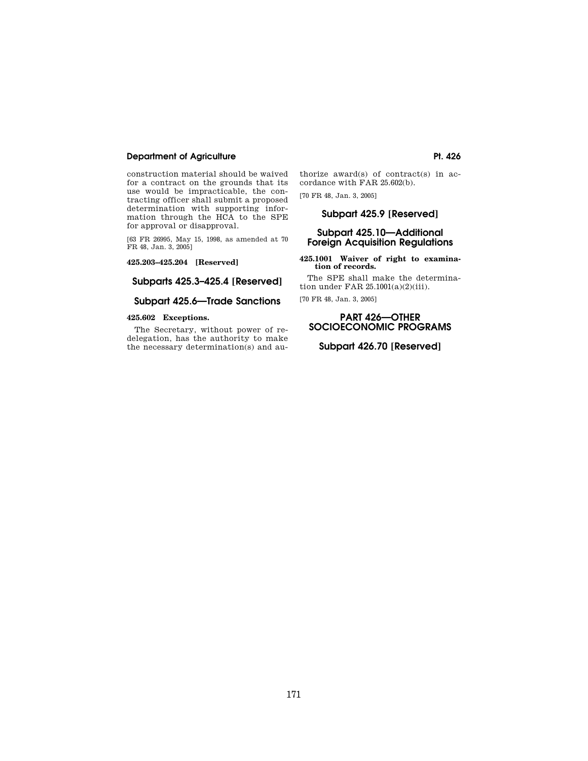construction material should be waived for a contract on the grounds that its use would be impracticable, the contracting officer shall submit a proposed determination with supporting information through the HCA to the SPE for approval or disapproval.

[63 FR 26995, May 15, 1998, as amended at 70 FR 48, Jan. 3, 2005]

**425.203–425.204 [Reserved]**

## Subparts 425.3–425.4 [Reserved]

## Subpart 425.6—Trade Sanctions

**425.602 Exceptions.**

The Secretary, without power of redelegation, has the authority to make the necessary determination(s) and authorize award(s) of contract(s) in accordance with FAR 25.602(b).

[70 FR 48, Jan. 3, 2005]

## Subpart 425.9 [Reserved]

## Subpart 425.10—Additional Foreign Acquisition Regulations

**425.1001 Waiver of right to examination of records.**

The SPE shall make the determination under FAR 25.1001(a)(2)(iii).

[70 FR 48, Jan. 3, 2005]

# PART 426—OTHER SOCIOECONOMIC PROGRAMS

## Subpart 426.70 [Reserved]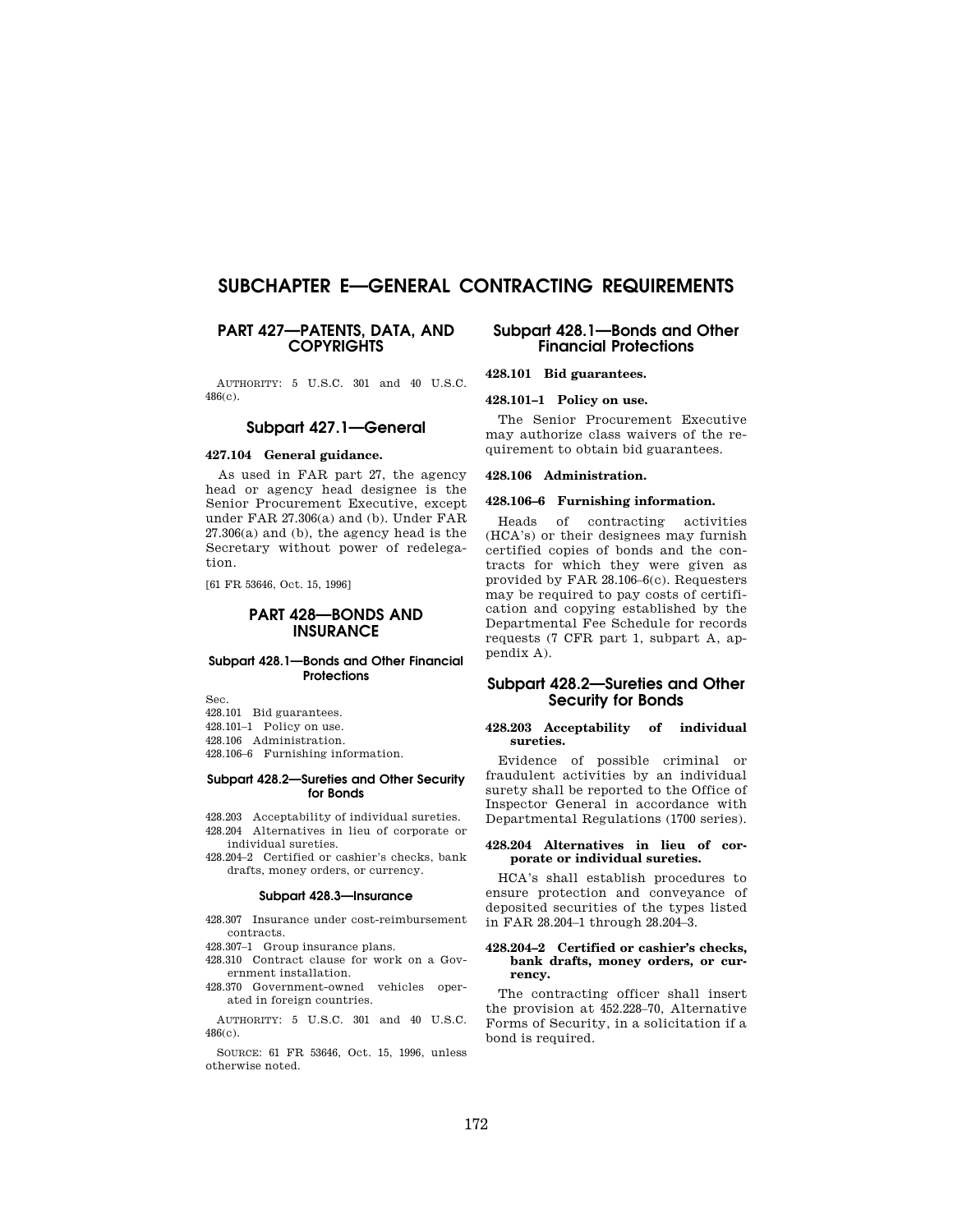# SUBCHAPTER E—GENERAL CONTRACTING REQUIREMENTS

## PART 427—PATENTS, DATA, AND COPYRIGHTS

AUTHORITY: 5 U.S.C. 301 and 40 U.S.C. 486(c).

### Subpart 427.1—General

**427.104 General guidance.**

As used in FAR part 27, the agency head or agency head designee is the Senior Procurement Executive, except under FAR 27.306(a) and (b). Under FAR 27.306(a) and (b), the agency head is the Secretary without power of redelegation.

[61 FR 53646, Oct. 15, 1996]

## PART 428—BONDS AND INSURANCE

#### Subpart 428.1—Bonds and Other Financial Protections

Sec.
428.101 Bid guarantees.
428.101–1 Policy on use.
428.106 Administration.
428.106–6 Furnishing information.

#### Subpart 428.2—Sureties and Other Security for Bonds

428.203 Acceptability of individual sureties.
428.204 Alternatives in lieu of corporate or individual sureties.
428.204–2 Certified or cashier's checks, bank drafts, money orders, or currency.

#### Subpart 428.3—Insurance

428.307 Insurance under cost-reimbursement contracts.
428.307–1 Group insurance plans.
428.310 Contract clause for work on a Government installation.
428.370 Government-owned vehicles operated in foreign countries.

AUTHORITY: 5 U.S.C. 301 and 40 U.S.C. 486(c).

SOURCE: 61 FR 53646, Oct. 15, 1996, unless otherwise noted.

### Subpart 428.1—Bonds and Other Financial Protections

**428.101 Bid guarantees.**

**428.101–1 Policy on use.**

The Senior Procurement Executive may authorize class waivers of the requirement to obtain bid guarantees.

**428.106 Administration.**

**428.106–6 Furnishing information.**

Heads of contracting activities (HCA's) or their designees may furnish certified copies of bonds and the contracts for which they were given as provided by FAR 28.106–6(c). Requesters may be required to pay costs of certification and copying established by the Departmental Fee Schedule for records requests (7 CFR part 1, subpart A, appendix A).

### Subpart 428.2—Sureties and Other Security for Bonds

**428.203 Acceptability of individual sureties.**

Evidence of possible criminal or fraudulent activities by an individual surety shall be reported to the Office of Inspector General in accordance with Departmental Regulations (1700 series).

**428.204 Alternatives in lieu of corporate or individual sureties.**

HCA's shall establish procedures to ensure protection and conveyance of deposited securities of the types listed in FAR 28.204–1 through 28.204–3.

**428.204–2 Certified or cashier's checks, bank drafts, money orders, or currency.**

The contracting officer shall insert the provision at 452.228–70, Alternative Forms of Security, in a solicitation if a bond is required.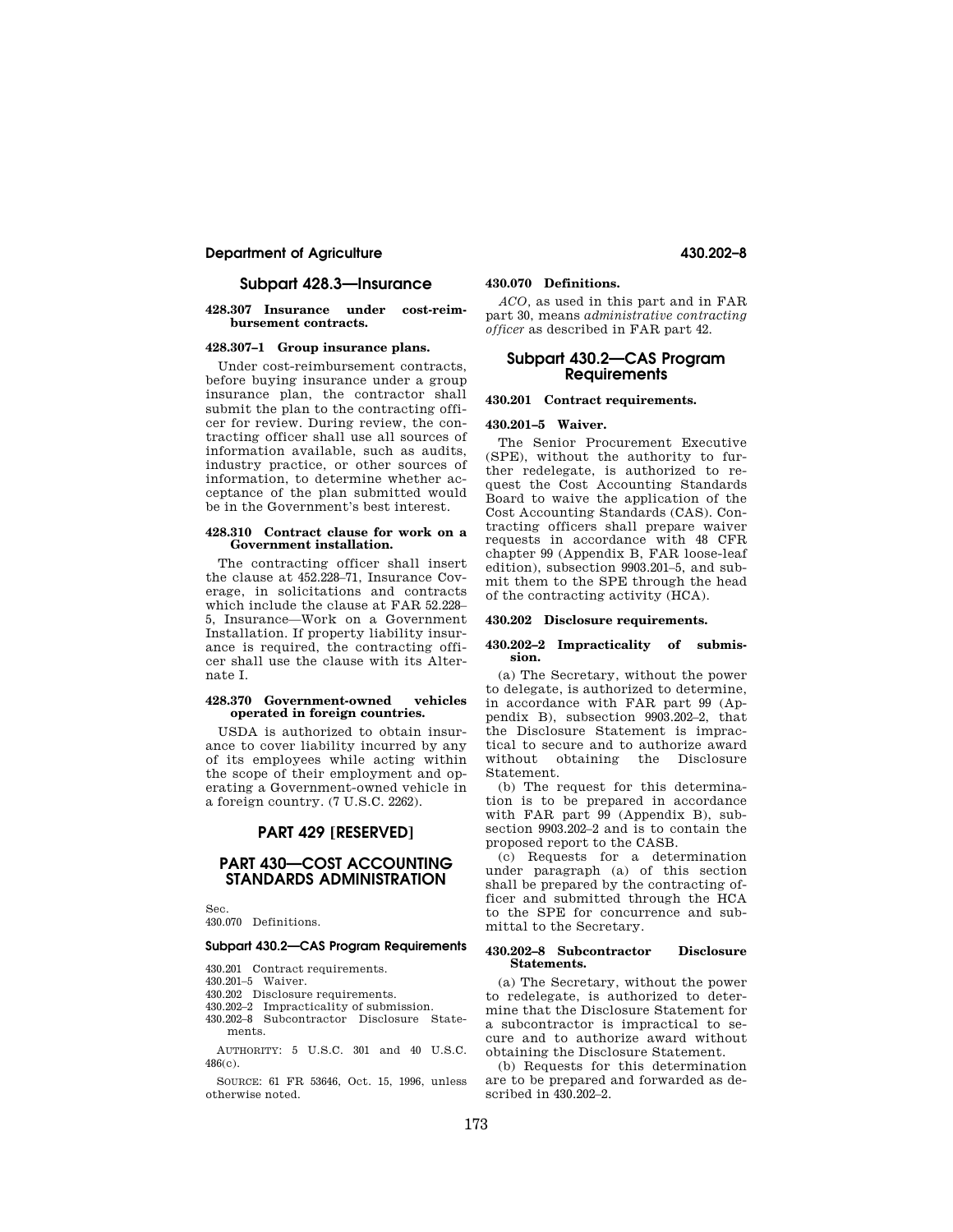## Subpart 428.3—Insurance

### 428.307 Insurance under cost-reimbursement contracts.

### 428.307–1 Group insurance plans.

Under cost-reimbursement contracts, before buying insurance under a group insurance plan, the contractor shall submit the plan to the contracting officer for review. During review, the contracting officer shall use all sources of information available, such as audits, industry practice, or other sources of information, to determine whether acceptance of the plan submitted would be in the Government's best interest.

### 428.310 Contract clause for work on a Government installation.

The contracting officer shall insert the clause at 452.228–71, Insurance Coverage, in solicitations and contracts which include the clause at FAR 52.228–5, Insurance—Work on a Government Installation. If property liability insurance is required, the contracting officer shall use the clause with its Alternate I.

### 428.370 Government-owned vehicles operated in foreign countries.

USDA is authorized to obtain insurance to cover liability incurred by any of its employees while acting within the scope of their employment and operating a Government-owned vehicle in a foreign country. (7 U.S.C. 2262).

# PART 429 [RESERVED]

# PART 430—COST ACCOUNTING STANDARDS ADMINISTRATION

Sec.
430.070 Definitions.

**Subpart 430.2—CAS Program Requirements**

430.201 Contract requirements.
430.201–5 Waiver.
430.202 Disclosure requirements.
430.202–2 Impracticality of submission.
430.202–8 Subcontractor Disclosure Statements.

AUTHORITY: 5 U.S.C. 301 and 40 U.S.C. 486(c).

SOURCE: 61 FR 53646, Oct. 15, 1996, unless otherwise noted.

### 430.070 Definitions.

*ACO*, as used in this part and in FAR part 30, means *administrative contracting officer* as described in FAR part 42.

## Subpart 430.2—CAS Program Requirements

### 430.201 Contract requirements.

### 430.201–5 Waiver.

The Senior Procurement Executive (SPE), without the authority to further redelegate, is authorized to request the Cost Accounting Standards Board to waive the application of the Cost Accounting Standards (CAS). Contracting officers shall prepare waiver requests in accordance with 48 CFR chapter 99 (Appendix B, FAR loose-leaf edition), subsection 9903.201–5, and submit them to the SPE through the head of the contracting activity (HCA).

### 430.202 Disclosure requirements.

### 430.202–2 Impracticality of submission.

(a) The Secretary, without the power to delegate, is authorized to determine, in accordance with FAR part 99 (Appendix B), subsection 9903.202–2, that the Disclosure Statement is impractical to secure and to authorize award without obtaining the Disclosure Statement.

(b) The request for this determination is to be prepared in accordance with FAR part 99 (Appendix B), subsection 9903.202–2 and is to contain the proposed report to the CASB.

(c) Requests for a determination under paragraph (a) of this section shall be prepared by the contracting officer and submitted through the HCA to the SPE for concurrence and submittal to the Secretary.

### 430.202–8 Subcontractor Disclosure Statements.

(a) The Secretary, without the power to redelegate, is authorized to determine that the Disclosure Statement for a subcontractor is impractical to secure and to authorize award without obtaining the Disclosure Statement.

(b) Requests for this determination are to be prepared and forwarded as described in 430.202–2.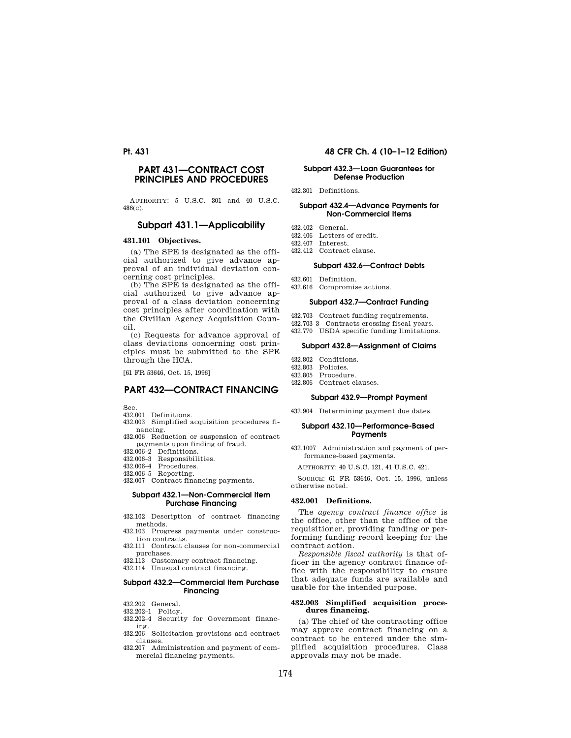# PART 431—CONTRACT COST PRINCIPLES AND PROCEDURES

AUTHORITY: 5 U.S.C. 301 and 40 U.S.C. 486(c).

## Subpart 431.1—Applicability

### 431.101 Objectives.

(a) The SPE is designated as the official authorized to give advance approval of an individual deviation concerning cost principles.

(b) The SPE is designated as the official authorized to give advance approval of a class deviation concerning cost principles after coordination with the Civilian Agency Acquisition Council.

(c) Requests for advance approval of class deviations concerning cost principles must be submitted to the SPE through the HCA.

[61 FR 53646, Oct. 15, 1996]

# PART 432—CONTRACT FINANCING

Sec.

432.001 Definitions.
432.003 Simplified acquisition procedures financing.
432.006 Reduction or suspension of contract payments upon finding of fraud.
432.006–2 Definitions.
432.006–3 Responsibilities.
432.006–4 Procedures.
432.006–5 Reporting.
432.007 Contract financing payments.

#### Subpart 432.1—Non-Commercial Item Purchase Financing

432.102 Description of contract financing methods.
432.103 Progress payments under construction contracts.
432.111 Contract clauses for non-commercial purchases.
432.113 Customary contract financing.
432.114 Unusual contract financing.

#### Subpart 432.2—Commercial Item Purchase Financing

432.202 General.
432.202–1 Policy.
432.202–4 Security for Government financing.
432.206 Solicitation provisions and contract clauses.
432.207 Administration and payment of commercial financing payments.

#### Subpart 432.3—Loan Guarantees for Defense Production

432.301 Definitions.

#### Subpart 432.4—Advance Payments for Non-Commercial Items

432.402 General.
432.406 Letters of credit.
432.407 Interest.
432.412 Contract clause.

#### Subpart 432.6—Contract Debts

432.601 Definition.
432.616 Compromise actions.

#### Subpart 432.7—Contract Funding

432.703 Contract funding requirements.
432.703–3 Contracts crossing fiscal years.
432.770 USDA specific funding limitations.

#### Subpart 432.8—Assignment of Claims

432.802 Conditions.
432.803 Policies.
432.805 Procedure.
432.806 Contract clauses.

#### Subpart 432.9—Prompt Payment

432.904 Determining payment due dates.

#### Subpart 432.10—Performance-Based Payments

432.1007 Administration and payment of performance-based payments.

AUTHORITY: 40 U.S.C. 121, 41 U.S.C. 421.

SOURCE: 61 FR 53646, Oct. 15, 1996, unless otherwise noted.

### 432.001 Definitions.

The *agency contract finance office* is the office, other than the office of the requisitioner, providing funding or performing funding record keeping for the contract action.

*Responsible fiscal authority* is that officer in the agency contract finance office with the responsibility to ensure that adequate funds are available and usable for the intended purpose.

### 432.003 Simplified acquisition procedures financing.

(a) The chief of the contracting office may approve contract financing on a contract to be entered under the simplified acquisition procedures. Class approvals may not be made.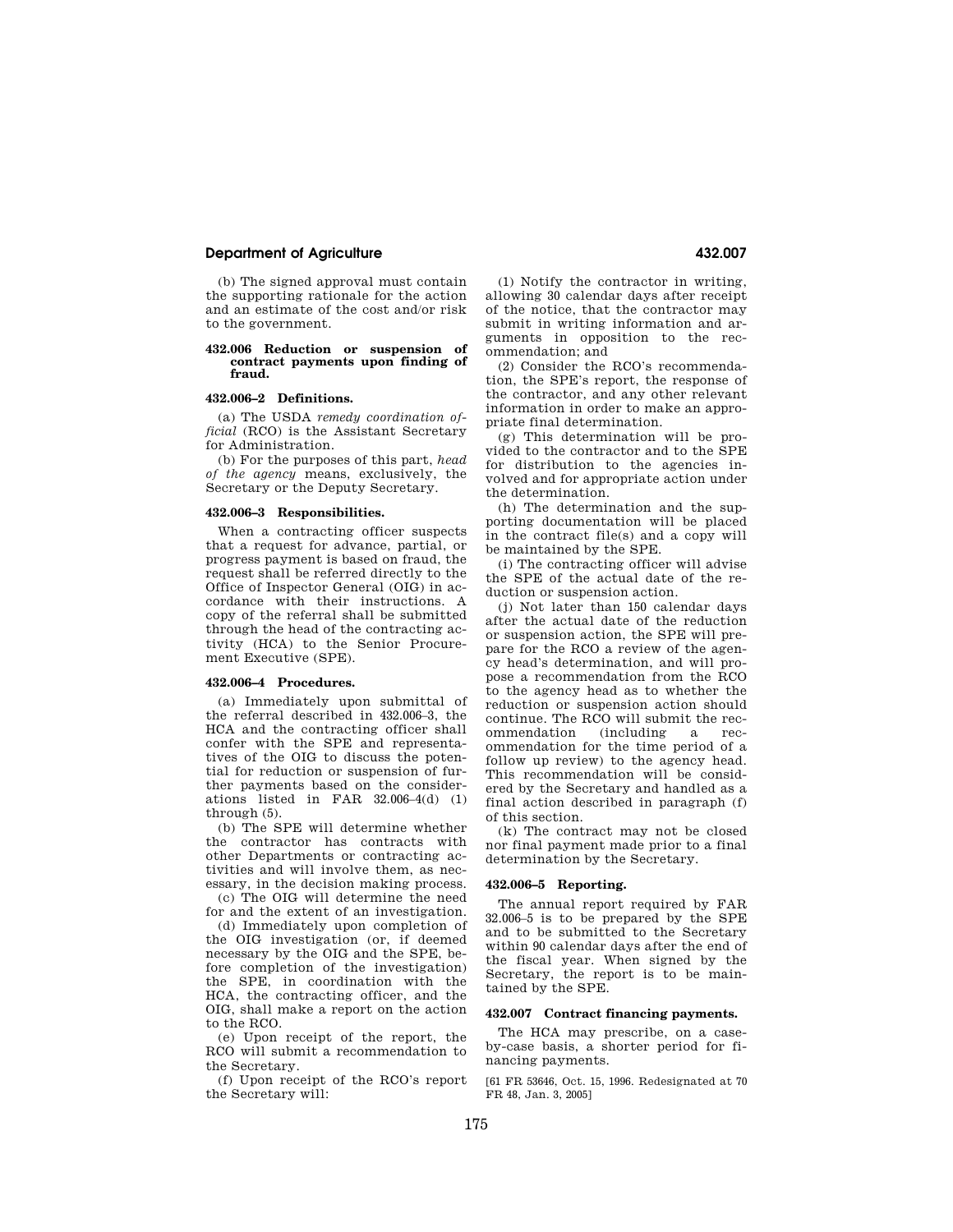(b) The signed approval must contain the supporting rationale for the action and an estimate of the cost and/or risk to the government.

### 432.006 Reduction or suspension of contract payments upon finding of fraud.

### 432.006–2 Definitions.

(a) The USDA *remedy coordination official* (RCO) is the Assistant Secretary for Administration.

(b) For the purposes of this part, *head of the agency* means, exclusively, the Secretary or the Deputy Secretary.

### 432.006–3 Responsibilities.

When a contracting officer suspects that a request for advance, partial, or progress payment is based on fraud, the request shall be referred directly to the Office of Inspector General (OIG) in accordance with their instructions. A copy of the referral shall be submitted through the head of the contracting activity (HCA) to the Senior Procurement Executive (SPE).

### 432.006–4 Procedures.

(a) Immediately upon submittal of the referral described in 432.006–3, the HCA and the contracting officer shall confer with the SPE and representatives of the OIG to discuss the potential for reduction or suspension of further payments based on the considerations listed in FAR 32.006–4(d) (1) through (5).

(b) The SPE will determine whether the contractor has contracts with other Departments or contracting activities and will involve them, as necessary, in the decision making process.

(c) The OIG will determine the need for and the extent of an investigation.

(d) Immediately upon completion of the OIG investigation (or, if deemed necessary by the OIG and the SPE, before completion of the investigation) the SPE, in coordination with the HCA, the contracting officer, and the OIG, shall make a report on the action to the RCO.

(e) Upon receipt of the report, the RCO will submit a recommendation to the Secretary.

(f) Upon receipt of the RCO's report the Secretary will:

(1) Notify the contractor in writing, allowing 30 calendar days after receipt of the notice, that the contractor may submit in writing information and arguments in opposition to the recommendation; and

(2) Consider the RCO's recommendation, the SPE's report, the response of the contractor, and any other relevant information in order to make an appropriate final determination.

(g) This determination will be provided to the contractor and to the SPE for distribution to the agencies involved and for appropriate action under the determination.

(h) The determination and the supporting documentation will be placed in the contract file(s) and a copy will be maintained by the SPE.

(i) The contracting officer will advise the SPE of the actual date of the reduction or suspension action.

(j) Not later than 150 calendar days after the actual date of the reduction or suspension action, the SPE will prepare for the RCO a review of the agency head's determination, and will propose a recommendation from the RCO to the agency head as to whether the reduction or suspension action should continue. The RCO will submit the recommendation (including a recommendation for the time period of a follow up review) to the agency head. This recommendation will be considered by the Secretary and handled as a final action described in paragraph (f) of this section.

(k) The contract may not be closed nor final payment made prior to a final determination by the Secretary.

### 432.006–5 Reporting.

The annual report required by FAR 32.006–5 is to be prepared by the SPE and to be submitted to the Secretary within 90 calendar days after the end of the fiscal year. When signed by the Secretary, the report is to be maintained by the SPE.

### 432.007 Contract financing payments.

The HCA may prescribe, on a case-by-case basis, a shorter period for financing payments.

[61 FR 53646, Oct. 15, 1996. Redesignated at 70 FR 48, Jan. 3, 2005]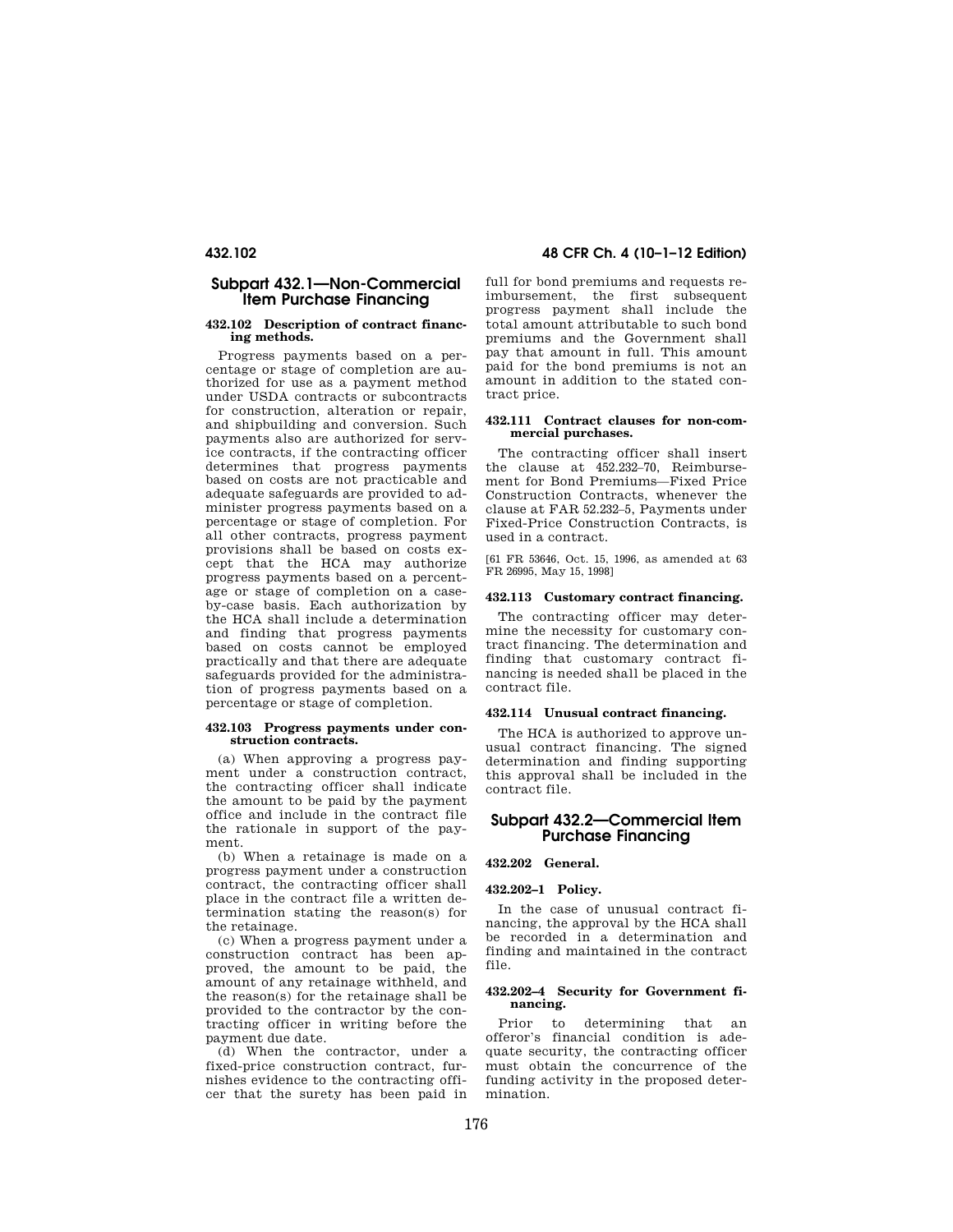## Subpart 432.1—Non-Commercial Item Purchase Financing

### 432.102 Description of contract financing methods.

Progress payments based on a percentage or stage of completion are authorized for use as a payment method under USDA contracts or subcontracts for construction, alteration or repair, and shipbuilding and conversion. Such payments also are authorized for service contracts, if the contracting officer determines that progress payments based on costs are not practicable and adequate safeguards are provided to administer progress payments based on a percentage or stage of completion. For all other contracts, progress payment provisions shall be based on costs except that the HCA may authorize progress payments based on a percentage or stage of completion on a case-by-case basis. Each authorization by the HCA shall include a determination and finding that progress payments based on costs cannot be employed practically and that there are adequate safeguards provided for the administration of progress payments based on a percentage or stage of completion.

### 432.103 Progress payments under construction contracts.

(a) When approving a progress payment under a construction contract, the contracting officer shall indicate the amount to be paid by the payment office and include in the contract file the rationale in support of the payment.

(b) When a retainage is made on a progress payment under a construction contract, the contracting officer shall place in the contract file a written determination stating the reason(s) for the retainage.

(c) When a progress payment under a construction contract has been approved, the amount to be paid, the amount of any retainage withheld, and the reason(s) for the retainage shall be provided to the contractor by the contracting officer in writing before the payment due date.

(d) When the contractor, under a fixed-price construction contract, furnishes evidence to the contracting officer that the surety has been paid in full for bond premiums and requests reimbursement, the first subsequent progress payment shall include the total amount attributable to such bond premiums and the Government shall pay that amount in full. This amount paid for the bond premiums is not an amount in addition to the stated contract price.

### 432.111 Contract clauses for non-commercial purchases.

The contracting officer shall insert the clause at 452.232–70, Reimbursement for Bond Premiums—Fixed Price Construction Contracts, whenever the clause at FAR 52.232–5, Payments under Fixed-Price Construction Contracts, is used in a contract.

[61 FR 53646, Oct. 15, 1996, as amended at 63 FR 26995, May 15, 1998]

### 432.113 Customary contract financing.

The contracting officer may determine the necessity for customary contract financing. The determination and finding that customary contract financing is needed shall be placed in the contract file.

### 432.114 Unusual contract financing.

The HCA is authorized to approve unusual contract financing. The signed determination and finding supporting this approval shall be included in the contract file.

## Subpart 432.2—Commercial Item Purchase Financing

### 432.202 General.

### 432.202–1 Policy.

In the case of unusual contract financing, the approval by the HCA shall be recorded in a determination and finding and maintained in the contract file.

### 432.202–4 Security for Government financing.

Prior to determining that an offeror's financial condition is adequate security, the contracting officer must obtain the concurrence of the funding activity in the proposed determination.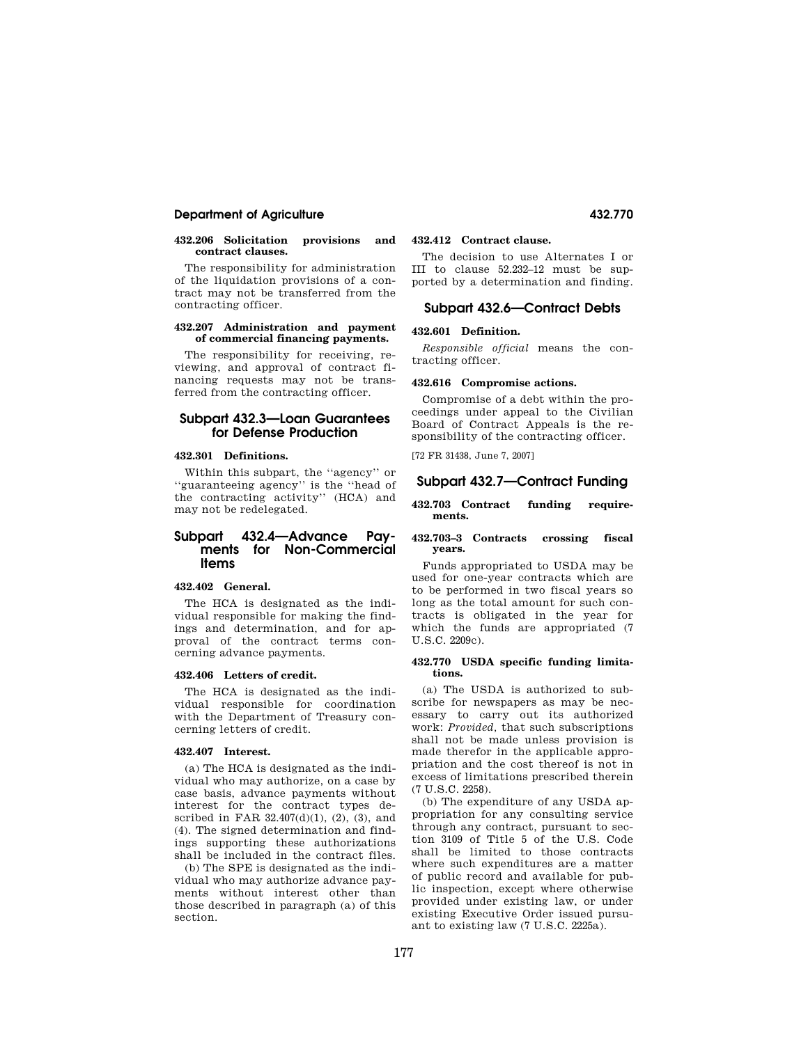### 432.206 Solicitation provisions and contract clauses.

The responsibility for administration of the liquidation provisions of a contract may not be transferred from the contracting officer.

### 432.207 Administration and payment of commercial financing payments.

The responsibility for receiving, reviewing, and approval of contract financing requests may not be transferred from the contracting officer.

## Subpart 432.3—Loan Guarantees for Defense Production

### 432.301 Definitions.

Within this subpart, the "agency" or "guaranteeing agency" is the "head of the contracting activity" (HCA) and may not be redelegated.

## Subpart 432.4—Advance Payments for Non-Commercial Items

### 432.402 General.

The HCA is designated as the individual responsible for making the findings and determination, and for approval of the contract terms concerning advance payments.

### 432.406 Letters of credit.

The HCA is designated as the individual responsible for coordination with the Department of Treasury concerning letters of credit.

### 432.407 Interest.

(a) The HCA is designated as the individual who may authorize, on a case by case basis, advance payments without interest for the contract types described in FAR 32.407(d)(1), (2), (3), and (4). The signed determination and findings supporting these authorizations shall be included in the contract files.

(b) The SPE is designated as the individual who may authorize advance payments without interest other than those described in paragraph (a) of this section.

### 432.412 Contract clause.

The decision to use Alternates I or III to clause 52.232–12 must be supported by a determination and finding.

## Subpart 432.6—Contract Debts

### 432.601 Definition.

*Responsible official* means the contracting officer.

### 432.616 Compromise actions.

Compromise of a debt within the proceedings under appeal to the Civilian Board of Contract Appeals is the responsibility of the contracting officer.

[72 FR 31438, June 7, 2007]

## Subpart 432.7—Contract Funding

### 432.703 Contract funding requirements.

### 432.703–3 Contracts crossing fiscal years.

Funds appropriated to USDA may be used for one-year contracts which are to be performed in two fiscal years so long as the total amount for such contracts is obligated in the year for which the funds are appropriated (7 U.S.C. 2209c).

### 432.770 USDA specific funding limitations.

(a) The USDA is authorized to subscribe for newspapers as may be necessary to carry out its authorized work: *Provided*, that such subscriptions shall not be made unless provision is made therefor in the applicable appropriation and the cost thereof is not in excess of limitations prescribed therein (7 U.S.C. 2258).

(b) The expenditure of any USDA appropriation for any consulting service through any contract, pursuant to section 3109 of Title 5 of the U.S. Code shall be limited to those contracts where such expenditures are a matter of public record and available for public inspection, except where otherwise provided under existing law, or under existing Executive Order issued pursuant to existing law (7 U.S.C. 2225a).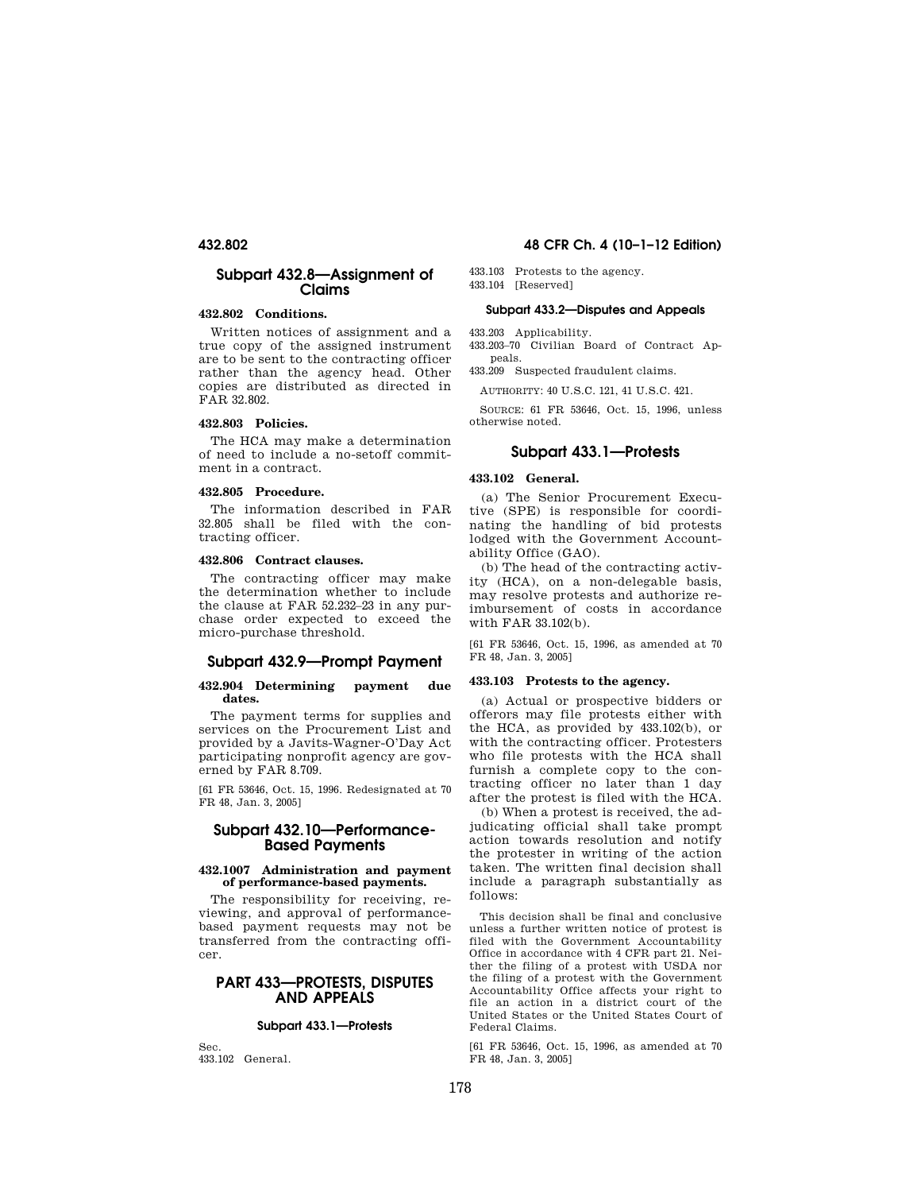## Subpart 432.8—Assignment of Claims

### 432.802 Conditions.

Written notices of assignment and a true copy of the assigned instrument are to be sent to the contracting officer rather than the agency head. Other copies are distributed as directed in FAR 32.802.

### 432.803 Policies.

The HCA may make a determination of need to include a no-setoff commitment in a contract.

### 432.805 Procedure.

The information described in FAR 32.805 shall be filed with the contracting officer.

### 432.806 Contract clauses.

The contracting officer may make the determination whether to include the clause at FAR 52.232–23 in any purchase order expected to exceed the micro-purchase threshold.

## Subpart 432.9—Prompt Payment

### 432.904 Determining payment due dates.

The payment terms for supplies and services on the Procurement List and provided by a Javits-Wagner-O'Day Act participating nonprofit agency are governed by FAR 8.709.

[61 FR 53646, Oct. 15, 1996. Redesignated at 70 FR 48, Jan. 3, 2005]

## Subpart 432.10—Performance-Based Payments

### 432.1007 Administration and payment of performance-based payments.

The responsibility for receiving, reviewing, and approval of performance-based payment requests may not be transferred from the contracting officer.

# PART 433—PROTESTS, DISPUTES AND APPEALS

#### Subpart 433.1—Protests

Sec.
433.102 General.
433.103 Protests to the agency.
433.104 [Reserved]

#### Subpart 433.2—Disputes and Appeals

433.203 Applicability.
433.203–70 Civilian Board of Contract Appeals.
433.209 Suspected fraudulent claims.

AUTHORITY: 40 U.S.C. 121, 41 U.S.C. 421.

SOURCE: 61 FR 53646, Oct. 15, 1996, unless otherwise noted.

## Subpart 433.1—Protests

### 433.102 General.

(a) The Senior Procurement Executive (SPE) is responsible for coordinating the handling of bid protests lodged with the Government Accountability Office (GAO).

(b) The head of the contracting activity (HCA), on a non-delegable basis, may resolve protests and authorize reimbursement of costs in accordance with FAR 33.102(b).

[61 FR 53646, Oct. 15, 1996, as amended at 70 FR 48, Jan. 3, 2005]

### 433.103 Protests to the agency.

(a) Actual or prospective bidders or offerors may file protests either with the HCA, as provided by 433.102(b), or with the contracting officer. Protesters who file protests with the HCA shall furnish a complete copy to the contracting officer no later than 1 day after the protest is filed with the HCA.

(b) When a protest is received, the adjudicating official shall take prompt action towards resolution and notify the protester in writing of the action taken. The written final decision shall include a paragraph substantially as follows:

> This decision shall be final and conclusive unless a further written notice of protest is filed with the Government Accountability Office in accordance with 4 CFR part 21. Neither the filing of a protest with USDA nor the filing of a protest with the Government Accountability Office affects your right to file an action in a district court of the United States or the United States Court of Federal Claims.

[61 FR 53646, Oct. 15, 1996, as amended at 70 FR 48, Jan. 3, 2005]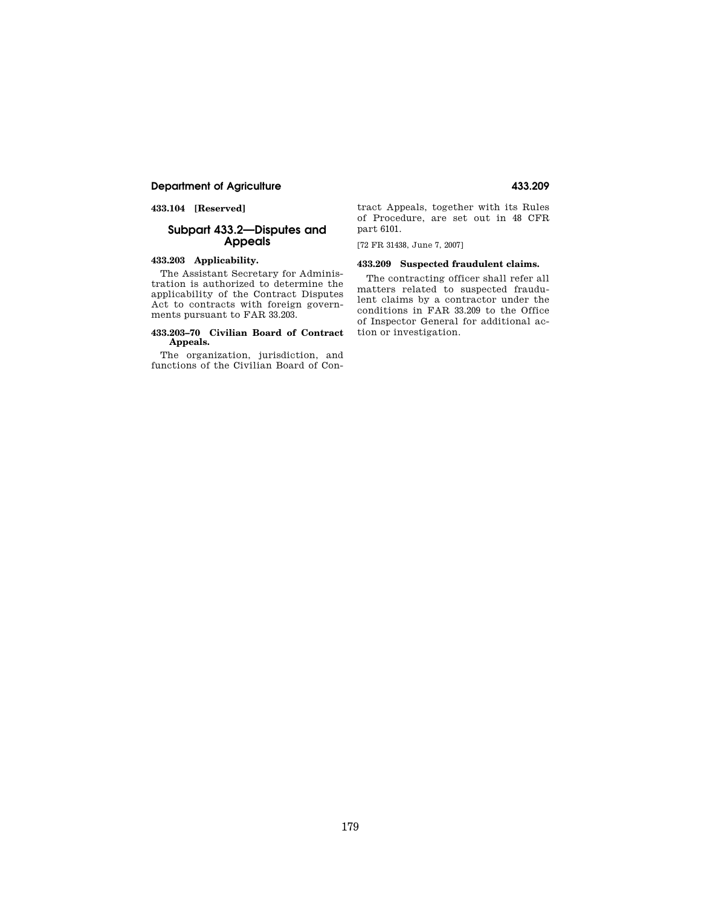**433.104 [Reserved]**

## Subpart 433.2—Disputes and Appeals

**433.203 Applicability.**

The Assistant Secretary for Administration is authorized to determine the applicability of the Contract Disputes Act to contracts with foreign governments pursuant to FAR 33.203.

**433.203–70 Civilian Board of Contract Appeals.**

The organization, jurisdiction, and functions of the Civilian Board of Contract Appeals, together with its Rules of Procedure, are set out in 48 CFR part 6101.

[72 FR 31438, June 7, 2007]

**433.209 Suspected fraudulent claims.**

The contracting officer shall refer all matters related to suspected fraudulent claims by a contractor under the conditions in FAR 33.209 to the Office of Inspector General for additional action or investigation.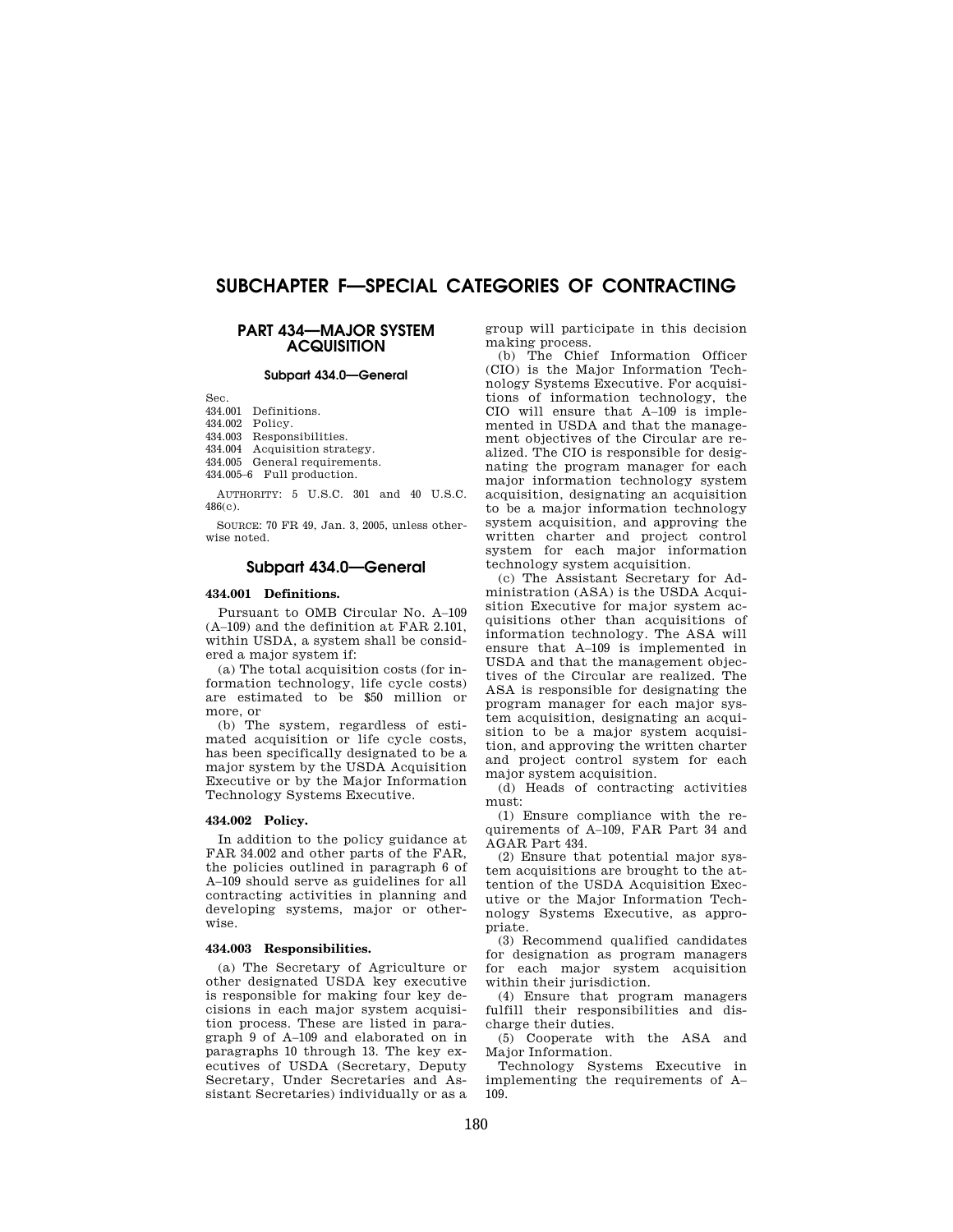# SUBCHAPTER F—SPECIAL CATEGORIES OF CONTRACTING

## PART 434—MAJOR SYSTEM ACQUISITION

### Subpart 434.0—General

Sec.
434.001 Definitions.
434.002 Policy.
434.003 Responsibilities.
434.004 Acquisition strategy.
434.005 General requirements.
434.005–6 Full production.

AUTHORITY: 5 U.S.C. 301 and 40 U.S.C. 486(c).

SOURCE: 70 FR 49, Jan. 3, 2005, unless otherwise noted.

## Subpart 434.0—General

### 434.001 Definitions.

Pursuant to OMB Circular No. A–109 (A–109) and the definition at FAR 2.101, within USDA, a system shall be considered a major system if:

(a) The total acquisition costs (for information technology, life cycle costs) are estimated to be $50 million or more, or

(b) The system, regardless of estimated acquisition or life cycle costs, has been specifically designated to be a major system by the USDA Acquisition Executive or by the Major Information Technology Systems Executive.

### 434.002 Policy.

In addition to the policy guidance at FAR 34.002 and other parts of the FAR, the policies outlined in paragraph 6 of A–109 should serve as guidelines for all contracting activities in planning and developing systems, major or otherwise.

### 434.003 Responsibilities.

(a) The Secretary of Agriculture or other designated USDA key executive is responsible for making four key decisions in each major system acquisition process. These are listed in paragraph 9 of A–109 and elaborated on in paragraphs 10 through 13. The key executives of USDA (Secretary, Deputy Secretary, Under Secretaries and Assistant Secretaries) individually or as a group will participate in this decision making process.

(b) The Chief Information Officer (CIO) is the Major Information Technology Systems Executive. For acquisitions of information technology, the CIO will ensure that A–109 is implemented in USDA and that the management objectives of the Circular are realized. The CIO is responsible for designating the program manager for each major information technology system acquisition, designating an acquisition to be a major information technology system acquisition, and approving the written charter and project control system for each major information technology system acquisition.

(c) The Assistant Secretary for Administration (ASA) is the USDA Acquisition Executive for major system acquisitions other than acquisitions of information technology. The ASA will ensure that A–109 is implemented in USDA and that the management objectives of the Circular are realized. The ASA is responsible for designating the program manager for each major system acquisition, designating an acquisition to be a major system acquisition, and approving the written charter and project control system for each major system acquisition.

(d) Heads of contracting activities must:

(1) Ensure compliance with the requirements of A–109, FAR Part 34 and AGAR Part 434.

(2) Ensure that potential major system acquisitions are brought to the attention of the USDA Acquisition Executive or the Major Information Technology Systems Executive, as appropriate.

(3) Recommend qualified candidates for designation as program managers for each major system acquisition within their jurisdiction.

(4) Ensure that program managers fulfill their responsibilities and discharge their duties.

(5) Cooperate with the ASA and Major Information.

Technology Systems Executive in implementing the requirements of A–109.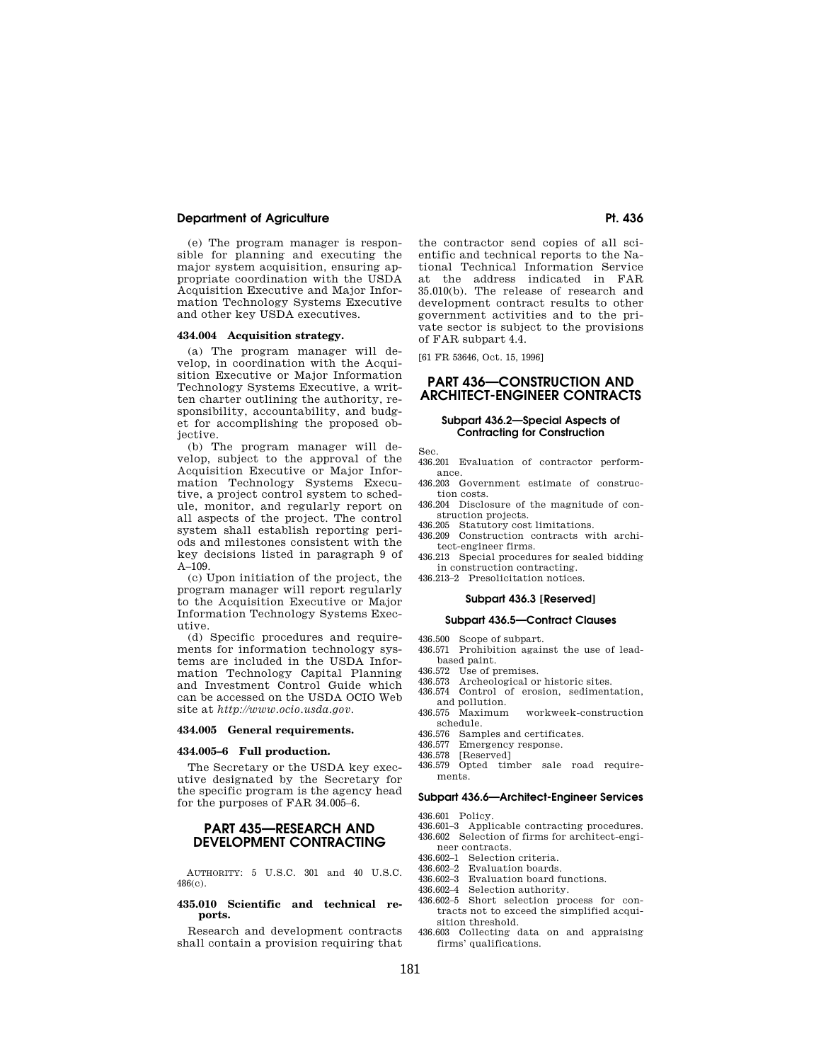(e) The program manager is responsible for planning and executing the major system acquisition, ensuring appropriate coordination with the USDA Acquisition Executive and Major Information Technology Systems Executive and other key USDA executives.

#### 434.004 Acquisition strategy.

(a) The program manager will develop, in coordination with the Acquisition Executive or Major Information Technology Systems Executive, a written charter outlining the authority, responsibility, accountability, and budget for accomplishing the proposed objective.

(b) The program manager will develop, subject to the approval of the Acquisition Executive or Major Information Technology Systems Executive, a project control system to schedule, monitor, and regularly report on all aspects of the project. The control system shall establish reporting periods and milestones consistent with the key decisions listed in paragraph 9 of A–109.

(c) Upon initiation of the project, the program manager will report regularly to the Acquisition Executive or Major Information Technology Systems Executive.

(d) Specific procedures and requirements for information technology systems are included in the USDA Information Technology Capital Planning and Investment Control Guide which can be accessed on the USDA OCIO Web site at *http://www.ocio.usda.gov*.

#### 434.005 General requirements.

#### 434.005–6 Full production.

The Secretary or the USDA key executive designated by the Secretary for the specific program is the agency head for the purposes of FAR 34.005–6.

## PART 435—RESEARCH AND DEVELOPMENT CONTRACTING

AUTHORITY: 5 U.S.C. 301 and 40 U.S.C. 486(c).

#### 435.010 Scientific and technical reports.

Research and development contracts shall contain a provision requiring that the contractor send copies of all scientific and technical reports to the National Technical Information Service at the address indicated in FAR 35.010(b). The release of research and development contract results to other government activities and to the private sector is subject to the provisions of FAR subpart 4.4.

[61 FR 53646, Oct. 15, 1996]

## PART 436—CONSTRUCTION AND ARCHITECT-ENGINEER CONTRACTS

### Subpart 436.2—Special Aspects of Contracting for Construction

Sec.
436.201 Evaluation of contractor performance.
436.203 Government estimate of construction costs.
436.204 Disclosure of the magnitude of construction projects.
436.205 Statutory cost limitations.
436.209 Construction contracts with architect-engineer firms.
436.213 Special procedures for sealed bidding in construction contracting.
436.213–2 Presolicitation notices.

### Subpart 436.3 [Reserved]

### Subpart 436.5—Contract Clauses

436.500 Scope of subpart.
436.571 Prohibition against the use of lead-based paint.
436.572 Use of premises.
436.573 Archeological or historic sites.
436.574 Control of erosion, sedimentation, and pollution.
436.575 Maximum workweek-construction schedule.
436.576 Samples and certificates.
436.577 Emergency response.
436.578 [Reserved]
436.579 Opted timber sale road requirements.

### Subpart 436.6—Architect-Engineer Services

436.601 Policy.
436.601–3 Applicable contracting procedures.
436.602 Selection of firms for architect-engineer contracts.
436.602–1 Selection criteria.
436.602–2 Evaluation boards.
436.602–3 Evaluation board functions.
436.602–4 Selection authority.
436.602–5 Short selection process for contracts not to exceed the simplified acquisition threshold.
436.603 Collecting data on and appraising firms' qualifications.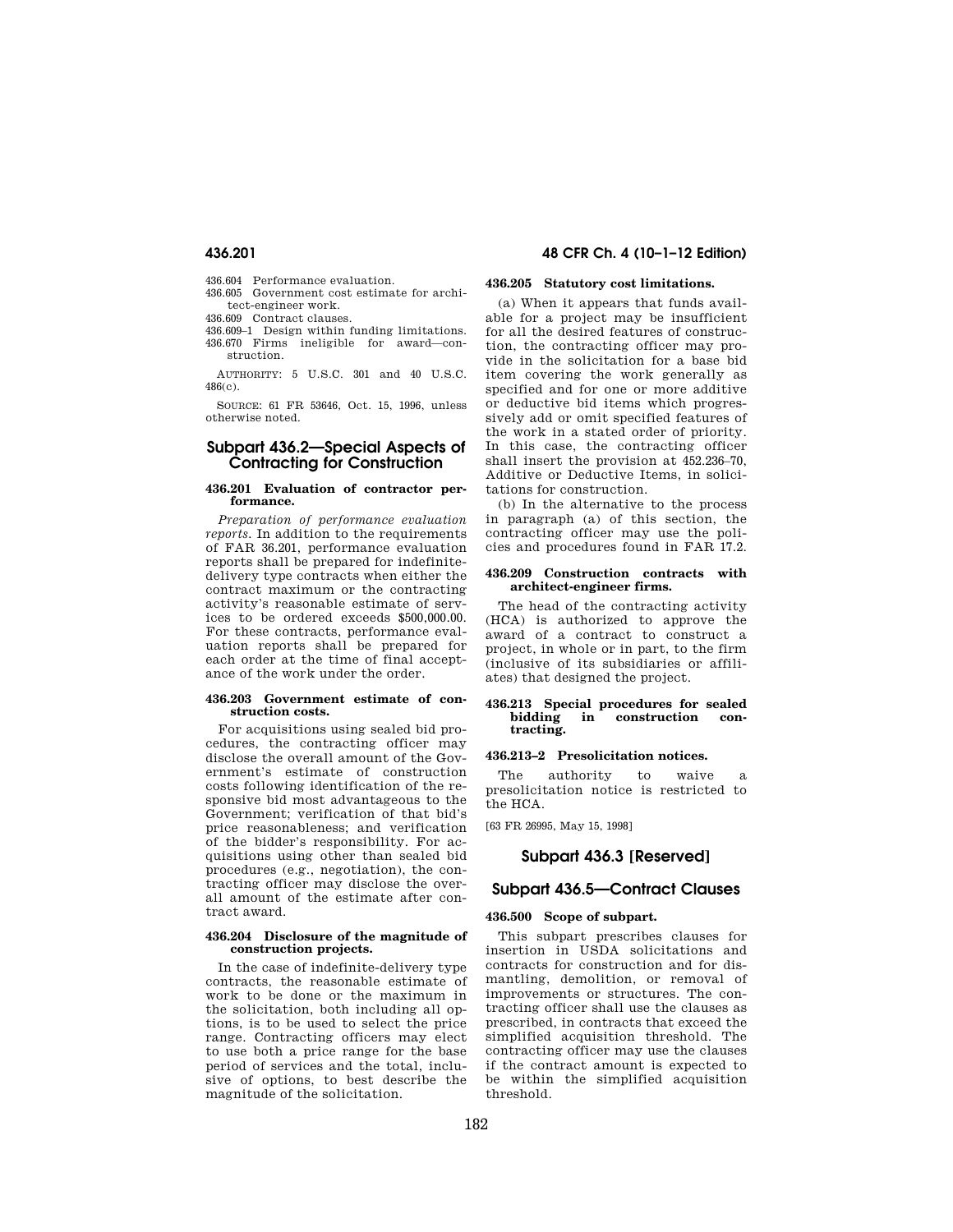436.604 Performance evaluation.
436.605 Government cost estimate for architect-engineer work.
436.609 Contract clauses.
436.609–1 Design within funding limitations.
436.670 Firms ineligible for award—construction.

AUTHORITY: 5 U.S.C. 301 and 40 U.S.C. 486(c).

SOURCE: 61 FR 53646, Oct. 15, 1996, unless otherwise noted.

## Subpart 436.2—Special Aspects of Contracting for Construction

### 436.201 Evaluation of contractor performance.

*Preparation of performance evaluation reports.* In addition to the requirements of FAR 36.201, performance evaluation reports shall be prepared for indefinite-delivery type contracts when either the contract maximum or the contracting activity's reasonable estimate of services to be ordered exceeds $500,000.00. For these contracts, performance evaluation reports shall be prepared for each order at the time of final acceptance of the work under the order.

### 436.203 Government estimate of construction costs.

For acquisitions using sealed bid procedures, the contracting officer may disclose the overall amount of the Government's estimate of construction costs following identification of the responsive bid most advantageous to the Government; verification of that bid's price reasonableness; and verification of the bidder's responsibility. For acquisitions using other than sealed bid procedures (e.g., negotiation), the contracting officer may disclose the overall amount of the estimate after contract award.

### 436.204 Disclosure of the magnitude of construction projects.

In the case of indefinite-delivery type contracts, the reasonable estimate of work to be done or the maximum in the solicitation, both including all options, is to be used to select the price range. Contracting officers may elect to use both a price range for the base period of services and the total, inclusive of options, to best describe the magnitude of the solicitation.

### 436.205 Statutory cost limitations.

(a) When it appears that funds available for a project may be insufficient for all the desired features of construction, the contracting officer may provide in the solicitation for a base bid item covering the work generally as specified and for one or more additive or deductive bid items which progressively add or omit specified features of the work in a stated order of priority. In this case, the contracting officer shall insert the provision at 452.236–70, Additive or Deductive Items, in solicitations for construction.

(b) In the alternative to the process in paragraph (a) of this section, the contracting officer may use the policies and procedures found in FAR 17.2.

### 436.209 Construction contracts with architect-engineer firms.

The head of the contracting activity (HCA) is authorized to approve the award of a contract to construct a project, in whole or in part, to the firm (inclusive of its subsidiaries or affiliates) that designed the project.

### 436.213 Special procedures for sealed bidding in construction contracting.

### 436.213–2 Presolicitation notices.

The authority to waive a presolicitation notice is restricted to the HCA.

[63 FR 26995, May 15, 1998]

## Subpart 436.3 [Reserved]

## Subpart 436.5—Contract Clauses

### 436.500 Scope of subpart.

This subpart prescribes clauses for insertion in USDA solicitations and contracts for construction and for dismantling, demolition, or removal of improvements or structures. The contracting officer shall use the clauses as prescribed, in contracts that exceed the simplified acquisition threshold. The contracting officer may use the clauses if the contract amount is expected to be within the simplified acquisition threshold.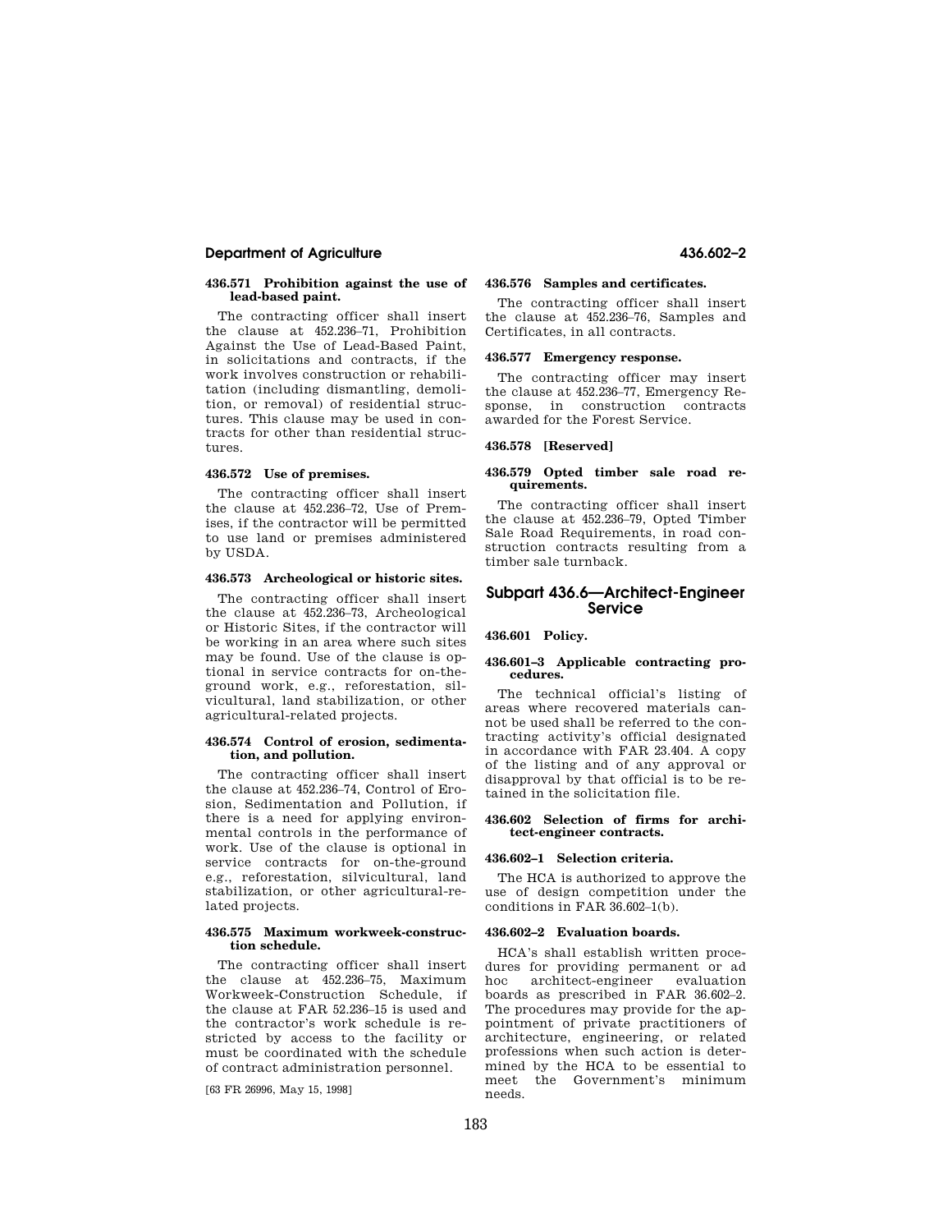**436.571 Prohibition against the use of lead-based paint.**

The contracting officer shall insert the clause at 452.236–71, Prohibition Against the Use of Lead-Based Paint, in solicitations and contracts, if the work involves construction or rehabilitation (including dismantling, demolition, or removal) of residential structures. This clause may be used in contracts for other than residential structures.

**436.572 Use of premises.**

The contracting officer shall insert the clause at 452.236–72, Use of Premises, if the contractor will be permitted to use land or premises administered by USDA.

**436.573 Archeological or historic sites.**

The contracting officer shall insert the clause at 452.236–73, Archeological or Historic Sites, if the contractor will be working in an area where such sites may be found. Use of the clause is optional in service contracts for on-the-ground work, e.g., reforestation, silvicultural, land stabilization, or other agricultural-related projects.

**436.574 Control of erosion, sedimentation, and pollution.**

The contracting officer shall insert the clause at 452.236–74, Control of Erosion, Sedimentation and Pollution, if there is a need for applying environmental controls in the performance of work. Use of the clause is optional in service contracts for on-the-ground e.g., reforestation, silvicultural, land stabilization, or other agricultural-related projects.

**436.575 Maximum workweek-construction schedule.**

The contracting officer shall insert the clause at 452.236–75, Maximum Workweek-Construction Schedule, if the clause at FAR 52.236–15 is used and the contractor's work schedule is restricted by access to the facility or must be coordinated with the schedule of contract administration personnel.

[63 FR 26996, May 15, 1998]

**436.576 Samples and certificates.**

The contracting officer shall insert the clause at 452.236–76, Samples and Certificates, in all contracts.

**436.577 Emergency response.**

The contracting officer may insert the clause at 452.236–77, Emergency Response, in construction contracts awarded for the Forest Service.

**436.578 [Reserved]**

**436.579 Opted timber sale road requirements.**

The contracting officer shall insert the clause at 452.236–79, Opted Timber Sale Road Requirements, in road construction contracts resulting from a timber sale turnback.

## Subpart 436.6—Architect-Engineer Service

**436.601 Policy.**

**436.601–3 Applicable contracting procedures.**

The technical official's listing of areas where recovered materials cannot be used shall be referred to the contracting activity's official designated in accordance with FAR 23.404. A copy of the listing and of any approval or disapproval by that official is to be retained in the solicitation file.

**436.602 Selection of firms for architect-engineer contracts.**

**436.602–1 Selection criteria.**

The HCA is authorized to approve the use of design competition under the conditions in FAR 36.602–1(b).

**436.602–2 Evaluation boards.**

HCA's shall establish written procedures for providing permanent or ad hoc architect-engineer evaluation boards as prescribed in FAR 36.602–2. The procedures may provide for the appointment of private practitioners of architecture, engineering, or related professions when such action is determined by the HCA to be essential to meet the Government's minimum needs.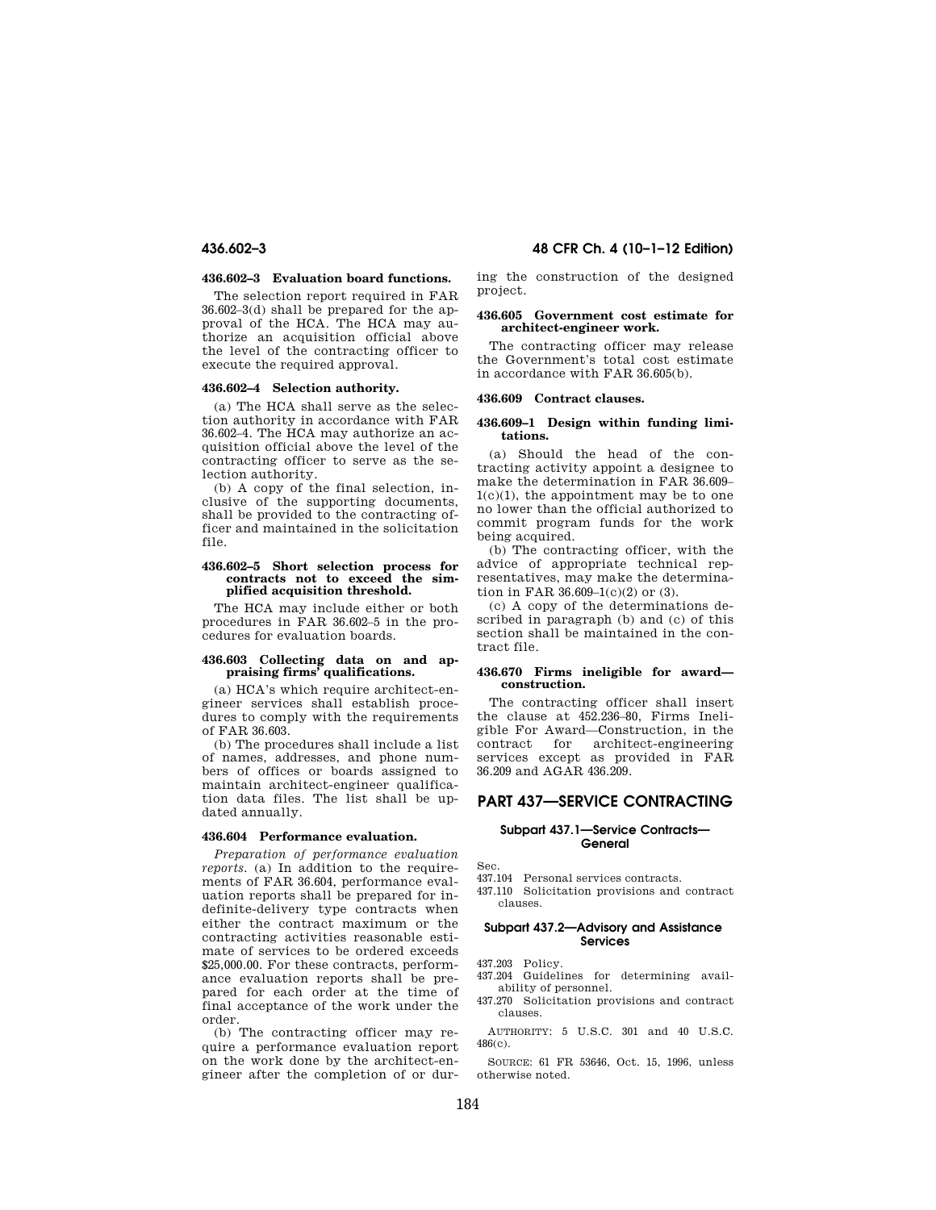### 436.602–3 Evaluation board functions.

The selection report required in FAR 36.602–3(d) shall be prepared for the approval of the HCA. The HCA may authorize an acquisition official above the level of the contracting officer to execute the required approval.

### 436.602–4 Selection authority.

(a) The HCA shall serve as the selection authority in accordance with FAR 36.602–4. The HCA may authorize an acquisition official above the level of the contracting officer to serve as the selection authority.

(b) A copy of the final selection, inclusive of the supporting documents, shall be provided to the contracting officer and maintained in the solicitation file.

### 436.602–5 Short selection process for contracts not to exceed the simplified acquisition threshold.

The HCA may include either or both procedures in FAR 36.602–5 in the procedures for evaluation boards.

### 436.603 Collecting data on and appraising firms' qualifications.

(a) HCA's which require architect-engineer services shall establish procedures to comply with the requirements of FAR 36.603.

(b) The procedures shall include a list of names, addresses, and phone numbers of offices or boards assigned to maintain architect-engineer qualification data files. The list shall be updated annually.

### 436.604 Performance evaluation.

*Preparation of performance evaluation reports.* (a) In addition to the requirements of FAR 36.604, performance evaluation reports shall be prepared for indefinite-delivery type contracts when either the contract maximum or the contracting activities reasonable estimate of services to be ordered exceeds $25,000.00. For these contracts, performance evaluation reports shall be prepared for each order at the time of final acceptance of the work under the order.

(b) The contracting officer may require a performance evaluation report on the work done by the architect-engineer after the completion of or during the construction of the designed project.

### 436.605 Government cost estimate for architect-engineer work.

The contracting officer may release the Government's total cost estimate in accordance with FAR 36.605(b).

### 436.609 Contract clauses.

### 436.609–1 Design within funding limitations.

(a) Should the head of the contracting activity appoint a designee to make the determination in FAR 36.609–1(c)(1), the appointment may be to one no lower than the official authorized to commit program funds for the work being acquired.

(b) The contracting officer, with the advice of appropriate technical representatives, may make the determination in FAR 36.609–1(c)(2) or (3).

(c) A copy of the determinations described in paragraph (b) and (c) of this section shall be maintained in the contract file.

### 436.670 Firms ineligible for award—construction.

The contracting officer shall insert the clause at 452.236–80, Firms Ineligible For Award—Construction, in the contract for architect-engineering services except as provided in FAR 36.209 and AGAR 436.209.

## PART 437—SERVICE CONTRACTING

#### Subpart 437.1—Service Contracts—General

Sec.
437.104 Personal services contracts.
437.110 Solicitation provisions and contract clauses.

#### Subpart 437.2—Advisory and Assistance Services

437.203 Policy.
437.204 Guidelines for determining availability of personnel.
437.270 Solicitation provisions and contract clauses.

AUTHORITY: 5 U.S.C. 301 and 40 U.S.C. 486(c).

SOURCE: 61 FR 53646, Oct. 15, 1996, unless otherwise noted.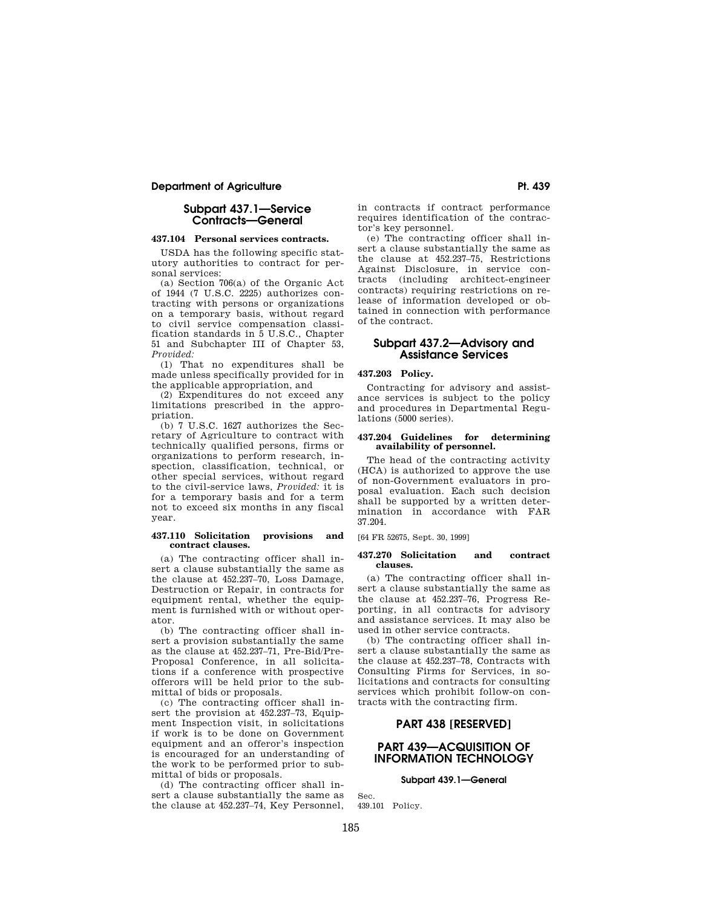## Subpart 437.1—Service Contracts—General

### 437.104 Personal services contracts.

USDA has the following specific statutory authorities to contract for personal services:

(a) Section 706(a) of the Organic Act of 1944 (7 U.S.C. 2225) authorizes contracting with persons or organizations on a temporary basis, without regard to civil service compensation classification standards in 5 U.S.C., Chapter 51 and Subchapter III of Chapter 53, *Provided:*

(1) That no expenditures shall be made unless specifically provided for in the applicable appropriation, and

(2) Expenditures do not exceed any limitations prescribed in the appropriation.

(b) 7 U.S.C. 1627 authorizes the Secretary of Agriculture to contract with technically qualified persons, firms or organizations to perform research, inspection, classification, technical, or other special services, without regard to the civil-service laws, *Provided:* it is for a temporary basis and for a term not to exceed six months in any fiscal year.

### 437.110 Solicitation provisions and contract clauses.

(a) The contracting officer shall insert a clause substantially the same as the clause at 452.237–70, Loss Damage, Destruction or Repair, in contracts for equipment rental, whether the equipment is furnished with or without operator.

(b) The contracting officer shall insert a provision substantially the same as the clause at 452.237–71, Pre-Bid/Pre-Proposal Conference, in all solicitations if a conference with prospective offerors will be held prior to the submittal of bids or proposals.

(c) The contracting officer shall insert the provision at 452.237–73, Equipment Inspection visit, in solicitations if work is to be done on Government equipment and an offeror's inspection is encouraged for an understanding of the work to be performed prior to submittal of bids or proposals.

(d) The contracting officer shall insert a clause substantially the same as the clause at 452.237–74, Key Personnel, in contracts if contract performance requires identification of the contractor's key personnel.

(e) The contracting officer shall insert a clause substantially the same as the clause at 452.237–75, Restrictions Against Disclosure, in service contracts (including architect-engineer contracts) requiring restrictions on release of information developed or obtained in connection with performance of the contract.

## Subpart 437.2—Advisory and Assistance Services

### 437.203 Policy.

Contracting for advisory and assistance services is subject to the policy and procedures in Departmental Regulations (5000 series).

### 437.204 Guidelines for determining availability of personnel.

The head of the contracting activity (HCA) is authorized to approve the use of non-Government evaluators in proposal evaluation. Each such decision shall be supported by a written determination in accordance with FAR 37.204.

[64 FR 52675, Sept. 30, 1999]

### 437.270 Solicitation and contract clauses.

(a) The contracting officer shall insert a clause substantially the same as the clause at 452.237–76, Progress Reporting, in all contracts for advisory and assistance services. It may also be used in other service contracts.

(b) The contracting officer shall insert a clause substantially the same as the clause at 452.237–78, Contracts with Consulting Firms for Services, in solicitations and contracts for consulting services which prohibit follow-on contracts with the contracting firm.

# PART 438 [RESERVED]

# PART 439—ACQUISITION OF INFORMATION TECHNOLOGY

## Subpart 439.1—General

Sec.
439.101 Policy.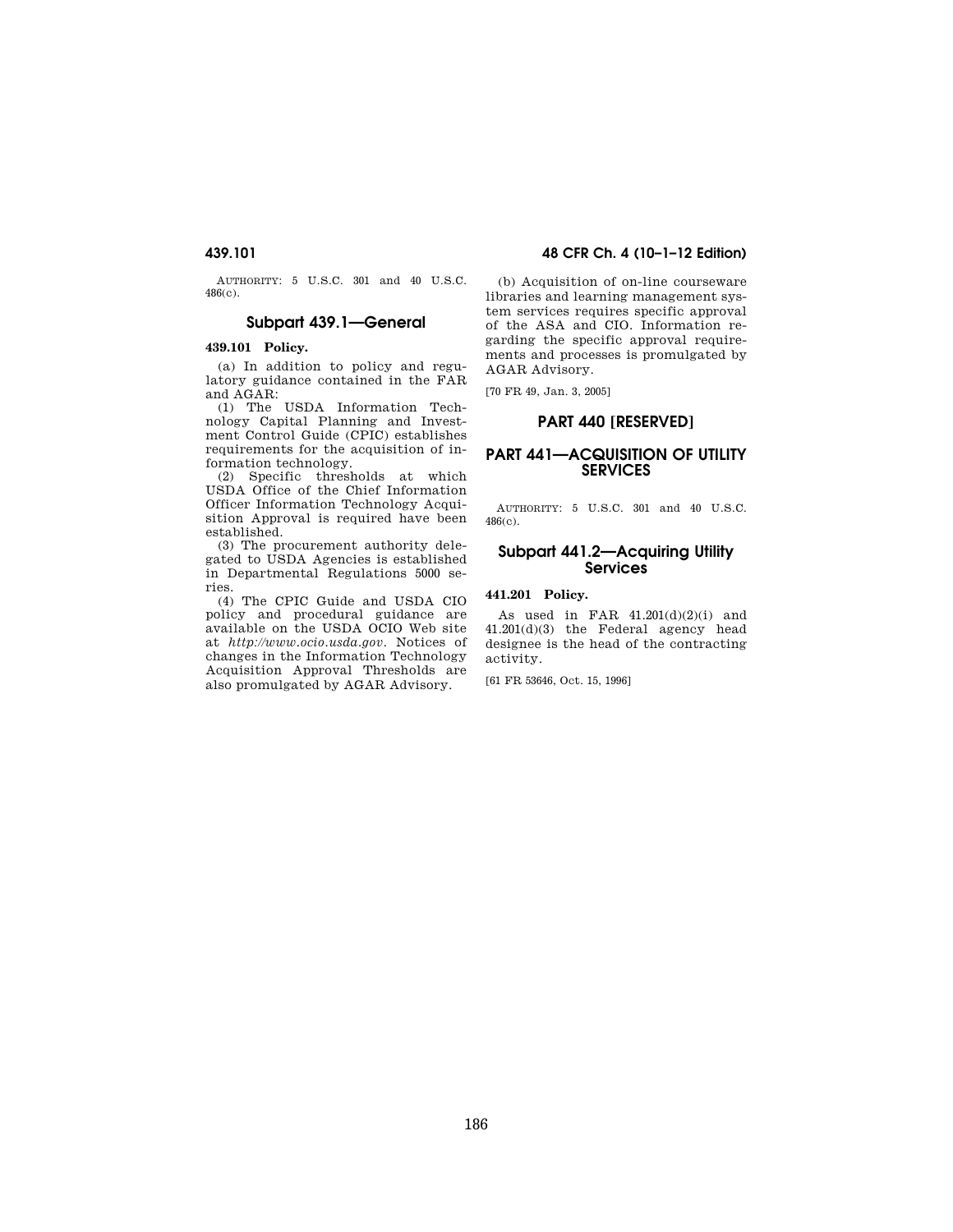AUTHORITY: 5 U.S.C. 301 and 40 U.S.C. 486(c).

## Subpart 439.1—General

**439.101 Policy.**

(a) In addition to policy and regulatory guidance contained in the FAR and AGAR:

(1) The USDA Information Technology Capital Planning and Investment Control Guide (CPIC) establishes requirements for the acquisition of information technology.

(2) Specific thresholds at which USDA Office of the Chief Information Officer Information Technology Acquisition Approval is required have been established.

(3) The procurement authority delegated to USDA Agencies is established in Departmental Regulations 5000 series.

(4) The CPIC Guide and USDA CIO policy and procedural guidance are available on the USDA OCIO Web site at *http://www.ocio.usda.gov*. Notices of changes in the Information Technology Acquisition Approval Thresholds are also promulgated by AGAR Advisory.

(b) Acquisition of on-line courseware libraries and learning management system services requires specific approval of the ASA and CIO. Information regarding the specific approval requirements and processes is promulgated by AGAR Advisory.

[70 FR 49, Jan. 3, 2005]

# PART 440 [RESERVED]

# PART 441—ACQUISITION OF UTILITY SERVICES

AUTHORITY: 5 U.S.C. 301 and 40 U.S.C. 486(c).

## Subpart 441.2—Acquiring Utility Services

**441.201 Policy.**

As used in FAR 41.201(d)(2)(i) and 41.201(d)(3) the Federal agency head designee is the head of the contracting activity.

[61 FR 53646, Oct. 15, 1996]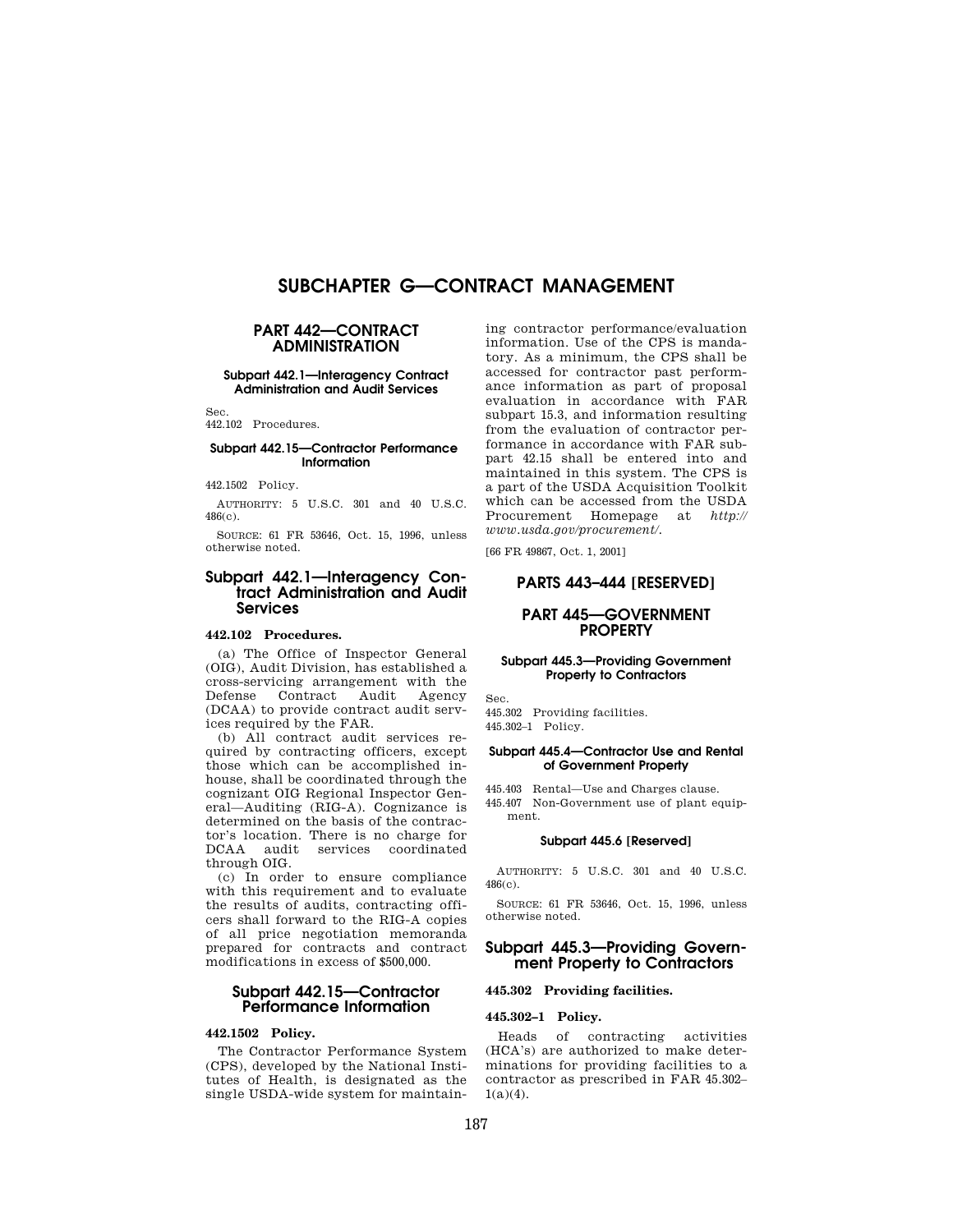# SUBCHAPTER G—CONTRACT MANAGEMENT

## PART 442—CONTRACT ADMINISTRATION

#### Subpart 442.1—Interagency Contract Administration and Audit Services

Sec.
442.102 Procedures.

#### Subpart 442.15—Contractor Performance Information

442.1502 Policy.

AUTHORITY: 5 U.S.C. 301 and 40 U.S.C. 486(c).

SOURCE: 61 FR 53646, Oct. 15, 1996, unless otherwise noted.

### Subpart 442.1—Interagency Contract Administration and Audit Services

**442.102 Procedures.**

(a) The Office of Inspector General (OIG), Audit Division, has established a cross-servicing arrangement with the Defense Contract Audit Agency (DCAA) to provide contract audit services required by the FAR.

(b) All contract audit services required by contracting officers, except those which can be accomplished inhouse, shall be coordinated through the cognizant OIG Regional Inspector General—Auditing (RIG-A). Cognizance is determined on the basis of the contractor's location. There is no charge for DCAA audit services coordinated through OIG.

(c) In order to ensure compliance with this requirement and to evaluate the results of audits, contracting officers shall forward to the RIG-A copies of all price negotiation memoranda prepared for contracts and contract modifications in excess of $500,000.

### Subpart 442.15—Contractor Performance Information

**442.1502 Policy.**

The Contractor Performance System (CPS), developed by the National Institutes of Health, is designated as the single USDA-wide system for maintaining contractor performance/evaluation information. Use of the CPS is mandatory. As a minimum, the CPS shall be accessed for contractor past performance information as part of proposal evaluation in accordance with FAR subpart 15.3, and information resulting from the evaluation of contractor performance in accordance with FAR subpart 42.15 shall be entered into and maintained in this system. The CPS is a part of the USDA Acquisition Toolkit which can be accessed from the USDA Procurement Homepage at *http://www.usda.gov/procurement/*.

[66 FR 49867, Oct. 1, 2001]

## PARTS 443–444 [RESERVED]

## PART 445—GOVERNMENT PROPERTY

#### Subpart 445.3—Providing Government Property to Contractors

Sec.
445.302 Providing facilities.
445.302–1 Policy.

#### Subpart 445.4—Contractor Use and Rental of Government Property

445.403 Rental—Use and Charges clause.
445.407 Non-Government use of plant equipment.

#### Subpart 445.6 [Reserved]

AUTHORITY: 5 U.S.C. 301 and 40 U.S.C. 486(c).

SOURCE: 61 FR 53646, Oct. 15, 1996, unless otherwise noted.

### Subpart 445.3—Providing Government Property to Contractors

**445.302 Providing facilities.**

**445.302–1 Policy.**

Heads of contracting activities (HCA's) are authorized to make determinations for providing facilities to a contractor as prescribed in FAR 45.302–1(a)(4).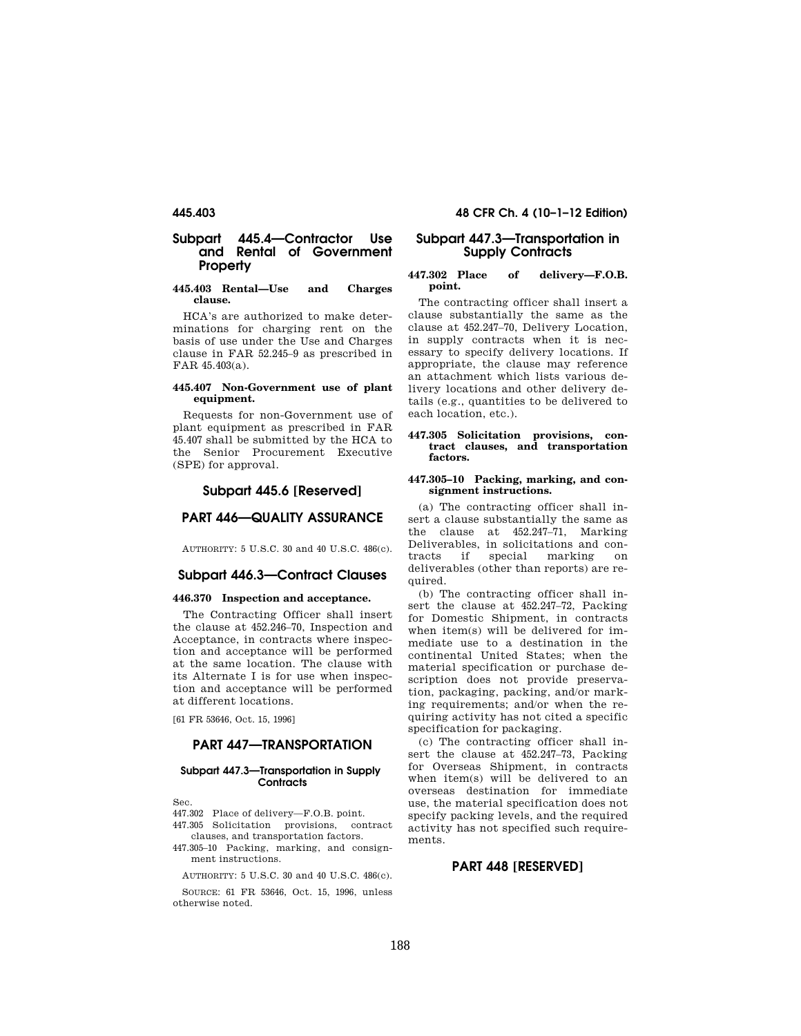## Subpart 445.4—Contractor Use and Rental of Government Property

### 445.403 Rental—Use and Charges clause.

HCA's are authorized to make determinations for charging rent on the basis of use under the Use and Charges clause in FAR 52.245–9 as prescribed in FAR 45.403(a).

### 445.407 Non-Government use of plant equipment.

Requests for non-Government use of plant equipment as prescribed in FAR 45.407 shall be submitted by the HCA to the Senior Procurement Executive (SPE) for approval.

## Subpart 445.6 [Reserved]

# PART 446—QUALITY ASSURANCE

AUTHORITY: 5 U.S.C. 30 and 40 U.S.C. 486(c).

## Subpart 446.3—Contract Clauses

### 446.370 Inspection and acceptance.

The Contracting Officer shall insert the clause at 452.246–70, Inspection and Acceptance, in contracts where inspection and acceptance will be performed at the same location. The clause with its Alternate I is for use when inspection and acceptance will be performed at different locations.

[61 FR 53646, Oct. 15, 1996]

# PART 447—TRANSPORTATION

#### Subpart 447.3—Transportation in Supply Contracts

Sec.

447.302 Place of delivery—F.O.B. point.

447.305 Solicitation provisions, contract clauses, and transportation factors.

447.305–10 Packing, marking, and consignment instructions.

AUTHORITY: 5 U.S.C. 30 and 40 U.S.C. 486(c).

SOURCE: 61 FR 53646, Oct. 15, 1996, unless otherwise noted.

## Subpart 447.3—Transportation in Supply Contracts

### 447.302 Place of delivery—F.O.B. point.

The contracting officer shall insert a clause substantially the same as the clause at 452.247–70, Delivery Location, in supply contracts when it is necessary to specify delivery locations. If appropriate, the clause may reference an attachment which lists various delivery locations and other delivery details (e.g., quantities to be delivered to each location, etc.).

### 447.305 Solicitation provisions, contract clauses, and transportation factors.

### 447.305–10 Packing, marking, and consignment instructions.

(a) The contracting officer shall insert a clause substantially the same as the clause at 452.247–71, Marking Deliverables, in solicitations and contracts if special marking on deliverables (other than reports) are required.

(b) The contracting officer shall insert the clause at 452.247–72, Packing for Domestic Shipment, in contracts when item(s) will be delivered for immediate use to a destination in the continental United States; when the material specification or purchase description does not provide preservation, packaging, packing, and/or marking requirements; and/or when the requiring activity has not cited a specific specification for packaging.

(c) The contracting officer shall insert the clause at 452.247–73, Packing for Overseas Shipment, in contracts when item(s) will be delivered to an overseas destination for immediate use, the material specification does not specify packing levels, and the required activity has not specified such requirements.

# PART 448 [RESERVED]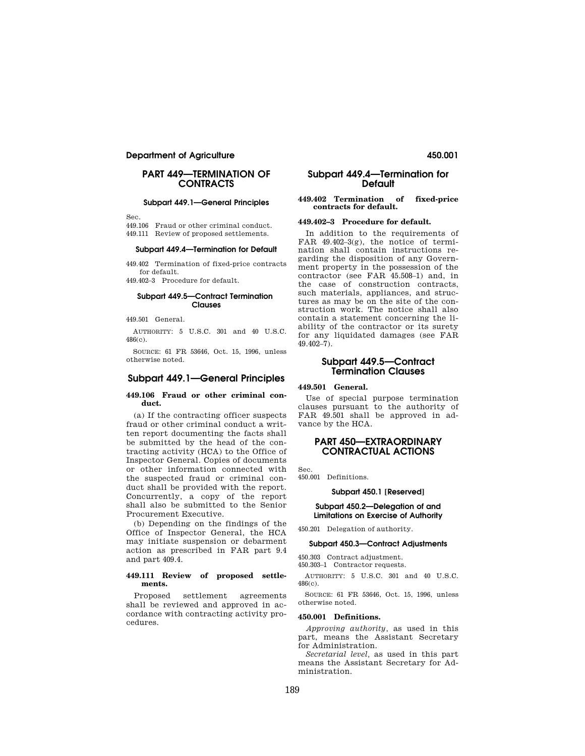# PART 449—TERMINATION OF CONTRACTS

#### Subpart 449.1—General Principles

Sec.
449.106 Fraud or other criminal conduct.
449.111 Review of proposed settlements.

#### Subpart 449.4—Termination for Default

449.402 Termination of fixed-price contracts for default.
449.402–3 Procedure for default.

#### Subpart 449.5—Contract Termination Clauses

449.501 General.

AUTHORITY: 5 U.S.C. 301 and 40 U.S.C. 486(c).

SOURCE: 61 FR 53646, Oct. 15, 1996, unless otherwise noted.

## Subpart 449.1—General Principles

### 449.106 Fraud or other criminal conduct.

(a) If the contracting officer suspects fraud or other criminal conduct a written report documenting the facts shall be submitted by the head of the contracting activity (HCA) to the Office of Inspector General. Copies of documents or other information connected with the suspected fraud or criminal conduct shall be provided with the report. Concurrently, a copy of the report shall also be submitted to the Senior Procurement Executive.

(b) Depending on the findings of the Office of Inspector General, the HCA may initiate suspension or debarment action as prescribed in FAR part 9.4 and part 409.4.

### 449.111 Review of proposed settlements.

Proposed settlement agreements shall be reviewed and approved in accordance with contracting activity procedures.

## Subpart 449.4—Termination for Default

### 449.402 Termination of fixed-price contracts for default.

### 449.402–3 Procedure for default.

In addition to the requirements of FAR 49.402–3(g), the notice of termination shall contain instructions regarding the disposition of any Government property in the possession of the contractor (see FAR 45.508–1) and, in the case of construction contracts, such materials, appliances, and structures as may be on the site of the construction work. The notice shall also contain a statement concerning the liability of the contractor or its surety for any liquidated damages (see FAR 49.402–7).

## Subpart 449.5—Contract Termination Clauses

### 449.501 General.

Use of special purpose termination clauses pursuant to the authority of FAR 49.501 shall be approved in advance by the HCA.

# PART 450—EXTRAORDINARY CONTRACTUAL ACTIONS

Sec.
450.001 Definitions.

#### Subpart 450.1 [Reserved]

#### Subpart 450.2—Delegation of and Limitations on Exercise of Authority

450.201 Delegation of authority.

#### Subpart 450.3—Contract Adjustments

450.303 Contract adjustment.
450.303–1 Contractor requests.

AUTHORITY: 5 U.S.C. 301 and 40 U.S.C. 486(c).

SOURCE: 61 FR 53646, Oct. 15, 1996, unless otherwise noted.

### 450.001 Definitions.

*Approving authority,* as used in this part, means the Assistant Secretary for Administration.

*Secretarial level,* as used in this part means the Assistant Secretary for Administration.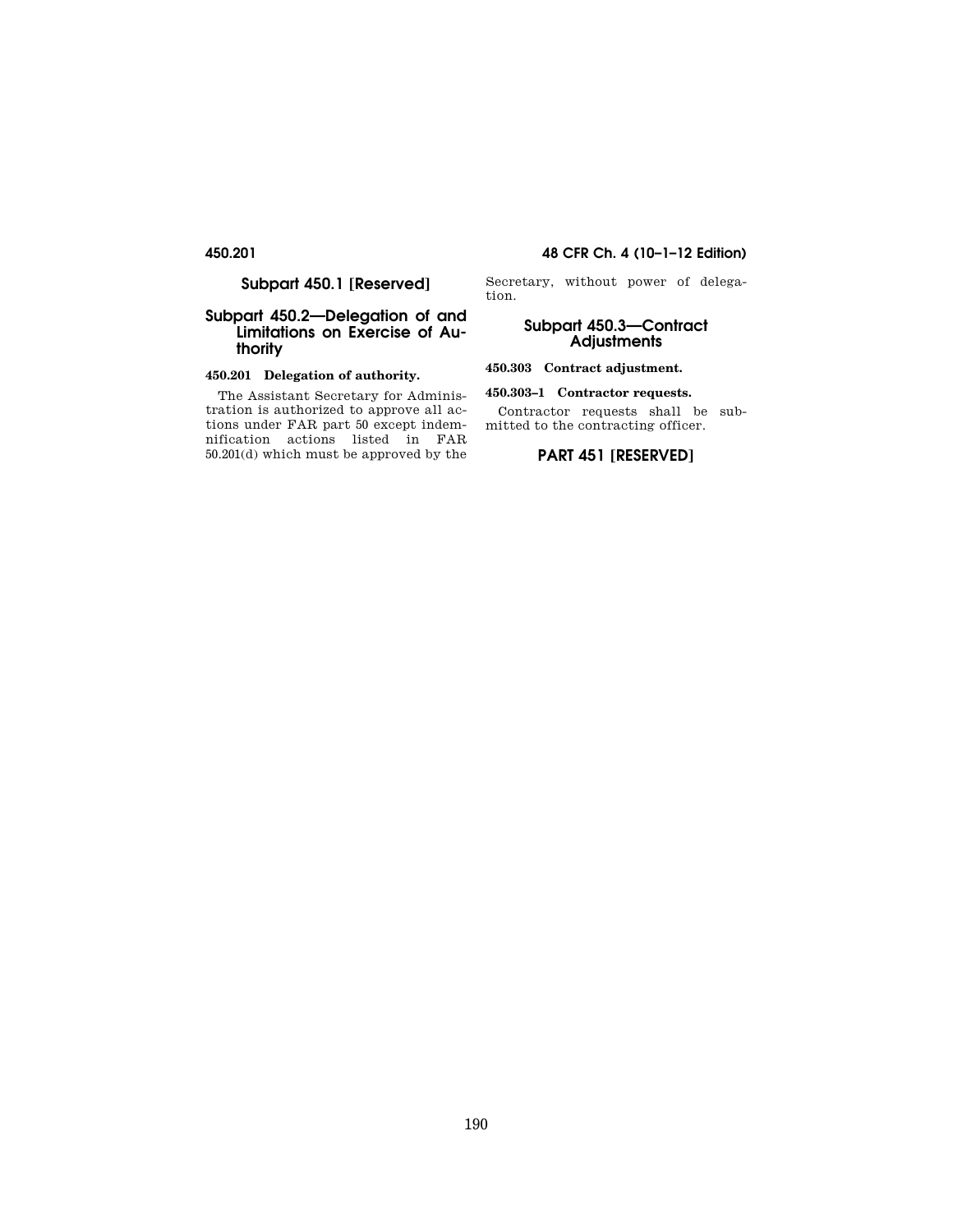## Subpart 450.1 [Reserved]

## Subpart 450.2—Delegation of and Limitations on Exercise of Authority

### 450.201 Delegation of authority.

The Assistant Secretary for Administration is authorized to approve all actions under FAR part 50 except indemnification actions listed in FAR 50.201(d) which must be approved by the Secretary, without power of delegation.

## Subpart 450.3—Contract Adjustments

### 450.303 Contract adjustment.

### 450.303–1 Contractor requests.

Contractor requests shall be submitted to the contracting officer.

# PART 451 [RESERVED]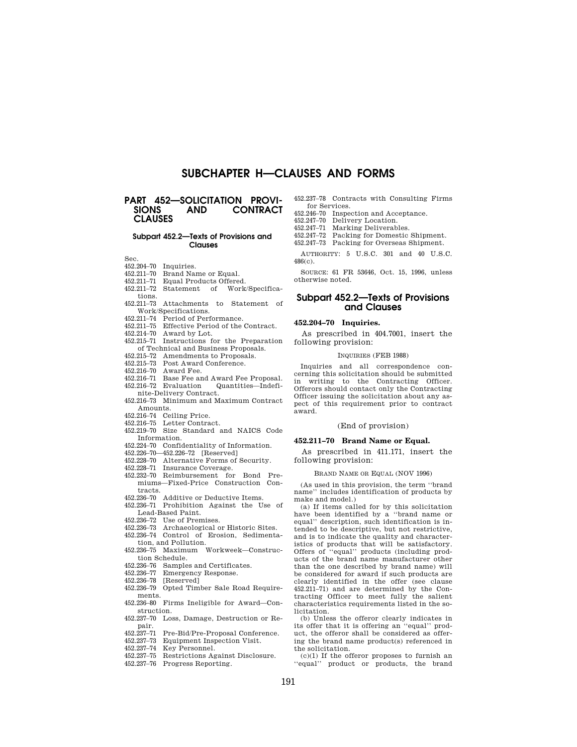# SUBCHAPTER H—CLAUSES AND FORMS

## PART 452—SOLICITATION PROVISIONS AND CONTRACT CLAUSES

### Subpart 452.2—Texts of Provisions and Clauses

Sec.

452.204–70 Inquiries.
452.211–70 Brand Name or Equal.
452.211–71 Equal Products Offered.
452.211–72 Statement of Work/Specifications.
452.211–73 Attachments to Statement of Work/Specifications.
452.211–74 Period of Performance.
452.211–75 Effective Period of the Contract.
452.214–70 Award by Lot.
452.215–71 Instructions for the Preparation of Technical and Business Proposals.
452.215–72 Amendments to Proposals.
452.215–73 Post Award Conference.
452.216–70 Award Fee.
452.216–71 Base Fee and Award Fee Proposal.
452.216–72 Evaluation Quantities—Indefinite-Delivery Contract.
452.216–73 Minimum and Maximum Contract Amounts.
452.216–74 Ceiling Price.
452.216–75 Letter Contract.
452.219–70 Size Standard and NAICS Code Information.
452.224–70 Confidentiality of Information.
452.226–70—452.226–72 [Reserved]
452.228–70 Alternative Forms of Security.
452.228–71 Insurance Coverage.
452.232–70 Reimbursement for Bond Premiums—Fixed-Price Construction Contracts.
452.236–70 Additive or Deductive Items.
452.236–71 Prohibition Against the Use of Lead-Based Paint.
452.236–72 Use of Premises.
452.236–73 Archaeological or Historic Sites.
452.236–74 Control of Erosion, Sedimentation, and Pollution.
452.236–75 Maximum Workweek—Construction Schedule.
452.236–76 Samples and Certificates.
452.236–77 Emergency Response.
452.236–78 [Reserved]
452.236–79 Opted Timber Sale Road Requirements.
452.236–80 Firms Ineligible for Award—Construction.
452.237–70 Loss, Damage, Destruction or Repair.
452.237–71 Pre-Bid/Pre-Proposal Conference.
452.237–73 Equipment Inspection Visit.
452.237–74 Key Personnel.
452.237–75 Restrictions Against Disclosure.
452.237–76 Progress Reporting.
452.237–78 Contracts with Consulting Firms for Services.
452.246–70 Inspection and Acceptance.
452.247–70 Delivery Location.
452.247–71 Marking Deliverables.
452.247–72 Packing for Domestic Shipment.
452.247–73 Packing for Overseas Shipment.

AUTHORITY: 5 U.S.C. 301 and 40 U.S.C. 486(c).

SOURCE: 61 FR 53646, Oct. 15, 1996, unless otherwise noted.

## Subpart 452.2—Texts of Provisions and Clauses

### 452.204–70 Inquiries.

As prescribed in 404.7001, insert the following provision:

INQUIRIES (FEB 1988)

Inquiries and all correspondence concerning this solicitation should be submitted in writing to the Contracting Officer. Offerors should contact only the Contracting Officer issuing the solicitation about any aspect of this requirement prior to contract award.

(End of provision)

### 452.211–70 Brand Name or Equal.

As prescribed in 411.171, insert the following provision:

BRAND NAME OR EQUAL (NOV 1996)

(As used in this provision, the term ''brand name'' includes identification of products by make and model.)

(a) If items called for by this solicitation have been identified by a ''brand name or equal'' description, such identification is intended to be descriptive, but not restrictive, and is to indicate the quality and characteristics of products that will be satisfactory. Offers of ''equal'' products (including products of the brand name manufacturer other than the one described by brand name) will be considered for award if such products are clearly identified in the offer (see clause 452.211–71) and are determined by the Contracting Officer to meet fully the salient characteristics requirements listed in the solicitation.

(b) Unless the offeror clearly indicates in its offer that it is offering an ''equal'' product, the offeror shall be considered as offering the brand name product(s) referenced in the solicitation.

(c)(1) If the offeror proposes to furnish an ''equal'' product or products, the brand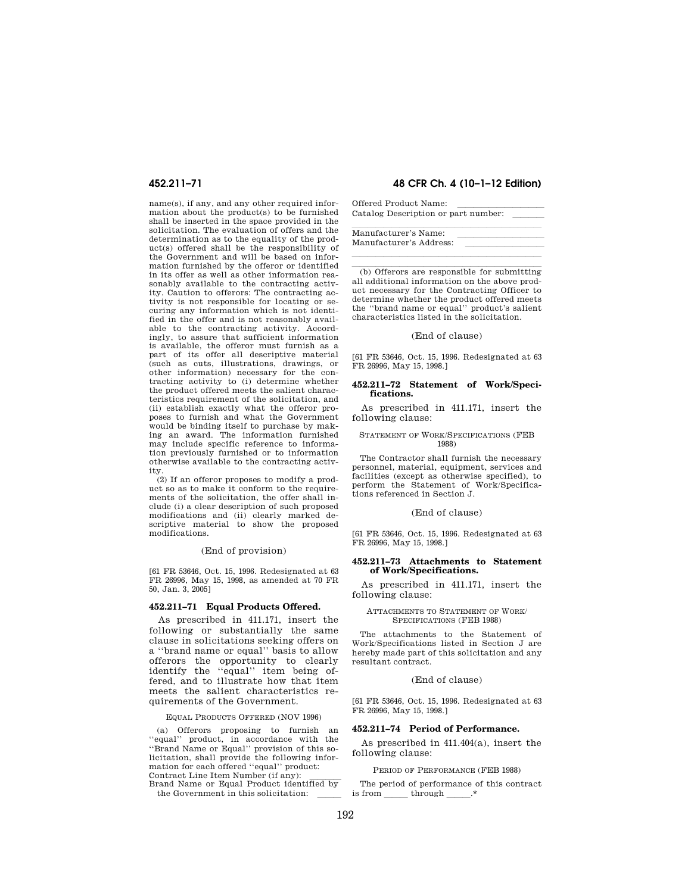name(s), if any, and any other required information about the product(s) to be furnished shall be inserted in the space provided in the solicitation. The evaluation of offers and the determination as to the equality of the product(s) offered shall be the responsibility of the Government and will be based on information furnished by the offeror or identified in its offer as well as other information reasonably available to the contracting activity. Caution to offerors: The contracting activity is not responsible for locating or securing any information which is not identified in the offer and is not reasonably available to the contracting activity. Accordingly, to assure that sufficient information is available, the offeror must furnish as a part of its offer all descriptive material (such as cuts, illustrations, drawings, or other information) necessary for the contracting activity to (i) determine whether the product offered meets the salient characteristics requirement of the solicitation, and (ii) establish exactly what the offeror proposes to furnish and what the Government would be binding itself to purchase by making an award. The information furnished may include specific reference to information previously furnished or to information otherwise available to the contracting activity.

(2) If an offeror proposes to modify a product so as to make it conform to the requirements of the solicitation, the offer shall include (i) a clear description of such proposed modifications and (ii) clearly marked descriptive material to show the proposed modifications.

(End of provision)

[61 FR 53646, Oct. 15, 1996. Redesignated at 63 FR 26996, May 15, 1998, as amended at 70 FR 50, Jan. 3, 2005]

### 452.211–71 Equal Products Offered.

As prescribed in 411.171, insert the following or substantially the same clause in solicitations seeking offers on a ''brand name or equal'' basis to allow offerors the opportunity to clearly identify the ''equal'' item being offered, and to illustrate how that item meets the salient characteristics requirements of the Government.

EQUAL PRODUCTS OFFERED (NOV 1996)

(a) Offerors proposing to furnish an ''equal'' product, in accordance with the ''Brand Name or Equal'' provision of this solicitation, shall provide the following information for each offered ''equal'' product:

Contract Line Item Number (if any): ______
Brand Name or Equal Product identified by the Government in this solicitation: ______
Offered Product Name: ______
Catalog Description or part number: ______
______
Manufacturer's Name: ______
Manufacturer's Address: ______
______

(b) Offerors are responsible for submitting all additional information on the above product necessary for the Contracting Officer to determine whether the product offered meets the ''brand name or equal'' product's salient characteristics listed in the solicitation.

(End of clause)

[61 FR 53646, Oct. 15, 1996. Redesignated at 63 FR 26996, May 15, 1998.]

### 452.211–72 Statement of Work/Specifications.

As prescribed in 411.171, insert the following clause:

STATEMENT OF WORK/SPECIFICATIONS (FEB 1988)

The Contractor shall furnish the necessary personnel, material, equipment, services and facilities (except as otherwise specified), to perform the Statement of Work/Specifications referenced in Section J.

(End of clause)

[61 FR 53646, Oct. 15, 1996. Redesignated at 63 FR 26996, May 15, 1998.]

### 452.211–73 Attachments to Statement of Work/Specifications.

As prescribed in 411.171, insert the following clause:

ATTACHMENTS TO STATEMENT OF WORK/SPECIFICATIONS (FEB 1988)

The attachments to the Statement of Work/Specifications listed in Section J are hereby made part of this solicitation and any resultant contract.

(End of clause)

[61 FR 53646, Oct. 15, 1996. Redesignated at 63 FR 26996, May 15, 1998.]

### 452.211–74 Period of Performance.

As prescribed in 411.404(a), insert the following clause:

PERIOD OF PERFORMANCE (FEB 1988)

The period of performance of this contract is from ______ through ______.*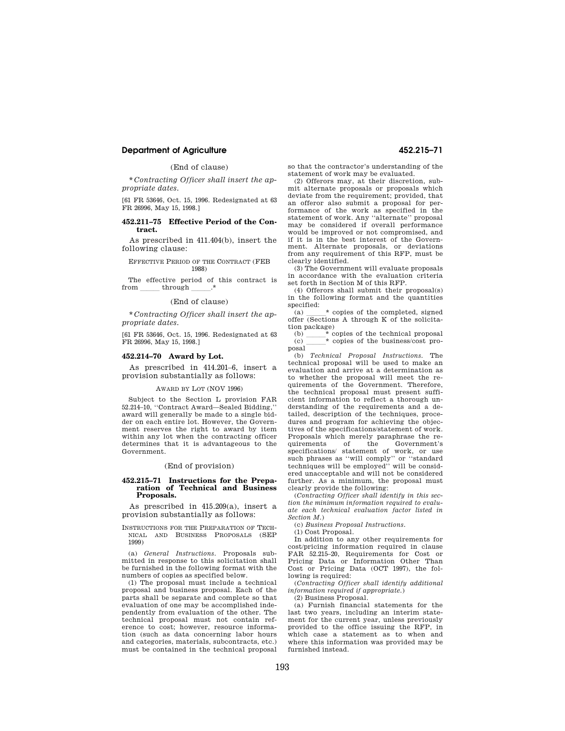(End of clause)

**Contracting Officer shall insert the appropriate dates.*

[61 FR 53646, Oct. 15, 1996. Redesignated at 63 FR 26996, May 15, 1998.]

### 452.211–75 Effective Period of the Contract.

As prescribed in 411.404(b), insert the following clause:

EFFECTIVE PERIOD OF THE CONTRACT (FEB 1988)

The effective period of this contract is from \_\_\_\_\_ through \_\_\_\_\_.*

(End of clause)

**Contracting Officer shall insert the appropriate dates.*

[61 FR 53646, Oct. 15, 1996. Redesignated at 63 FR 26996, May 15, 1998.]

### 452.214–70 Award by Lot.

As prescribed in 414.201–6, insert a provision substantially as follows:

AWARD BY LOT (NOV 1996)

Subject to the Section L provision FAR 52.214–10, ''Contract Award—Sealed Bidding,'' award will generally be made to a single bidder on each entire lot. However, the Government reserves the right to award by item within any lot when the contracting officer determines that it is advantageous to the Government.

(End of provision)

### 452.215–71 Instructions for the Preparation of Technical and Business Proposals.

As prescribed in 415.209(a), insert a provision substantially as follows:

INSTRUCTIONS FOR THE PREPARATION OF TECHNICAL AND BUSINESS PROPOSALS (SEP 1999)

(a) *General Instructions.* Proposals submitted in response to this solicitation shall be furnished in the following format with the numbers of copies as specified below.

(1) The proposal must include a technical proposal and business proposal. Each of the parts shall be separate and complete so that evaluation of one may be accomplished independently from evaluation of the other. The technical proposal must not contain reference to cost; however, resource information (such as data concerning labor hours and categories, materials, subcontracts, etc.) must be contained in the technical proposal so that the contractor's understanding of the statement of work may be evaluated.

(2) Offerors may, at their discretion, submit alternate proposals or proposals which deviate from the requirement; provided, that an offeror also submit a proposal for performance of the work as specified in the statement of work. Any ''alternate'' proposal may be considered if overall performance would be improved or not compromised, and if it is in the best interest of the Government. Alternate proposals, or deviations from any requirement of this RFP, must be clearly identified.

(3) The Government will evaluate proposals in accordance with the evaluation criteria set forth in Section M of this RFP.

(4) Offerors shall submit their proposal(s) in the following format and the quantities specified:

(a) \_\_\_\_\_* copies of the completed, signed offer (Sections A through K of the solicitation package)

(b) \_\_\_\_\_* copies of the technical proposal

(c) \_\_\_\_\_* copies of the business/cost proposal

(b) *Technical Proposal Instructions.* The technical proposal will be used to make an evaluation and arrive at a determination as to whether the proposal will meet the requirements of the Government. Therefore, the technical proposal must present sufficient information to reflect a thorough understanding of the requirements and a detailed, description of the techniques, procedures and program for achieving the objectives of the specifications/statement of work. Proposals which merely paraphrase the requirements of the Government's specifications/ statement of work, or use such phrases as ''will comply'' or ''standard techniques will be employed'' will be considered unacceptable and will not be considered further. As a minimum, the proposal must clearly provide the following:

(*Contracting Officer shall identify in this section the minimum information required to evaluate each technical evaluation factor listed in Section M.*)

(c) *Business Proposal Instructions.*

(1) Cost Proposal.

In addition to any other requirements for cost/pricing information required in clause FAR 52.215–20, Requirements for Cost or Pricing Data or Information Other Than Cost or Pricing Data (OCT 1997), the following is required:

(*Contracting Officer shall identify additional information required if appropriate.*)

(2) Business Proposal.

(a) Furnish financial statements for the last two years, including an interim statement for the current year, unless previously provided to the office issuing the RFP, in which case a statement as to when and where this information was provided may be furnished instead.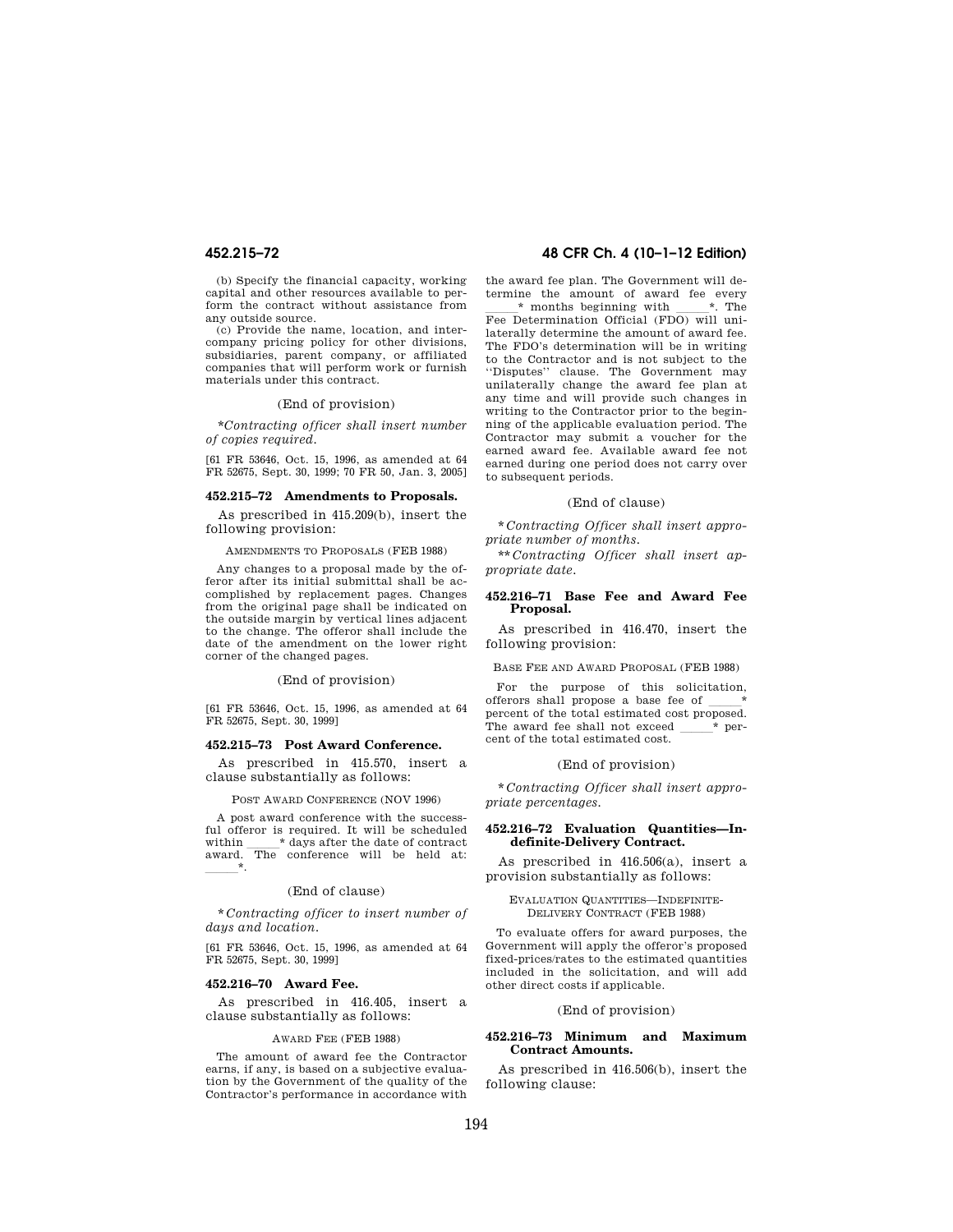(b) Specify the financial capacity, working capital and other resources available to perform the contract without assistance from any outside source.

(c) Provide the name, location, and intercompany pricing policy for other divisions, subsidiaries, parent company, or affiliated companies that will perform work or furnish materials under this contract.

(End of provision)

*\*Contracting officer shall insert number of copies required.*

[61 FR 53646, Oct. 15, 1996, as amended at 64 FR 52675, Sept. 30, 1999; 70 FR 50, Jan. 3, 2005]

### 452.215–72 Amendments to Proposals.

As prescribed in 415.209(b), insert the following provision:

AMENDMENTS TO PROPOSALS (FEB 1988)

Any changes to a proposal made by the offeror after its initial submittal shall be accomplished by replacement pages. Changes from the original page shall be indicated on the outside margin by vertical lines adjacent to the change. The offeror shall include the date of the amendment on the lower right corner of the changed pages.

(End of provision)

[61 FR 53646, Oct. 15, 1996, as amended at 64 FR 52675, Sept. 30, 1999]

### 452.215–73 Post Award Conference.

As prescribed in 415.570, insert a clause substantially as follows:

POST AWARD CONFERENCE (NOV 1996)

A post award conference with the successful offeror is required. It will be scheduled within \_\_\_\_\_\* days after the date of contract award. The conference will be held at: \_\_\_\_\_\*.

(End of clause)

*\*Contracting officer to insert number of days and location.*

[61 FR 53646, Oct. 15, 1996, as amended at 64 FR 52675, Sept. 30, 1999]

### 452.216–70 Award Fee.

As prescribed in 416.405, insert a clause substantially as follows:

AWARD FEE (FEB 1988)

The amount of award fee the Contractor earns, if any, is based on a subjective evaluation by the Government of the quality of the Contractor's performance in accordance with the award fee plan. The Government will determine the amount of award fee every \_\_\_\_\_\* months beginning with \_\_\_\_\_\*. The Fee Determination Official (FDO) will unilaterally determine the amount of award fee. The FDO's determination will be in writing to the Contractor and is not subject to the ''Disputes'' clause. The Government may unilaterally change the award fee plan at any time and will provide such changes in writing to the Contractor prior to the beginning of the applicable evaluation period. The Contractor may submit a voucher for the earned award fee. Available award fee not earned during one period does not carry over to subsequent periods.

(End of clause)

*\*Contracting Officer shall insert appropriate number of months.*

*\*\*Contracting Officer shall insert appropriate date.*

### 452.216–71 Base Fee and Award Fee Proposal.

As prescribed in 416.470, insert the following provision:

BASE FEE AND AWARD PROPOSAL (FEB 1988)

For the purpose of this solicitation, offerors shall propose a base fee of \_\_\_\_\_\* percent of the total estimated cost proposed. The award fee shall not exceed \_\_\_\_\_\* percent of the total estimated cost.

(End of provision)

*\*Contracting Officer shall insert appropriate percentages.*

### 452.216–72 Evaluation Quantities—Indefinite-Delivery Contract.

As prescribed in 416.506(a), insert a provision substantially as follows:

EVALUATION QUANTITIES—INDEFINITE-DELIVERY CONTRACT (FEB 1988)

To evaluate offers for award purposes, the Government will apply the offeror's proposed fixed-prices/rates to the estimated quantities included in the solicitation, and will add other direct costs if applicable.

(End of provision)

### 452.216–73 Minimum and Maximum Contract Amounts.

As prescribed in 416.506(b), insert the following clause: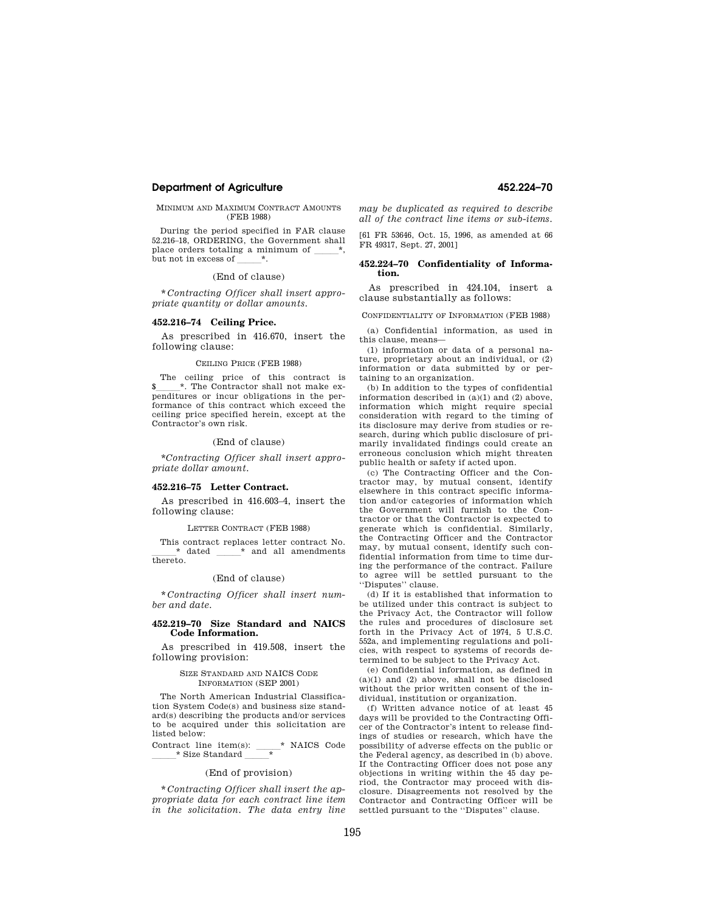MINIMUM AND MAXIMUM CONTRACT AMOUNTS (FEB 1988)

During the period specified in FAR clause 52.216–18, ORDERING, the Government shall place orders totaling a minimum of _____*, but not in excess of _____*.

(End of clause)

**Contracting Officer shall insert appropriate quantity or dollar amounts.*

### 452.216–74 Ceiling Price.

As prescribed in 416.670, insert the following clause:

CEILING PRICE (FEB 1988)

The ceiling price of this contract is $_____*. The Contractor shall not make expenditures or incur obligations in the performance of this contract which exceed the ceiling price specified herein, except at the Contractor's own risk.

(End of clause)

**Contracting Officer shall insert appropriate dollar amount.*

### 452.216–75 Letter Contract.

As prescribed in 416.603–4, insert the following clause:

LETTER CONTRACT (FEB 1988)

This contract replaces letter contract No. _____* dated _____* and all amendments thereto.

(End of clause)

**Contracting Officer shall insert number and date.*

### 452.219–70 Size Standard and NAICS Code Information.

As prescribed in 419.508, insert the following provision:

SIZE STANDARD AND NAICS CODE INFORMATION (SEP 2001)

The North American Industrial Classification System Code(s) and business size standard(s) describing the products and/or services to be acquired under this solicitation are listed below:

Contract line item(s): _____* NAICS Code _____* Size Standard _____*

(End of provision)

**Contracting Officer shall insert the appropriate data for each contract line item in the solicitation. The data entry line may be duplicated as required to describe all of the contract line items or sub-items.*

[61 FR 53646, Oct. 15, 1996, as amended at 66 FR 49317, Sept. 27, 2001]

### 452.224–70 Confidentiality of Information.

As prescribed in 424.104, insert a clause substantially as follows:

CONFIDENTIALITY OF INFORMATION (FEB 1988)

(a) Confidential information, as used in this clause, means—

(1) information or data of a personal nature, proprietary about an individual, or (2) information or data submitted by or pertaining to an organization.

(b) In addition to the types of confidential information described in (a)(1) and (2) above, information which might require special consideration with regard to the timing of its disclosure may derive from studies or research, during which public disclosure of primarily invalidated findings could create an erroneous conclusion which might threaten public health or safety if acted upon.

(c) The Contracting Officer and the Contractor may, by mutual consent, identify elsewhere in this contract specific information and/or categories of information which the Government will furnish to the Contractor or that the Contractor is expected to generate which is confidential. Similarly, the Contracting Officer and the Contractor may, by mutual consent, identify such confidential information from time to time during the performance of the contract. Failure to agree will be settled pursuant to the "Disputes" clause.

(d) If it is established that information to be utilized under this contract is subject to the Privacy Act, the Contractor will follow the rules and procedures of disclosure set forth in the Privacy Act of 1974, 5 U.S.C. 552a, and implementing regulations and policies, with respect to systems of records determined to be subject to the Privacy Act.

(e) Confidential information, as defined in (a)(1) and (2) above, shall not be disclosed without the prior written consent of the individual, institution or organization.

(f) Written advance notice of at least 45 days will be provided to the Contracting Officer of the Contractor's intent to release findings of studies or research, which have the possibility of adverse effects on the public or the Federal agency, as described in (b) above. If the Contracting Officer does not pose any objections in writing within the 45 day period, the Contractor may proceed with disclosure. Disagreements not resolved by the Contractor and Contracting Officer will be settled pursuant to the "Disputes" clause.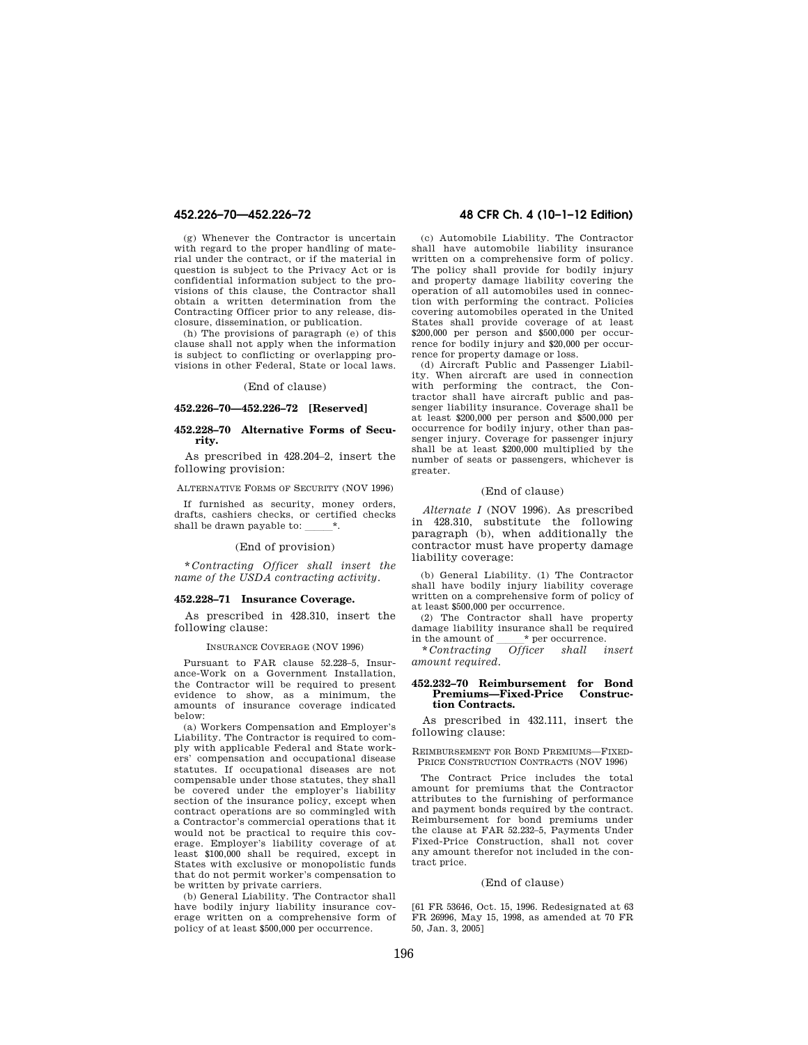(g) Whenever the Contractor is uncertain with regard to the proper handling of material under the contract, or if the material in question is subject to the Privacy Act or is confidential information subject to the provisions of this clause, the Contractor shall obtain a written determination from the Contracting Officer prior to any release, disclosure, dissemination, or publication.

(h) The provisions of paragraph (e) of this clause shall not apply when the information is subject to conflicting or overlapping provisions in other Federal, State or local laws.

(End of clause)

### 452.226–70—452.226–72 [Reserved]

### 452.228–70 Alternative Forms of Security.

As prescribed in 428.204–2, insert the following provision:

ALTERNATIVE FORMS OF SECURITY (NOV 1996)

If furnished as security, money orders, drafts, cashiers checks, or certified checks shall be drawn payable to: _____*.

(End of provision)

*\*Contracting Officer shall insert the name of the USDA contracting activity.*

### 452.228–71 Insurance Coverage.

As prescribed in 428.310, insert the following clause:

INSURANCE COVERAGE (NOV 1996)

Pursuant to FAR clause 52.228–5, Insurance-Work on a Government Installation, the Contractor will be required to present evidence to show, as a minimum, the amounts of insurance coverage indicated below:

(a) Workers Compensation and Employer's Liability. The Contractor is required to comply with applicable Federal and State workers' compensation and occupational disease statutes. If occupational diseases are not compensable under those statutes, they shall be covered under the employer's liability section of the insurance policy, except when contract operations are so commingled with a Contractor's commercial operations that it would not be practical to require this coverage. Employer's liability coverage of at least $100,000 shall be required, except in States with exclusive or monopolistic funds that do not permit worker's compensation to be written by private carriers.

(b) General Liability. The Contractor shall have bodily injury liability insurance coverage written on a comprehensive form of policy of at least $500,000 per occurrence.

(c) Automobile Liability. The Contractor shall have automobile liability insurance written on a comprehensive form of policy. The policy shall provide for bodily injury and property damage liability covering the operation of all automobiles used in connection with performing the contract. Policies covering automobiles operated in the United States shall provide coverage of at least $200,000 per person and $500,000 per occurrence for bodily injury and $20,000 per occurrence for property damage or loss.

(d) Aircraft Public and Passenger Liability. When aircraft are used in connection with performing the contract, the Contractor shall have aircraft public and passenger liability insurance. Coverage shall be at least $200,000 per person and $500,000 per occurrence for bodily injury, other than passenger injury. Coverage for passenger injury shall be at least $200,000 multiplied by the number of seats or passengers, whichever is greater.

(End of clause)

*Alternate I* (NOV 1996). As prescribed in 428.310, substitute the following paragraph (b), when additionally the contractor must have property damage liability coverage:

(b) General Liability. (1) The Contractor shall have bodily injury liability coverage written on a comprehensive form of policy of at least $500,000 per occurrence.

(2) The Contractor shall have property damage liability insurance shall be required in the amount of _____* per occurrence.

*\*Contracting Officer shall insert amount required.*

### 452.232–70 Reimbursement for Bond Premiums—Fixed-Price Construction Contracts.

As prescribed in 432.111, insert the following clause:

REIMBURSEMENT FOR BOND PREMIUMS—FIXED-PRICE CONSTRUCTION CONTRACTS (NOV 1996)

The Contract Price includes the total amount for premiums that the Contractor attributes to the furnishing of performance and payment bonds required by the contract. Reimbursement for bond premiums under the clause at FAR 52.232–5, Payments Under Fixed-Price Construction, shall not cover any amount therefor not included in the contract price.

(End of clause)

[61 FR 53646, Oct. 15, 1996. Redesignated at 63 FR 26996, May 15, 1998, as amended at 70 FR 50, Jan. 3, 2005]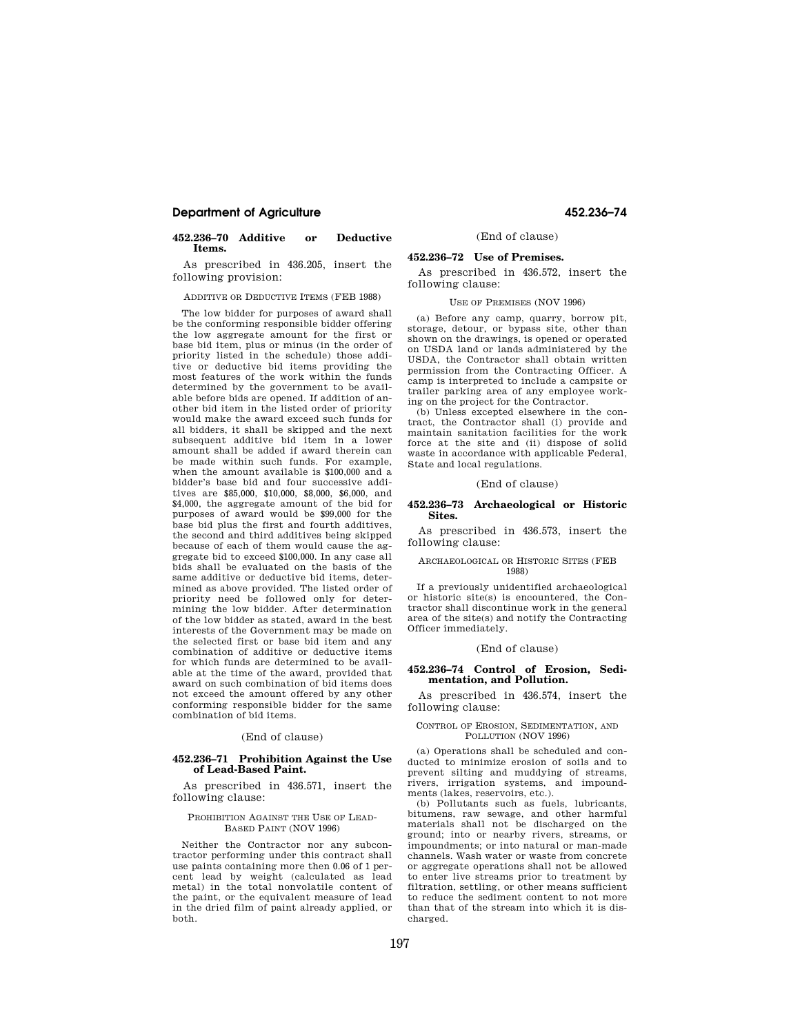### 452.236–70 Additive or Deductive Items.

As prescribed in 436.205, insert the following provision:

ADDITIVE OR DEDUCTIVE ITEMS (FEB 1988)

The low bidder for purposes of award shall be the conforming responsible bidder offering the low aggregate amount for the first or base bid item, plus or minus (in the order of priority listed in the schedule) those additive or deductive bid items providing the most features of the work within the funds determined by the government to be available before bids are opened. If addition of another bid item in the listed order of priority would make the award exceed such funds for all bidders, it shall be skipped and the next subsequent additive bid item in a lower amount shall be added if award therein can be made within such funds. For example, when the amount available is $100,000 and a bidder's base bid and four successive additives are $85,000, $10,000, $8,000, $6,000, and $4,000, the aggregate amount of the bid for purposes of award would be $99,000 for the base bid plus the first and fourth additives, the second and third additives being skipped because of each of them would cause the aggregate bid to exceed $100,000. In any case all bids shall be evaluated on the basis of the same additive or deductive bid items, determined as above provided. The listed order of priority need be followed only for determining the low bidder. After determination of the low bidder as stated, award in the best interests of the Government may be made on the selected first or base bid item and any combination of additive or deductive items for which funds are determined to be available at the time of the award, provided that award on such combination of bid items does not exceed the amount offered by any other conforming responsible bidder for the same combination of bid items.

(End of clause)

### 452.236–71 Prohibition Against the Use of Lead-Based Paint.

As prescribed in 436.571, insert the following clause:

PROHIBITION AGAINST THE USE OF LEAD-BASED PAINT (NOV 1996)

Neither the Contractor nor any subcontractor performing under this contract shall use paints containing more then 0.06 of 1 percent lead by weight (calculated as lead metal) in the total nonvolatile content of the paint, or the equivalent measure of lead in the dried film of paint already applied, or both.

(End of clause)

### 452.236–72 Use of Premises.

As prescribed in 436.572, insert the following clause:

USE OF PREMISES (NOV 1996)

(a) Before any camp, quarry, borrow pit, storage, detour, or bypass site, other than shown on the drawings, is opened or operated on USDA land or lands administered by the USDA, the Contractor shall obtain written permission from the Contracting Officer. A camp is interpreted to include a campsite or trailer parking area of any employee working on the project for the Contractor.

(b) Unless excepted elsewhere in the contract, the Contractor shall (i) provide and maintain sanitation facilities for the work force at the site and (ii) dispose of solid waste in accordance with applicable Federal, State and local regulations.

(End of clause)

### 452.236–73 Archaeological or Historic Sites.

As prescribed in 436.573, insert the following clause:

ARCHAEOLOGICAL OR HISTORIC SITES (FEB 1988)

If a previously unidentified archaeological or historic site(s) is encountered, the Contractor shall discontinue work in the general area of the site(s) and notify the Contracting Officer immediately.

(End of clause)

### 452.236–74 Control of Erosion, Sedimentation, and Pollution.

As prescribed in 436.574, insert the following clause:

CONTROL OF EROSION, SEDIMENTATION, AND POLLUTION (NOV 1996)

(a) Operations shall be scheduled and conducted to minimize erosion of soils and to prevent silting and muddying of streams, rivers, irrigation systems, and impoundments (lakes, reservoirs, etc.).

(b) Pollutants such as fuels, lubricants, bitumens, raw sewage, and other harmful materials shall not be discharged on the ground; into or nearby rivers, streams, or impoundments; or into natural or man-made channels. Wash water or waste from concrete or aggregate operations shall not be allowed to enter live streams prior to treatment by filtration, settling, or other means sufficient to reduce the sediment content to not more than that of the stream into which it is discharged.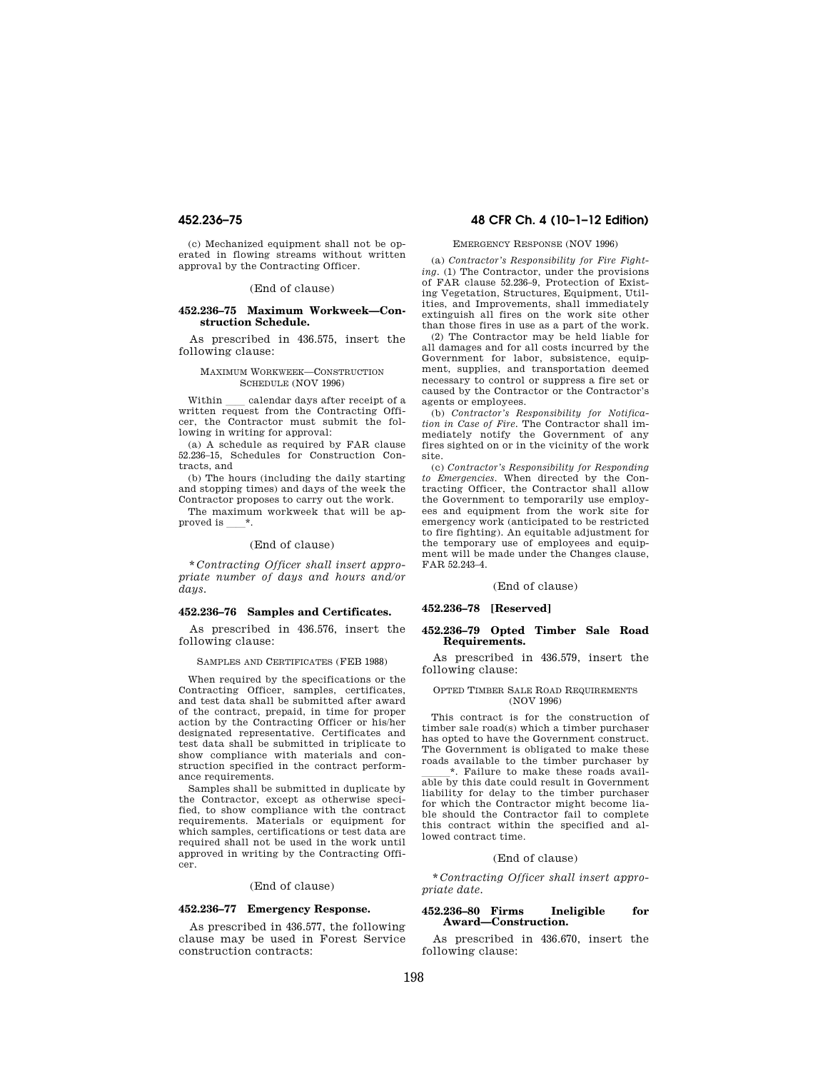(c) Mechanized equipment shall not be operated in flowing streams without written approval by the Contracting Officer.

(End of clause)

### 452.236–75 Maximum Workweek—Construction Schedule.

As prescribed in 436.575, insert the following clause:

MAXIMUM WORKWEEK—CONSTRUCTION SCHEDULE (NOV 1996)

Within ___ calendar days after receipt of a written request from the Contracting Officer, the Contractor must submit the following in writing for approval:

(a) A schedule as required by FAR clause 52.236–15, Schedules for Construction Contracts, and

(b) The hours (including the daily starting and stopping times) and days of the week the Contractor proposes to carry out the work.

The maximum workweek that will be approved is ___*.

(End of clause)

**Contracting Officer shall insert appropriate number of days and hours and/or days.*

### 452.236–76 Samples and Certificates.

As prescribed in 436.576, insert the following clause:

SAMPLES AND CERTIFICATES (FEB 1988)

When required by the specifications or the Contracting Officer, samples, certificates, and test data shall be submitted after award of the contract, prepaid, in time for proper action by the Contracting Officer or his/her designated representative. Certificates and test data shall be submitted in triplicate to show compliance with materials and construction specified in the contract performance requirements.

Samples shall be submitted in duplicate by the Contractor, except as otherwise specified, to show compliance with the contract requirements. Materials or equipment for which samples, certifications or test data are required shall not be used in the work until approved in writing by the Contracting Officer.

(End of clause)

### 452.236–77 Emergency Response.

As prescribed in 436.577, the following clause may be used in Forest Service construction contracts:

EMERGENCY RESPONSE (NOV 1996)

(a) *Contractor's Responsibility for Fire Fighting.* (1) The Contractor, under the provisions of FAR clause 52.236–9, Protection of Existing Vegetation, Structures, Equipment, Utilities, and Improvements, shall immediately extinguish all fires on the work site other than those fires in use as a part of the work.

(2) The Contractor may be held liable for all damages and for all costs incurred by the Government for labor, subsistence, equipment, supplies, and transportation deemed necessary to control or suppress a fire set or caused by the Contractor or the Contractor's agents or employees.

(b) *Contractor's Responsibility for Notification in Case of Fire.* The Contractor shall immediately notify the Government of any fires sighted on or in the vicinity of the work site.

(c) *Contractor's Responsibility for Responding to Emergencies.* When directed by the Contracting Officer, the Contractor shall allow the Government to temporarily use employees and equipment from the work site for emergency work (anticipated to be restricted to fire fighting). An equitable adjustment for the temporary use of employees and equipment will be made under the Changes clause, FAR 52.243–4.

(End of clause)

### 452.236–78 [Reserved]

### 452.236–79 Opted Timber Sale Road Requirements.

As prescribed in 436.579, insert the following clause:

OPTED TIMBER SALE ROAD REQUIREMENTS (NOV 1996)

This contract is for the construction of timber sale road(s) which a timber purchaser has opted to have the Government construct. The Government is obligated to make these roads available to the timber purchaser by _____*. Failure to make these roads available by this date could result in Government liability for delay to the timber purchaser for which the Contractor might become liable should the Contractor fail to complete this contract within the specified and allowed contract time.

(End of clause)

**Contracting Officer shall insert appropriate date.*

### 452.236–80 Firms Ineligible for Award—Construction.

As prescribed in 436.670, insert the following clause: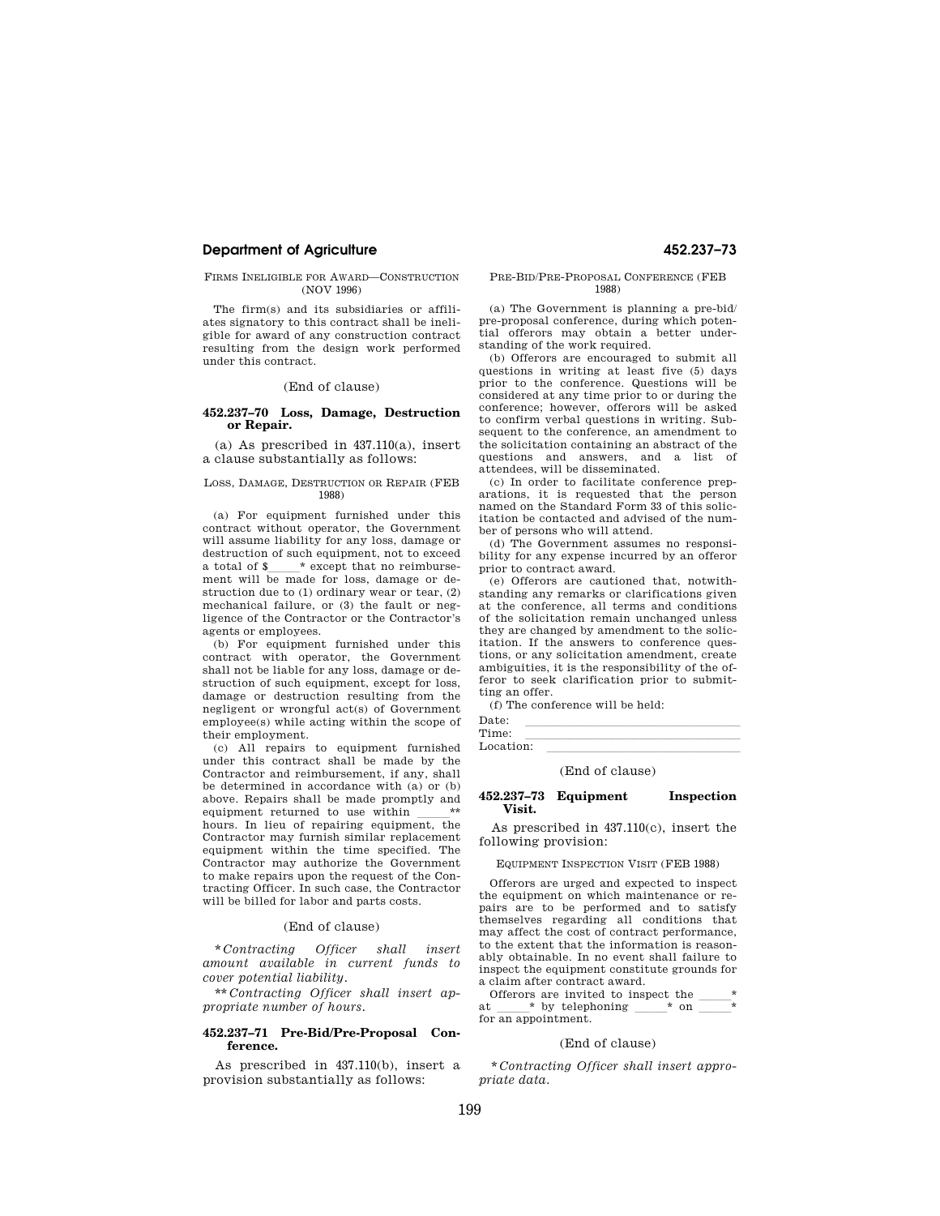FIRMS INELIGIBLE FOR AWARD—CONSTRUCTION (NOV 1996)

The firm(s) and its subsidiaries or affiliates signatory to this contract shall be ineligible for award of any construction contract resulting from the design work performed under this contract.

(End of clause)

### 452.237–70 Loss, Damage, Destruction or Repair.

(a) As prescribed in 437.110(a), insert a clause substantially as follows:

LOSS, DAMAGE, DESTRUCTION OR REPAIR (FEB 1988)

(a) For equipment furnished under this contract without operator, the Government will assume liability for any loss, damage or destruction of such equipment, not to exceed a total of $_____* except that no reimbursement will be made for loss, damage or destruction due to (1) ordinary wear or tear, (2) mechanical failure, or (3) the fault or negligence of the Contractor or the Contractor's agents or employees.

(b) For equipment furnished under this contract with operator, the Government shall not be liable for any loss, damage or destruction of such equipment, except for loss, damage or destruction resulting from the negligent or wrongful act(s) of Government employee(s) while acting within the scope of their employment.

(c) All repairs to equipment furnished under this contract shall be made by the Contractor and reimbursement, if any, shall be determined in accordance with (a) or (b) above. Repairs shall be made promptly and equipment returned to use within _____** hours. In lieu of repairing equipment, the Contractor may furnish similar replacement equipment within the time specified. The Contractor may authorize the Government to make repairs upon the request of the Contracting Officer. In such case, the Contractor will be billed for labor and parts costs.

(End of clause)

**Contracting Officer shall insert amount available in current funds to cover potential liability.*

***Contracting Officer shall insert appropriate number of hours.*

### 452.237–71 Pre-Bid/Pre-Proposal Conference.

As prescribed in 437.110(b), insert a provision substantially as follows:

PRE-BID/PRE-PROPOSAL CONFERENCE (FEB 1988)

(a) The Government is planning a pre-bid/pre-proposal conference, during which potential offerors may obtain a better understanding of the work required.

(b) Offerors are encouraged to submit all questions in writing at least five (5) days prior to the conference. Questions will be considered at any time prior to or during the conference; however, offerors will be asked to confirm verbal questions in writing. Subsequent to the conference, an amendment to the solicitation containing an abstract of the questions and answers, and a list of attendees, will be disseminated.

(c) In order to facilitate conference preparations, it is requested that the person named on the Standard Form 33 of this solicitation be contacted and advised of the number of persons who will attend.

(d) The Government assumes no responsibility for any expense incurred by an offeror prior to contract award.

(e) Offerors are cautioned that, notwithstanding any remarks or clarifications given at the conference, all terms and conditions of the solicitation remain unchanged unless they are changed by amendment to the solicitation. If the answers to conference questions, or any solicitation amendment, create ambiguities, it is the responsibility of the offeror to seek clarification prior to submitting an offer.

(f) The conference will be held:

Date: ______________________________

Time: ______________________________

Location: ______________________________

(End of clause)

### 452.237–73 Equipment Inspection Visit.

As prescribed in 437.110(c), insert the following provision:

EQUIPMENT INSPECTION VISIT (FEB 1988)

Offerors are urged and expected to inspect the equipment on which maintenance or repairs are to be performed and to satisfy themselves regarding all conditions that may affect the cost of contract performance, to the extent that the information is reasonably obtainable. In no event shall failure to inspect the equipment constitute grounds for a claim after contract award.

Offerors are invited to inspect the _____* at _____* by telephoning _____* on _____* for an appointment.

(End of clause)

**Contracting Officer shall insert appropriate data.*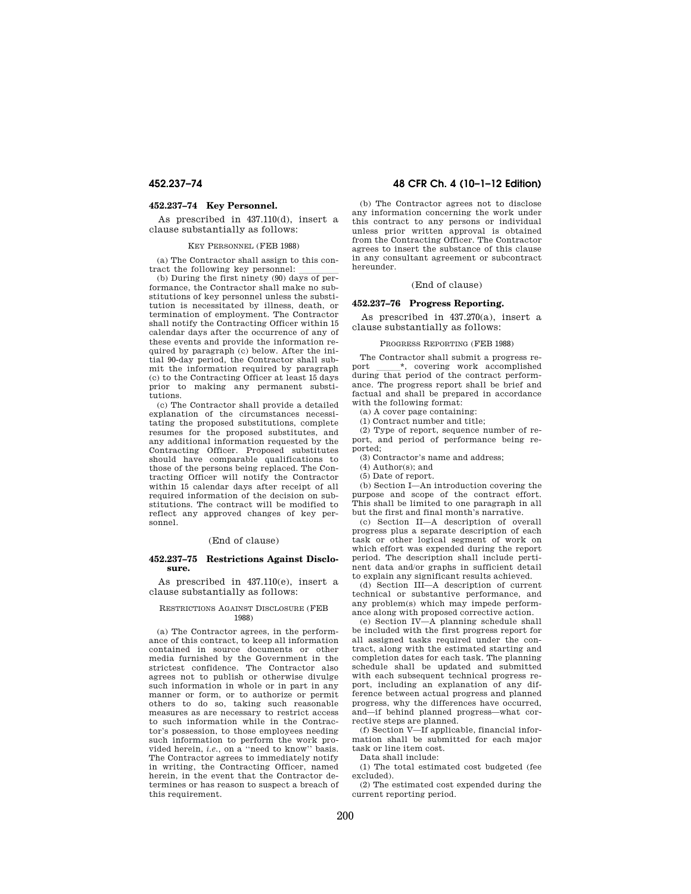## 452.237–74 Key Personnel.

As prescribed in 437.110(d), insert a clause substantially as follows:

KEY PERSONNEL (FEB 1988)

(a) The Contractor shall assign to this contract the following key personnel: \_\_\_\_\_\_\_\_

(b) During the first ninety (90) days of performance, the Contractor shall make no substitutions of key personnel unless the substitution is necessitated by illness, death, or termination of employment. The Contractor shall notify the Contracting Officer within 15 calendar days after the occurrence of any of these events and provide the information required by paragraph (c) below. After the initial 90-day period, the Contractor shall submit the information required by paragraph (c) to the Contracting Officer at least 15 days prior to making any permanent substitutions.

(c) The Contractor shall provide a detailed explanation of the circumstances necessitating the proposed substitutions, complete resumes for the proposed substitutes, and any additional information requested by the Contracting Officer. Proposed substitutes should have comparable qualifications to those of the persons being replaced. The Contracting Officer will notify the Contractor within 15 calendar days after receipt of all required information of the decision on substitutions. The contract will be modified to reflect any approved changes of key personnel.

(End of clause)

## 452.237–75 Restrictions Against Disclosure.

As prescribed in 437.110(e), insert a clause substantially as follows:

RESTRICTIONS AGAINST DISCLOSURE (FEB 1988)

(a) The Contractor agrees, in the performance of this contract, to keep all information contained in source documents or other media furnished by the Government in the strictest confidence. The Contractor also agrees not to publish or otherwise divulge such information in whole or in part in any manner or form, or to authorize or permit others to do so, taking such reasonable measures as are necessary to restrict access to such information while in the Contractor's possession, to those employees needing such information to perform the work provided herein, *i.e.*, on a ''need to know'' basis. The Contractor agrees to immediately notify in writing, the Contracting Officer, named herein, in the event that the Contractor determines or has reason to suspect a breach of this requirement.

(b) The Contractor agrees not to disclose any information concerning the work under this contract to any persons or individual unless prior written approval is obtained from the Contracting Officer. The Contractor agrees to insert the substance of this clause in any consultant agreement or subcontract hereunder.

(End of clause)

## 452.237–76 Progress Reporting.

As prescribed in 437.270(a), insert a clause substantially as follows:

PROGRESS REPORTING (FEB 1988)

The Contractor shall submit a progress report \_\_\_\_\_\_*, covering work accomplished during that period of the contract performance. The progress report shall be brief and factual and shall be prepared in accordance with the following format:

(a) A cover page containing:

(1) Contract number and title;

(2) Type of report, sequence number of report, and period of performance being reported;

(3) Contractor's name and address;

(4) Author(s); and

(5) Date of report.

(b) Section I—An introduction covering the purpose and scope of the contract effort. This shall be limited to one paragraph in all but the first and final month's narrative.

(c) Section II—A description of overall progress plus a separate description of each task or other logical segment of work on which effort was expended during the report period. The description shall include pertinent data and/or graphs in sufficient detail to explain any significant results achieved.

(d) Section III—A description of current technical or substantive performance, and any problem(s) which may impede performance along with proposed corrective action.

(e) Section IV—A planning schedule shall be included with the first progress report for all assigned tasks required under the contract, along with the estimated starting and completion dates for each task. The planning schedule shall be updated and submitted with each subsequent technical progress report, including an explanation of any difference between actual progress and planned progress, why the differences have occurred, and—if behind planned progress—what corrective steps are planned.

(f) Section V—If applicable, financial information shall be submitted for each major task or line item cost.

Data shall include:

(1) The total estimated cost budgeted (fee excluded).

(2) The estimated cost expended during the current reporting period.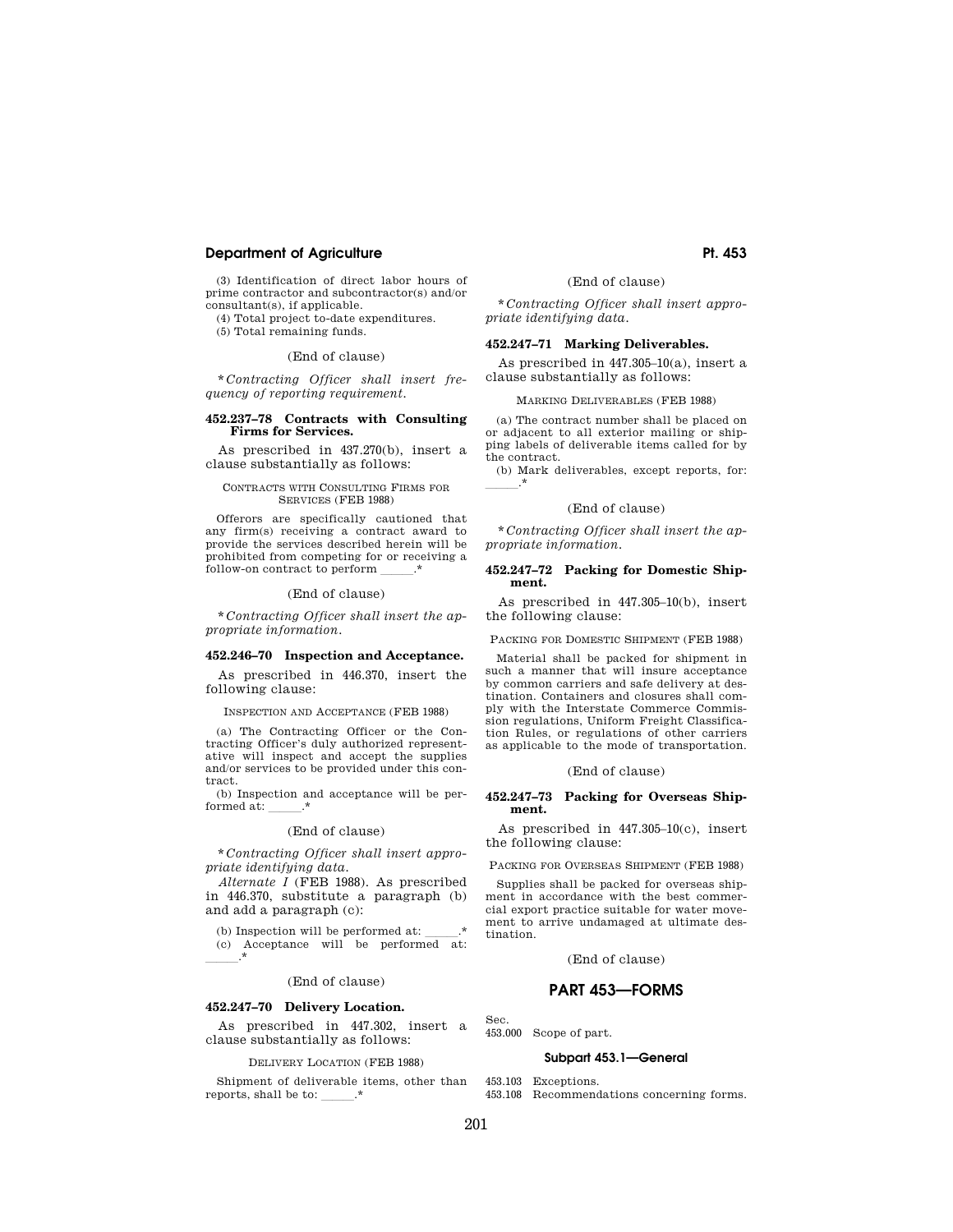(3) Identification of direct labor hours of prime contractor and subcontractor(s) and/or consultant(s), if applicable.

(4) Total project to-date expenditures.

(5) Total remaining funds.

(End of clause)

**Contracting Officer shall insert frequency of reporting requirement.*

### 452.237–78 Contracts with Consulting Firms for Services.

As prescribed in 437.270(b), insert a clause substantially as follows:

CONTRACTS WITH CONSULTING FIRMS FOR SERVICES (FEB 1988)

Offerors are specifically cautioned that any firm(s) receiving a contract award to provide the services described herein will be prohibited from competing for or receiving a follow-on contract to perform ______.*

(End of clause)

**Contracting Officer shall insert the appropriate information.*

### 452.246–70 Inspection and Acceptance.

As prescribed in 446.370, insert the following clause:

INSPECTION AND ACCEPTANCE (FEB 1988)

(a) The Contracting Officer or the Contracting Officer's duly authorized representative will inspect and accept the supplies and/or services to be provided under this contract.

(b) Inspection and acceptance will be performed at: ______.*

(End of clause)

**Contracting Officer shall insert appropriate identifying data.*

*Alternate I* (FEB 1988). As prescribed in 446.370, substitute a paragraph (b) and add a paragraph (c):

(b) Inspection will be performed at: ______.*

(c) Acceptance will be performed at: ______.*

(End of clause)

### 452.247–70 Delivery Location.

As prescribed in 447.302, insert a clause substantially as follows:

DELIVERY LOCATION (FEB 1988)

Shipment of deliverable items, other than reports, shall be to: ______.*

(End of clause)

**Contracting Officer shall insert appropriate identifying data.*

### 452.247–71 Marking Deliverables.

As prescribed in 447.305–10(a), insert a clause substantially as follows:

MARKING DELIVERABLES (FEB 1988)

(a) The contract number shall be placed on or adjacent to all exterior mailing or shipping labels of deliverable items called for by the contract.

(b) Mark deliverables, except reports, for: ______.*

(End of clause)

**Contracting Officer shall insert the appropriate information.*

### 452.247–72 Packing for Domestic Shipment.

As prescribed in 447.305–10(b), insert the following clause:

PACKING FOR DOMESTIC SHIPMENT (FEB 1988)

Material shall be packed for shipment in such a manner that will insure acceptance by common carriers and safe delivery at destination. Containers and closures shall comply with the Interstate Commerce Commission regulations, Uniform Freight Classification Rules, or regulations of other carriers as applicable to the mode of transportation.

(End of clause)

### 452.247–73 Packing for Overseas Shipment.

As prescribed in 447.305–10(c), insert the following clause:

PACKING FOR OVERSEAS SHIPMENT (FEB 1988)

Supplies shall be packed for overseas shipment in accordance with the best commercial export practice suitable for water movement to arrive undamaged at ultimate destination.

(End of clause)

## PART 453—FORMS

Sec.
453.000 Scope of part.

#### Subpart 453.1—General

453.103 Exceptions.
453.108 Recommendations concerning forms.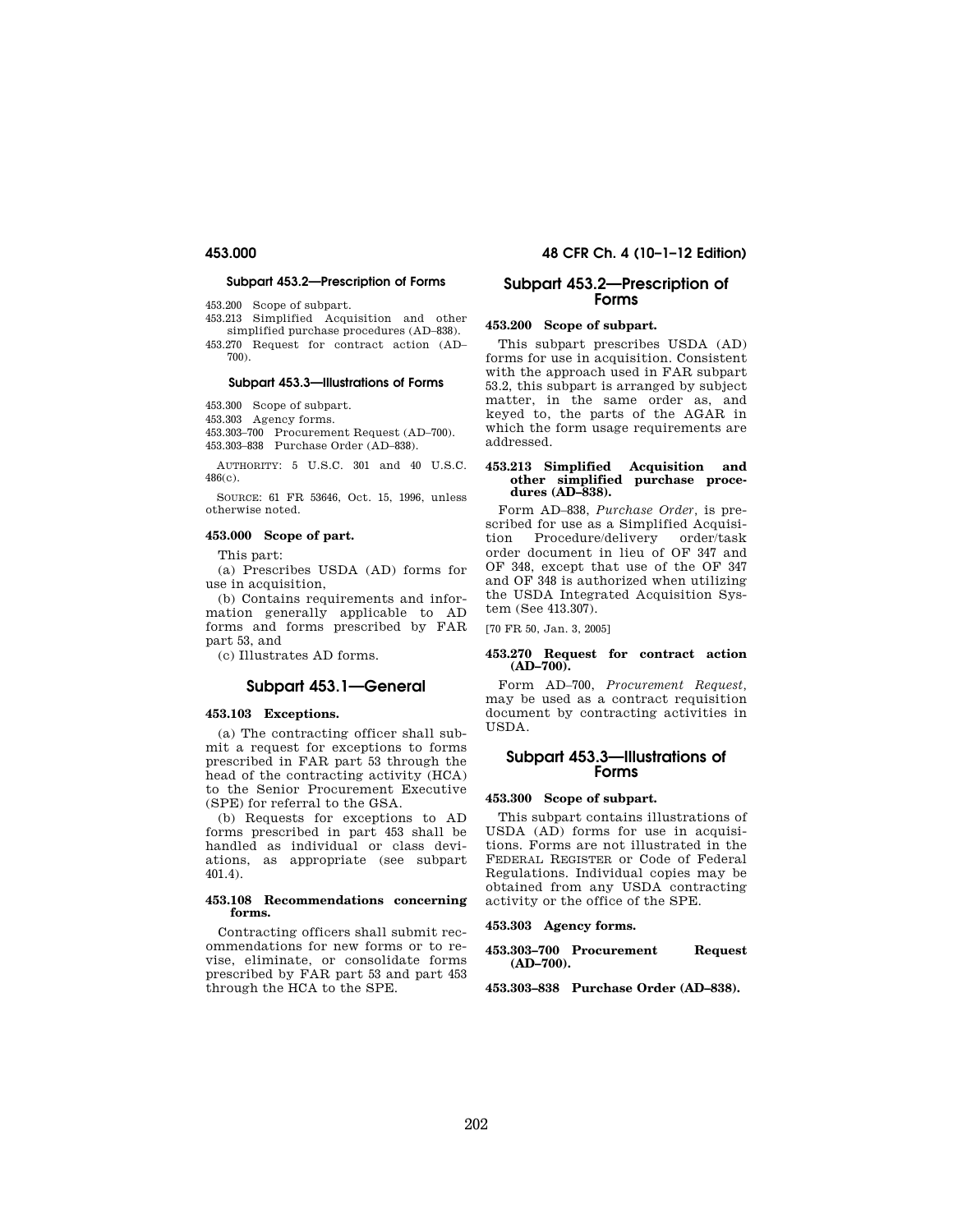### Subpart 453.2—Prescription of Forms

453.200 Scope of subpart.
453.213 Simplified Acquisition and other simplified purchase procedures (AD–838).
453.270 Request for contract action (AD–700).

### Subpart 453.3—Illustrations of Forms

453.300 Scope of subpart.
453.303 Agency forms.
453.303–700 Procurement Request (AD–700).
453.303–838 Purchase Order (AD–838).

AUTHORITY: 5 U.S.C. 301 and 40 U.S.C. 486(c).

SOURCE: 61 FR 53646, Oct. 15, 1996, unless otherwise noted.

**453.000 Scope of part.**

This part:

(a) Prescribes USDA (AD) forms for use in acquisition,

(b) Contains requirements and information generally applicable to AD forms and forms prescribed by FAR part 53, and

(c) Illustrates AD forms.

## Subpart 453.1—General

**453.103 Exceptions.**

(a) The contracting officer shall submit a request for exceptions to forms prescribed in FAR part 53 through the head of the contracting activity (HCA) to the Senior Procurement Executive (SPE) for referral to the GSA.

(b) Requests for exceptions to AD forms prescribed in part 453 shall be handled as individual or class deviations, as appropriate (see subpart 401.4).

**453.108 Recommendations concerning forms.**

Contracting officers shall submit recommendations for new forms or to revise, eliminate, or consolidate forms prescribed by FAR part 53 and part 453 through the HCA to the SPE.

## Subpart 453.2—Prescription of Forms

**453.200 Scope of subpart.**

This subpart prescribes USDA (AD) forms for use in acquisition. Consistent with the approach used in FAR subpart 53.2, this subpart is arranged by subject matter, in the same order as, and keyed to, the parts of the AGAR in which the form usage requirements are addressed.

**453.213 Simplified Acquisition and other simplified purchase procedures (AD–838).**

Form AD–838, *Purchase Order*, is prescribed for use as a Simplified Acquisition Procedure/delivery order/task order document in lieu of OF 347 and OF 348, except that use of the OF 347 and OF 348 is authorized when utilizing the USDA Integrated Acquisition System (See 413.307).

[70 FR 50, Jan. 3, 2005]

**453.270 Request for contract action (AD–700).**

Form AD–700, *Procurement Request*, may be used as a contract requisition document by contracting activities in USDA.

## Subpart 453.3—Illustrations of Forms

**453.300 Scope of subpart.**

This subpart contains illustrations of USDA (AD) forms for use in acquisitions. Forms are not illustrated in the FEDERAL REGISTER or Code of Federal Regulations. Individual copies may be obtained from any USDA contracting activity or the office of the SPE.

**453.303 Agency forms.**

**453.303–700 Procurement Request (AD–700).**

**453.303–838 Purchase Order (AD–838).**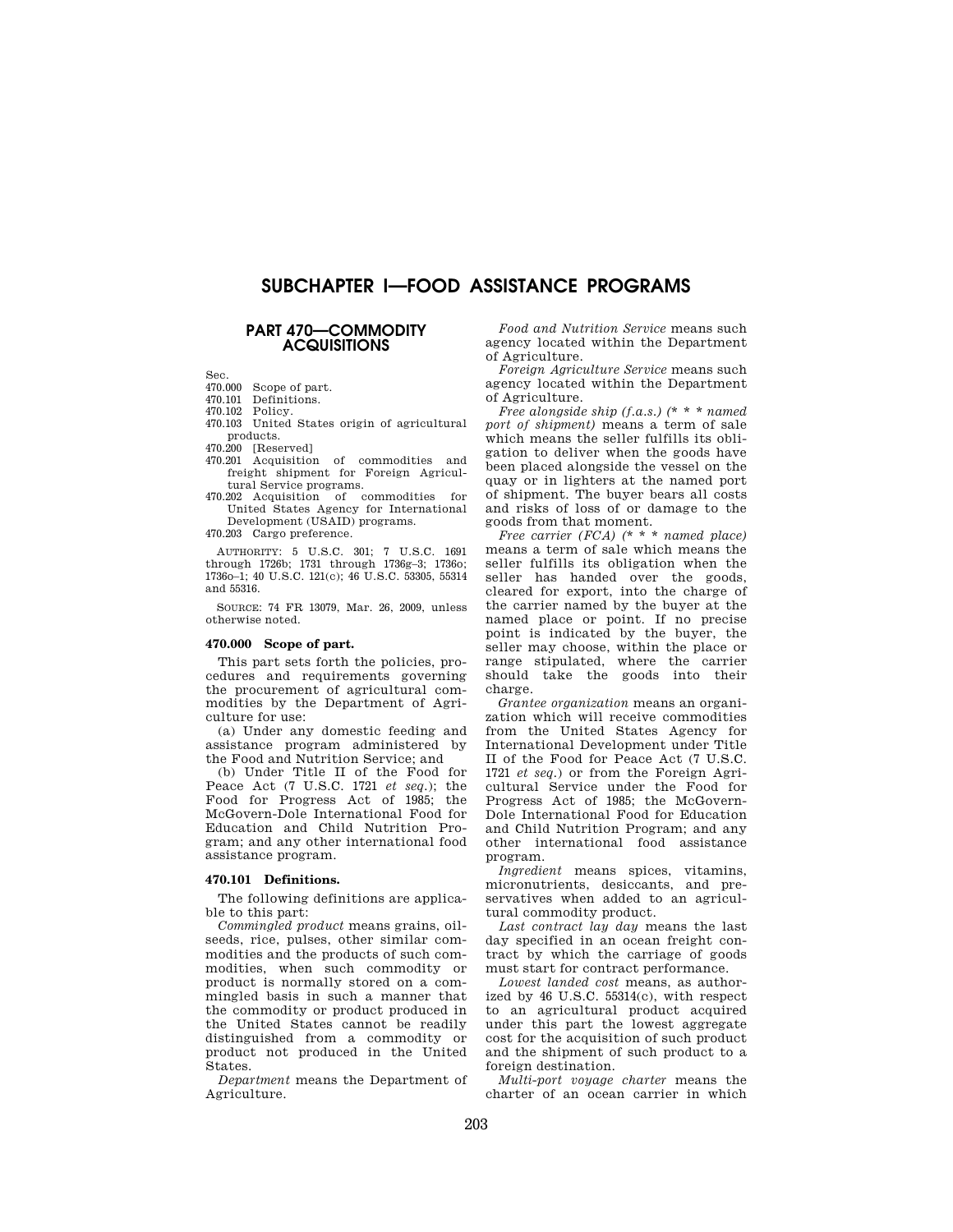# SUBCHAPTER I—FOOD ASSISTANCE PROGRAMS

## PART 470—COMMODITY ACQUISITIONS

Sec.
470.000 Scope of part.
470.101 Definitions.
470.102 Policy.
470.103 United States origin of agricultural products.
470.200 [Reserved]
470.201 Acquisition of commodities and freight shipment for Foreign Agricultural Service programs.
470.202 Acquisition of commodities for United States Agency for International Development (USAID) programs.
470.203 Cargo preference.

AUTHORITY: 5 U.S.C. 301; 7 U.S.C. 1691 through 1726b; 1731 through 1736g–3; 1736o; 1736o–1; 40 U.S.C. 121(c); 46 U.S.C. 53305, 55314 and 55316.

SOURCE: 74 FR 13079, Mar. 26, 2009, unless otherwise noted.

### 470.000 Scope of part.

This part sets forth the policies, procedures and requirements governing the procurement of agricultural commodities by the Department of Agriculture for use:

(a) Under any domestic feeding and assistance program administered by the Food and Nutrition Service; and

(b) Under Title II of the Food for Peace Act (7 U.S.C. 1721 *et seq.*); the Food for Progress Act of 1985; the McGovern-Dole International Food for Education and Child Nutrition Program; and any other international food assistance program.

### 470.101 Definitions.

The following definitions are applicable to this part:

*Commingled product* means grains, oilseeds, rice, pulses, other similar commodities and the products of such commodities, when such commodity or product is normally stored on a commingled basis in such a manner that the commodity or product produced in the United States cannot be readily distinguished from a commodity or product not produced in the United States.

*Department* means the Department of Agriculture.

*Food and Nutrition Service* means such agency located within the Department of Agriculture.

*Foreign Agriculture Service* means such agency located within the Department of Agriculture.

*Free alongside ship (f.a.s.) (* * * named port of shipment)* means a term of sale which means the seller fulfills its obligation to deliver when the goods have been placed alongside the vessel on the quay or in lighters at the named port of shipment. The buyer bears all costs and risks of loss of or damage to the goods from that moment.

*Free carrier (FCA) (* * * named place)* means a term of sale which means the seller fulfills its obligation when the seller has handed over the goods, cleared for export, into the charge of the carrier named by the buyer at the named place or point. If no precise point is indicated by the buyer, the seller may choose, within the place or range stipulated, where the carrier should take the goods into their charge.

*Grantee organization* means an organization which will receive commodities from the United States Agency for International Development under Title II of the Food for Peace Act (7 U.S.C. 1721 *et seq.*) or from the Foreign Agricultural Service under the Food for Progress Act of 1985; the McGovern-Dole International Food for Education and Child Nutrition Program; and any other international food assistance program.

*Ingredient* means spices, vitamins, micronutrients, desiccants, and preservatives when added to an agricultural commodity product.

*Last contract lay day* means the last day specified in an ocean freight contract by which the carriage of goods must start for contract performance.

*Lowest landed cost* means, as authorized by 46 U.S.C. 55314(c), with respect to an agricultural product acquired under this part the lowest aggregate cost for the acquisition of such product and the shipment of such product to a foreign destination.

*Multi-port voyage charter* means the charter of an ocean carrier in which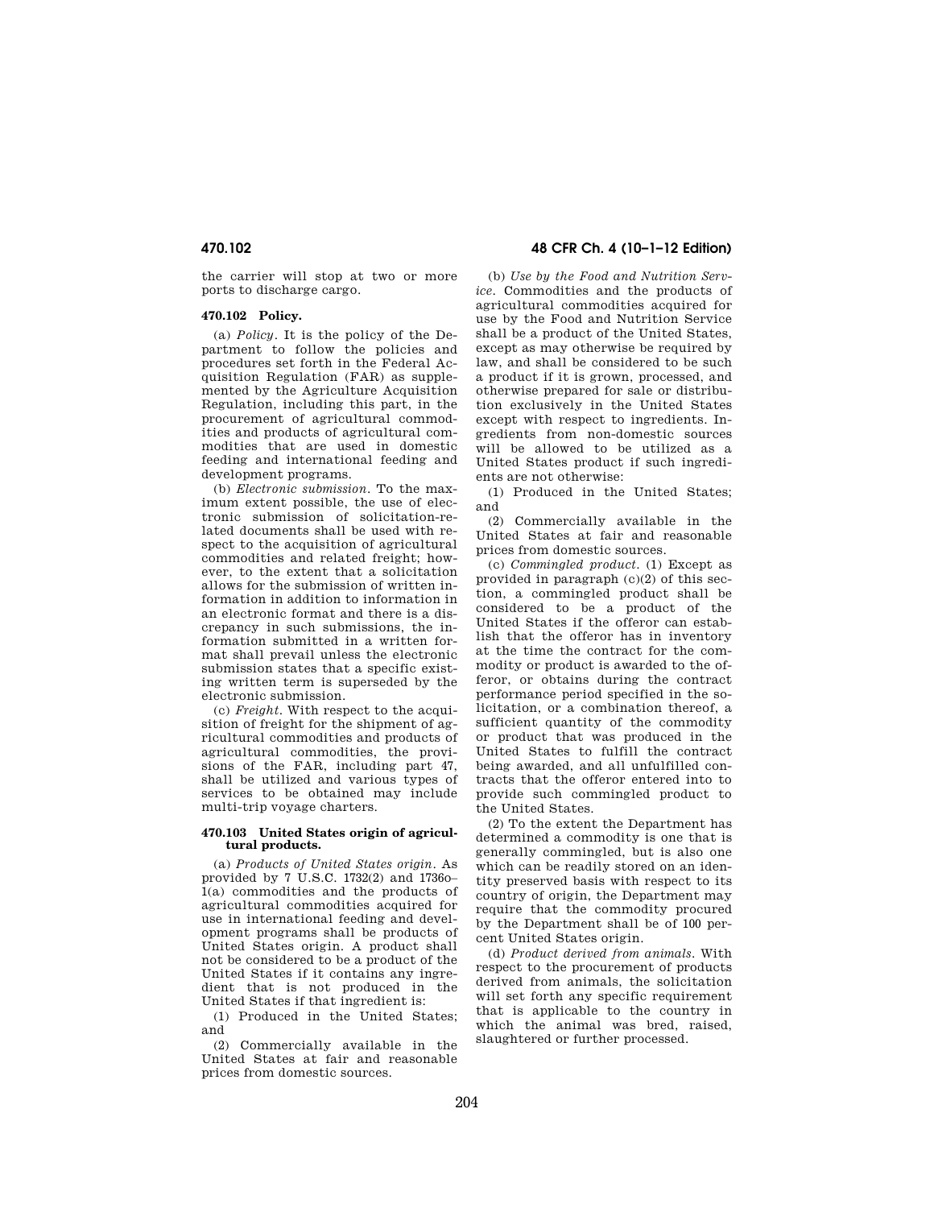the carrier will stop at two or more ports to discharge cargo.

### 470.102 Policy.

(a) *Policy*. It is the policy of the Department to follow the policies and procedures set forth in the Federal Acquisition Regulation (FAR) as supplemented by the Agriculture Acquisition Regulation, including this part, in the procurement of agricultural commodities and products of agricultural commodities that are used in domestic feeding and international feeding and development programs.

(b) *Electronic submission*. To the maximum extent possible, the use of electronic submission of solicitation-related documents shall be used with respect to the acquisition of agricultural commodities and related freight; however, to the extent that a solicitation allows for the submission of written information in addition to information in an electronic format and there is a discrepancy in such submissions, the information submitted in a written format shall prevail unless the electronic submission states that a specific existing written term is superseded by the electronic submission.

(c) *Freight*. With respect to the acquisition of freight for the shipment of agricultural commodities and products of agricultural commodities, the provisions of the FAR, including part 47, shall be utilized and various types of services to be obtained may include multi-trip voyage charters.

### 470.103 United States origin of agricultural products.

(a) *Products of United States origin*. As provided by 7 U.S.C. 1732(2) and 1736o–1(a) commodities and the products of agricultural commodities acquired for use in international feeding and development programs shall be products of United States origin. A product shall not be considered to be a product of the United States if it contains any ingredient that is not produced in the United States if that ingredient is:

(1) Produced in the United States; and

(2) Commercially available in the United States at fair and reasonable prices from domestic sources.

(b) *Use by the Food and Nutrition Service*. Commodities and the products of agricultural commodities acquired for use by the Food and Nutrition Service shall be a product of the United States, except as may otherwise be required by law, and shall be considered to be such a product if it is grown, processed, and otherwise prepared for sale or distribution exclusively in the United States except with respect to ingredients. Ingredients from non-domestic sources will be allowed to be utilized as a United States product if such ingredients are not otherwise:

(1) Produced in the United States; and

(2) Commercially available in the United States at fair and reasonable prices from domestic sources.

(c) *Commingled product*. (1) Except as provided in paragraph (c)(2) of this section, a commingled product shall be considered to be a product of the United States if the offeror can establish that the offeror has in inventory at the time the contract for the commodity or product is awarded to the offeror, or obtains during the contract performance period specified in the solicitation, or a combination thereof, a sufficient quantity of the commodity or product that was produced in the United States to fulfill the contract being awarded, and all unfulfilled contracts that the offeror entered into to provide such commingled product to the United States.

(2) To the extent the Department has determined a commodity is one that is generally commingled, but is also one which can be readily stored on an identity preserved basis with respect to its country of origin, the Department may require that the commodity procured by the Department shall be of 100 percent United States origin.

(d) *Product derived from animals*. With respect to the procurement of products derived from animals, the solicitation will set forth any specific requirement that is applicable to the country in which the animal was bred, raised, slaughtered or further processed.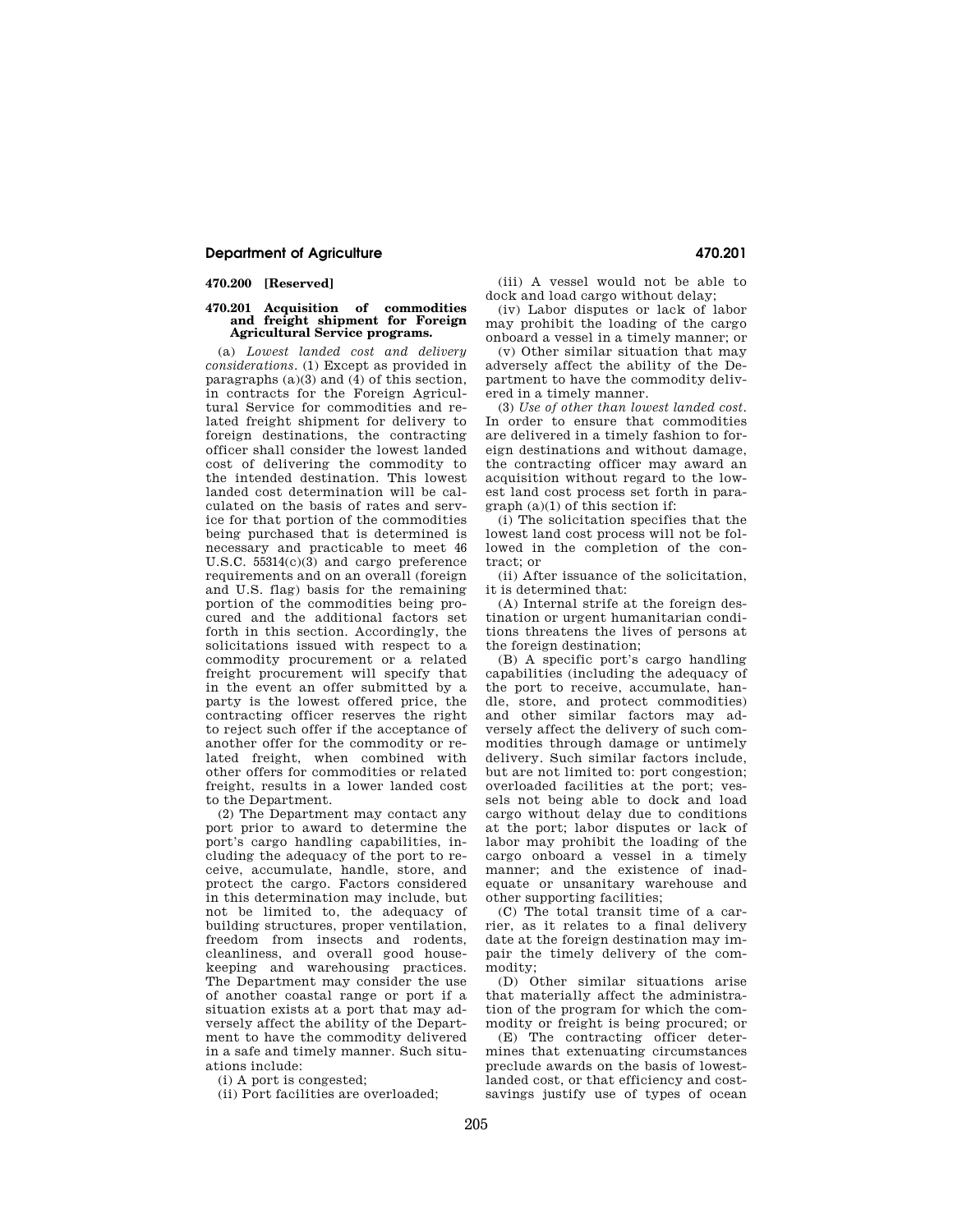## 470.200 [Reserved]

## 470.201 Acquisition of commodities and freight shipment for Foreign Agricultural Service programs.

(a) *Lowest landed cost and delivery considerations.* (1) Except as provided in paragraphs (a)(3) and (4) of this section, in contracts for the Foreign Agricultural Service for commodities and related freight shipment for delivery to foreign destinations, the contracting officer shall consider the lowest landed cost of delivering the commodity to the intended destination. This lowest landed cost determination will be calculated on the basis of rates and service for that portion of the commodities being purchased that is determined is necessary and practicable to meet 46 U.S.C. 55314(c)(3) and cargo preference requirements and on an overall (foreign and U.S. flag) basis for the remaining portion of the commodities being procured and the additional factors set forth in this section. Accordingly, the solicitations issued with respect to a commodity procurement or a related freight procurement will specify that in the event an offer submitted by a party is the lowest offered price, the contracting officer reserves the right to reject such offer if the acceptance of another offer for the commodity or related freight, when combined with other offers for commodities or related freight, results in a lower landed cost to the Department.

(2) The Department may contact any port prior to award to determine the port's cargo handling capabilities, including the adequacy of the port to receive, accumulate, handle, store, and protect the cargo. Factors considered in this determination may include, but not be limited to, the adequacy of building structures, proper ventilation, freedom from insects and rodents, cleanliness, and overall good housekeeping and warehousing practices. The Department may consider the use of another coastal range or port if a situation exists at a port that may adversely affect the ability of the Department to have the commodity delivered in a safe and timely manner. Such situations include:

(i) A port is congested;

(ii) Port facilities are overloaded;

(iii) A vessel would not be able to dock and load cargo without delay;

(iv) Labor disputes or lack of labor may prohibit the loading of the cargo onboard a vessel in a timely manner; or

(v) Other similar situation that may adversely affect the ability of the Department to have the commodity delivered in a timely manner.

(3) *Use of other than lowest landed cost.* In order to ensure that commodities are delivered in a timely fashion to foreign destinations and without damage, the contracting officer may award an acquisition without regard to the lowest land cost process set forth in paragraph (a)(1) of this section if:

(i) The solicitation specifies that the lowest land cost process will not be followed in the completion of the contract; or

(ii) After issuance of the solicitation, it is determined that:

(A) Internal strife at the foreign destination or urgent humanitarian conditions threatens the lives of persons at the foreign destination;

(B) A specific port's cargo handling capabilities (including the adequacy of the port to receive, accumulate, handle, store, and protect commodities) and other similar factors may adversely affect the delivery of such commodities through damage or untimely delivery. Such similar factors include, but are not limited to: port congestion; overloaded facilities at the port; vessels not being able to dock and load cargo without delay due to conditions at the port; labor disputes or lack of labor may prohibit the loading of the cargo onboard a vessel in a timely manner; and the existence of inadequate or unsanitary warehouse and other supporting facilities;

(C) The total transit time of a carrier, as it relates to a final delivery date at the foreign destination may impair the timely delivery of the commodity;

(D) Other similar situations arise that materially affect the administration of the program for which the commodity or freight is being procured; or

(E) The contracting officer determines that extenuating circumstances preclude awards on the basis of lowest-landed cost, or that efficiency and cost-savings justify use of types of ocean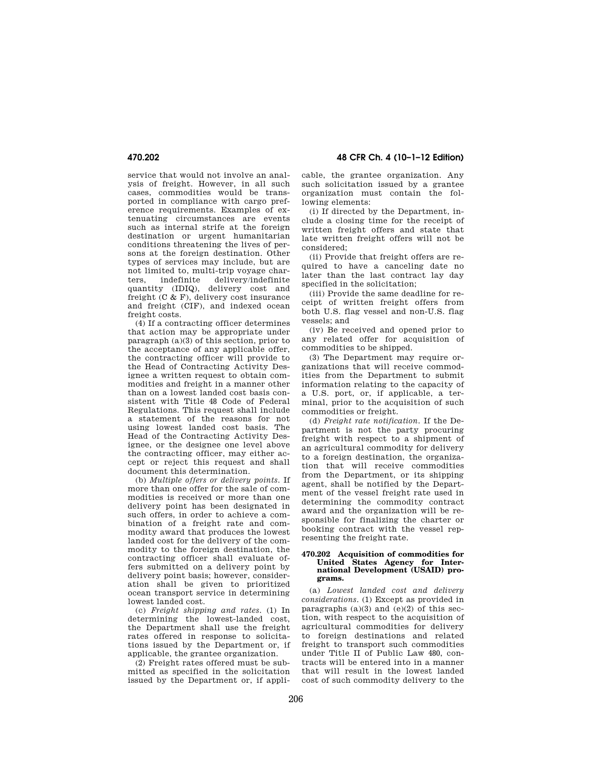service that would not involve an analysis of freight. However, in all such cases, commodities would be transported in compliance with cargo preference requirements. Examples of extenuating circumstances are events such as internal strife at the foreign destination or urgent humanitarian conditions threatening the lives of persons at the foreign destination. Other types of services may include, but are not limited to, multi-trip voyage charters, indefinite delivery/indefinite quantity (IDIQ), delivery cost and freight (C & F), delivery cost insurance and freight (CIF), and indexed ocean freight costs.

(4) If a contracting officer determines that action may be appropriate under paragraph (a)(3) of this section, prior to the acceptance of any applicable offer, the contracting officer will provide to the Head of Contracting Activity Designee a written request to obtain commodities and freight in a manner other than on a lowest landed cost basis consistent with Title 48 Code of Federal Regulations. This request shall include a statement of the reasons for not using lowest landed cost basis. The Head of the Contracting Activity Designee, or the designee one level above the contracting officer, may either accept or reject this request and shall document this determination.

(b) *Multiple offers or delivery points.* If more than one offer for the sale of commodities is received or more than one delivery point has been designated in such offers, in order to achieve a combination of a freight rate and commodity award that produces the lowest landed cost for the delivery of the commodity to the foreign destination, the contracting officer shall evaluate offers submitted on a delivery point by delivery point basis; however, consideration shall be given to prioritized ocean transport service in determining lowest landed cost.

(c) *Freight shipping and rates.* (1) In determining the lowest-landed cost, the Department shall use the freight rates offered in response to solicitations issued by the Department or, if applicable, the grantee organization.

(2) Freight rates offered must be submitted as specified in the solicitation issued by the Department or, if applicable, the grantee organization. Any such solicitation issued by a grantee organization must contain the following elements:

(i) If directed by the Department, include a closing time for the receipt of written freight offers and state that late written freight offers will not be considered;

(ii) Provide that freight offers are required to have a canceling date no later than the last contract lay day specified in the solicitation;

(iii) Provide the same deadline for receipt of written freight offers from both U.S. flag vessel and non-U.S. flag vessels; and

(iv) Be received and opened prior to any related offer for acquisition of commodities to be shipped.

(3) The Department may require organizations that will receive commodities from the Department to submit information relating to the capacity of a U.S. port, or, if applicable, a terminal, prior to the acquisition of such commodities or freight.

(d) *Freight rate notification.* If the Department is not the party procuring freight with respect to a shipment of an agricultural commodity for delivery to a foreign destination, the organization that will receive commodities from the Department, or its shipping agent, shall be notified by the Department of the vessel freight rate used in determining the commodity contract award and the organization will be responsible for finalizing the charter or booking contract with the vessel representing the freight rate.

### 470.202 Acquisition of commodities for United States Agency for International Development (USAID) programs.

(a) *Lowest landed cost and delivery considerations.* (1) Except as provided in paragraphs (a)(3) and (e)(2) of this section, with respect to the acquisition of agricultural commodities for delivery to foreign destinations and related freight to transport such commodities under Title II of Public Law 480, contracts will be entered into in a manner that will result in the lowest landed cost of such commodity delivery to the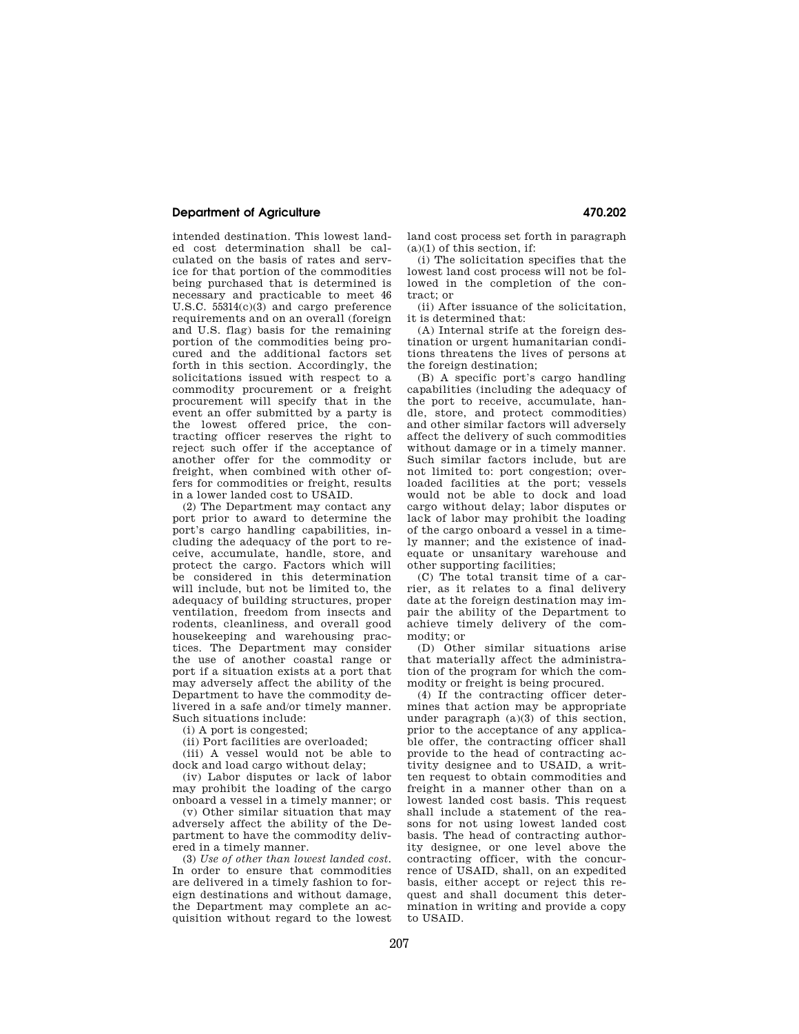intended destination. This lowest landed cost determination shall be calculated on the basis of rates and service for that portion of the commodities being purchased that is determined is necessary and practicable to meet 46 U.S.C. 55314(c)(3) and cargo preference requirements and on an overall (foreign and U.S. flag) basis for the remaining portion of the commodities being procured and the additional factors set forth in this section. Accordingly, the solicitations issued with respect to a commodity procurement or a freight procurement will specify that in the event an offer submitted by a party is the lowest offered price, the contracting officer reserves the right to reject such offer if the acceptance of another offer for the commodity or freight, when combined with other offers for commodities or freight, results in a lower landed cost to USAID.

(2) The Department may contact any port prior to award to determine the port's cargo handling capabilities, including the adequacy of the port to receive, accumulate, handle, store, and protect the cargo. Factors which will be considered in this determination will include, but not be limited to, the adequacy of building structures, proper ventilation, freedom from insects and rodents, cleanliness, and overall good housekeeping and warehousing practices. The Department may consider the use of another coastal range or port if a situation exists at a port that may adversely affect the ability of the Department to have the commodity delivered in a safe and/or timely manner. Such situations include:

(i) A port is congested;

(ii) Port facilities are overloaded;

(iii) A vessel would not be able to dock and load cargo without delay;

(iv) Labor disputes or lack of labor may prohibit the loading of the cargo onboard a vessel in a timely manner; or

(v) Other similar situation that may adversely affect the ability of the Department to have the commodity delivered in a timely manner.

(3) *Use of other than lowest landed cost.* In order to ensure that commodities are delivered in a timely fashion to foreign destinations and without damage, the Department may complete an acquisition without regard to the lowest land cost process set forth in paragraph (a)(1) of this section, if:

(i) The solicitation specifies that the lowest land cost process will not be followed in the completion of the contract; or

(ii) After issuance of the solicitation, it is determined that:

(A) Internal strife at the foreign destination or urgent humanitarian conditions threatens the lives of persons at the foreign destination;

(B) A specific port's cargo handling capabilities (including the adequacy of the port to receive, accumulate, handle, store, and protect commodities) and other similar factors will adversely affect the delivery of such commodities without damage or in a timely manner. Such similar factors include, but are not limited to: port congestion; overloaded facilities at the port; vessels would not be able to dock and load cargo without delay; labor disputes or lack of labor may prohibit the loading of the cargo onboard a vessel in a timely manner; and the existence of inadequate or unsanitary warehouse and other supporting facilities;

(C) The total transit time of a carrier, as it relates to a final delivery date at the foreign destination may impair the ability of the Department to achieve timely delivery of the commodity; or

(D) Other similar situations arise that materially affect the administration of the program for which the commodity or freight is being procured.

(4) If the contracting officer determines that action may be appropriate under paragraph (a)(3) of this section, prior to the acceptance of any applicable offer, the contracting officer shall provide to the head of contracting activity designee and to USAID, a written request to obtain commodities and freight in a manner other than on a lowest landed cost basis. This request shall include a statement of the reasons for not using lowest landed cost basis. The head of contracting authority designee, or one level above the contracting officer, with the concurrence of USAID, shall, on an expedited basis, either accept or reject this request and shall document this determination in writing and provide a copy to USAID.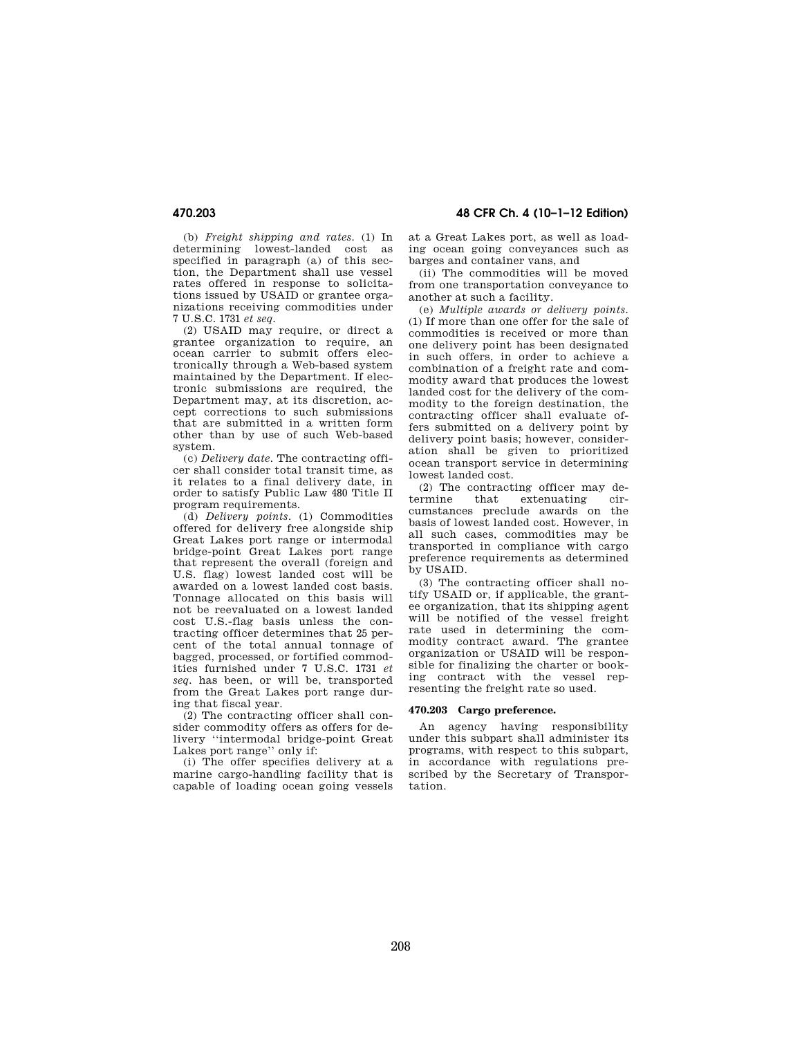(b) *Freight shipping and rates.* (1) In determining lowest-landed cost as specified in paragraph (a) of this section, the Department shall use vessel rates offered in response to solicitations issued by USAID or grantee organizations receiving commodities under 7 U.S.C. 1731 *et seq.*

(2) USAID may require, or direct a grantee organization to require, an ocean carrier to submit offers electronically through a Web-based system maintained by the Department. If electronic submissions are required, the Department may, at its discretion, accept corrections to such submissions that are submitted in a written form other than by use of such Web-based system.

(c) *Delivery date.* The contracting officer shall consider total transit time, as it relates to a final delivery date, in order to satisfy Public Law 480 Title II program requirements.

(d) *Delivery points.* (1) Commodities offered for delivery free alongside ship Great Lakes port range or intermodal bridge-point Great Lakes port range that represent the overall (foreign and U.S. flag) lowest landed cost will be awarded on a lowest landed cost basis. Tonnage allocated on this basis will not be reevaluated on a lowest landed cost U.S.-flag basis unless the contracting officer determines that 25 percent of the total annual tonnage of bagged, processed, or fortified commodities furnished under 7 U.S.C. 1731 *et seq.* has been, or will be, transported from the Great Lakes port range during that fiscal year.

(2) The contracting officer shall consider commodity offers as offers for delivery "intermodal bridge-point Great Lakes port range" only if:

(i) The offer specifies delivery at a marine cargo-handling facility that is capable of loading ocean going vessels at a Great Lakes port, as well as loading ocean going conveyances such as barges and container vans, and

(ii) The commodities will be moved from one transportation conveyance to another at such a facility.

(e) *Multiple awards or delivery points.* (1) If more than one offer for the sale of commodities is received or more than one delivery point has been designated in such offers, in order to achieve a combination of a freight rate and commodity award that produces the lowest landed cost for the delivery of the commodity to the foreign destination, the contracting officer shall evaluate offers submitted on a delivery point by delivery point basis; however, consideration shall be given to prioritized ocean transport service in determining lowest landed cost.

(2) The contracting officer may determine that extenuating circumstances preclude awards on the basis of lowest landed cost. However, in all such cases, commodities may be transported in compliance with cargo preference requirements as determined by USAID.

(3) The contracting officer shall notify USAID or, if applicable, the grantee organization, that its shipping agent will be notified of the vessel freight rate used in determining the commodity contract award. The grantee organization or USAID will be responsible for finalizing the charter or booking contract with the vessel representing the freight rate so used.

**470.203 Cargo preference.**

An agency having responsibility under this subpart shall administer its programs, with respect to this subpart, in accordance with regulations prescribed by the Secretary of Transportation.